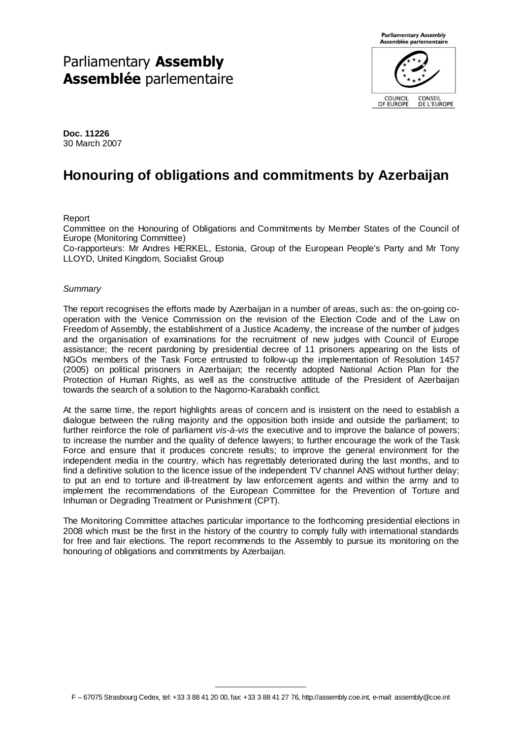Parliamentary **Assembly**
**Assemblée** parlementaire

**Doc. 11226**
30 March 2007

# Honouring of obligations and commitments by Azerbaijan

Report
Committee on the Honouring of Obligations and Commitments by Member States of the Council of Europe (Monitoring Committee)
Co-rapporteurs: Mr Andres HERKEL, Estonia, Group of the European People's Party and Mr Tony LLOYD, United Kingdom, Socialist Group

*Summary*

The report recognises the efforts made by Azerbaijan in a number of areas, such as: the on-going co-operation with the Venice Commission on the revision of the Election Code and of the Law on Freedom of Assembly, the establishment of a Justice Academy, the increase of the number of judges and the organisation of examinations for the recruitment of new judges with Council of Europe assistance; the recent pardoning by presidential decree of 11 prisoners appearing on the lists of NGOs members of the Task Force entrusted to follow-up the implementation of Resolution 1457 (2005) on political prisoners in Azerbaijan; the recently adopted National Action Plan for the Protection of Human Rights, as well as the constructive attitude of the President of Azerbaijan towards the search of a solution to the Nagorno-Karabakh conflict.

At the same time, the report highlights areas of concern and is insistent on the need to establish a dialogue between the ruling majority and the opposition both inside and outside the parliament; to further reinforce the role of parliament *vis-à-vis* the executive and to improve the balance of powers; to increase the number and the quality of defence lawyers; to further encourage the work of the Task Force and ensure that it produces concrete results; to improve the general environment for the independent media in the country, which has regrettably deteriorated during the last months, and to find a definitive solution to the licence issue of the independent TV channel ANS without further delay; to put an end to torture and ill-treatment by law enforcement agents and within the army and to implement the recommendations of the European Committee for the Prevention of Torture and Inhuman or Degrading Treatment or Punishment (CPT).

The Monitoring Committee attaches particular importance to the forthcoming presidential elections in 2008 which must be the first in the history of the country to comply fully with international standards for free and fair elections. The report recommends to the Assembly to pursue its monitoring on the honouring of obligations and commitments by Azerbaijan.

F – 67075 Strasbourg Cedex, tel: +33 3 88 41 20 00, fax: +33 3 88 41 27 76, http://assembly.coe.int, e-mail: assembly@coe.int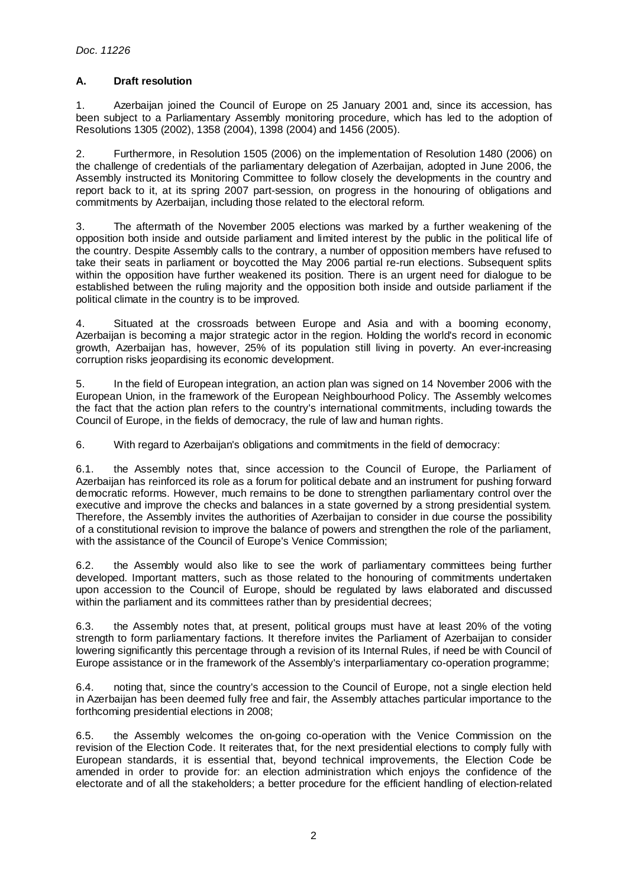*Doc. 11226*

## A. Draft resolution

1. Azerbaijan joined the Council of Europe on 25 January 2001 and, since its accession, has been subject to a Parliamentary Assembly monitoring procedure, which has led to the adoption of Resolutions 1305 (2002), 1358 (2004), 1398 (2004) and 1456 (2005).

2. Furthermore, in Resolution 1505 (2006) on the implementation of Resolution 1480 (2006) on the challenge of credentials of the parliamentary delegation of Azerbaijan, adopted in June 2006, the Assembly instructed its Monitoring Committee to follow closely the developments in the country and report back to it, at its spring 2007 part-session, on progress in the honouring of obligations and commitments by Azerbaijan, including those related to the electoral reform.

3. The aftermath of the November 2005 elections was marked by a further weakening of the opposition both inside and outside parliament and limited interest by the public in the political life of the country. Despite Assembly calls to the contrary, a number of opposition members have refused to take their seats in parliament or boycotted the May 2006 partial re-run elections. Subsequent splits within the opposition have further weakened its position. There is an urgent need for dialogue to be established between the ruling majority and the opposition both inside and outside parliament if the political climate in the country is to be improved.

4. Situated at the crossroads between Europe and Asia and with a booming economy, Azerbaijan is becoming a major strategic actor in the region. Holding the world's record in economic growth, Azerbaijan has, however, 25% of its population still living in poverty. An ever-increasing corruption risks jeopardising its economic development.

5. In the field of European integration, an action plan was signed on 14 November 2006 with the European Union, in the framework of the European Neighbourhood Policy. The Assembly welcomes the fact that the action plan refers to the country's international commitments, including towards the Council of Europe, in the fields of democracy, the rule of law and human rights.

6. With regard to Azerbaijan's obligations and commitments in the field of democracy:

6.1. the Assembly notes that, since accession to the Council of Europe, the Parliament of Azerbaijan has reinforced its role as a forum for political debate and an instrument for pushing forward democratic reforms. However, much remains to be done to strengthen parliamentary control over the executive and improve the checks and balances in a state governed by a strong presidential system. Therefore, the Assembly invites the authorities of Azerbaijan to consider in due course the possibility of a constitutional revision to improve the balance of powers and strengthen the role of the parliament, with the assistance of the Council of Europe's Venice Commission;

6.2. the Assembly would also like to see the work of parliamentary committees being further developed. Important matters, such as those related to the honouring of commitments undertaken upon accession to the Council of Europe, should be regulated by laws elaborated and discussed within the parliament and its committees rather than by presidential decrees;

6.3. the Assembly notes that, at present, political groups must have at least 20% of the voting strength to form parliamentary factions. It therefore invites the Parliament of Azerbaijan to consider lowering significantly this percentage through a revision of its Internal Rules, if need be with Council of Europe assistance or in the framework of the Assembly's interparliamentary co-operation programme;

6.4. noting that, since the country's accession to the Council of Europe, not a single election held in Azerbaijan has been deemed fully free and fair, the Assembly attaches particular importance to the forthcoming presidential elections in 2008;

6.5. the Assembly welcomes the on-going co-operation with the Venice Commission on the revision of the Election Code. It reiterates that, for the next presidential elections to comply fully with European standards, it is essential that, beyond technical improvements, the Election Code be amended in order to provide for: an election administration which enjoys the confidence of the electorate and of all the stakeholders; a better procedure for the efficient handling of election-related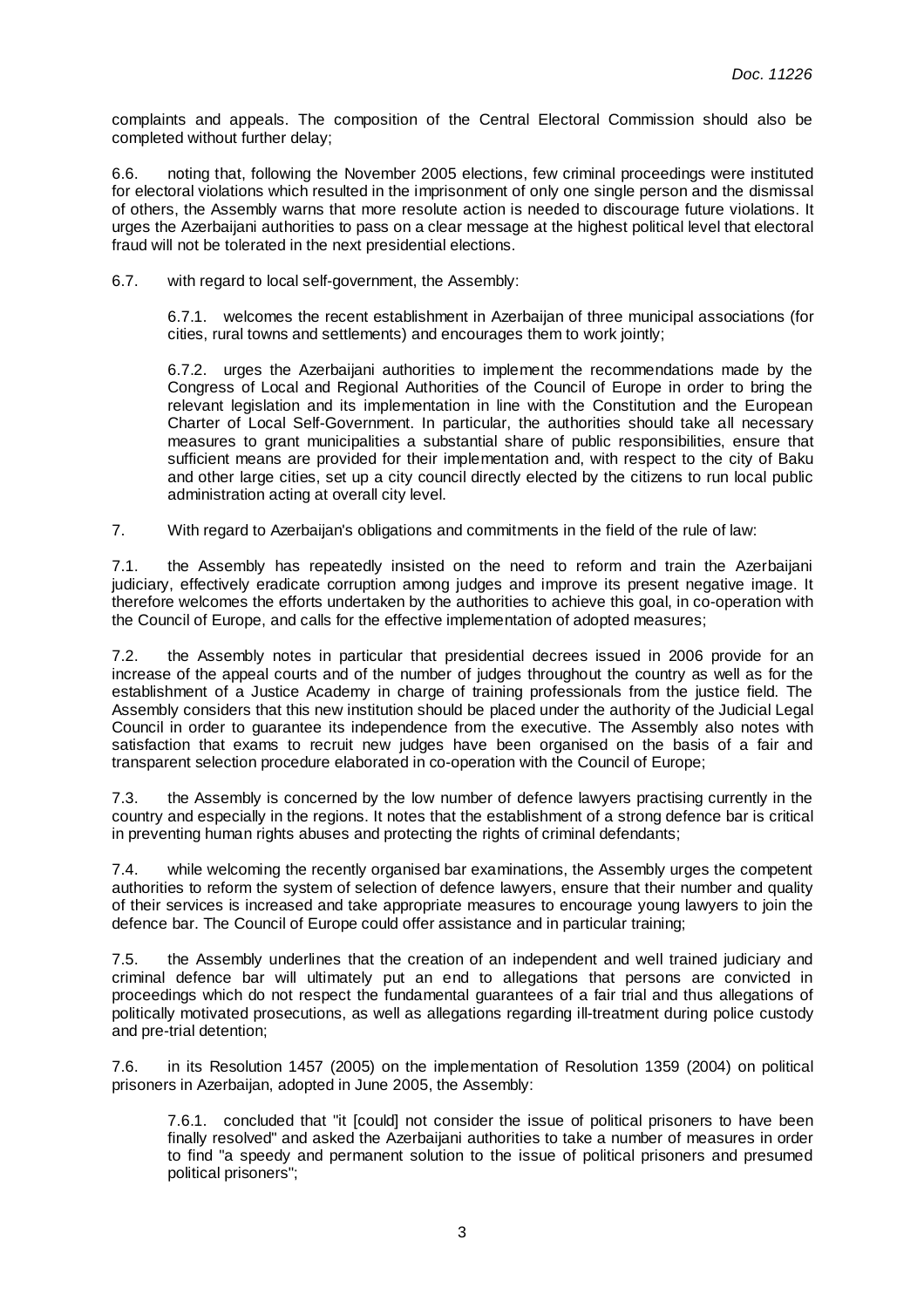complaints and appeals. The composition of the Central Electoral Commission should also be completed without further delay;

6.6. noting that, following the November 2005 elections, few criminal proceedings were instituted for electoral violations which resulted in the imprisonment of only one single person and the dismissal of others, the Assembly warns that more resolute action is needed to discourage future violations. It urges the Azerbaijani authorities to pass on a clear message at the highest political level that electoral fraud will not be tolerated in the next presidential elections.

6.7. with regard to local self-government, the Assembly:

6.7.1. welcomes the recent establishment in Azerbaijan of three municipal associations (for cities, rural towns and settlements) and encourages them to work jointly;

6.7.2. urges the Azerbaijani authorities to implement the recommendations made by the Congress of Local and Regional Authorities of the Council of Europe in order to bring the relevant legislation and its implementation in line with the Constitution and the European Charter of Local Self-Government. In particular, the authorities should take all necessary measures to grant municipalities a substantial share of public responsibilities, ensure that sufficient means are provided for their implementation and, with respect to the city of Baku and other large cities, set up a city council directly elected by the citizens to run local public administration acting at overall city level.

7. With regard to Azerbaijan's obligations and commitments in the field of the rule of law:

7.1. the Assembly has repeatedly insisted on the need to reform and train the Azerbaijani judiciary, effectively eradicate corruption among judges and improve its present negative image. It therefore welcomes the efforts undertaken by the authorities to achieve this goal, in co-operation with the Council of Europe, and calls for the effective implementation of adopted measures;

7.2. the Assembly notes in particular that presidential decrees issued in 2006 provide for an increase of the appeal courts and of the number of judges throughout the country as well as for the establishment of a Justice Academy in charge of training professionals from the justice field. The Assembly considers that this new institution should be placed under the authority of the Judicial Legal Council in order to guarantee its independence from the executive. The Assembly also notes with satisfaction that exams to recruit new judges have been organised on the basis of a fair and transparent selection procedure elaborated in co-operation with the Council of Europe;

7.3. the Assembly is concerned by the low number of defence lawyers practising currently in the country and especially in the regions. It notes that the establishment of a strong defence bar is critical in preventing human rights abuses and protecting the rights of criminal defendants;

7.4. while welcoming the recently organised bar examinations, the Assembly urges the competent authorities to reform the system of selection of defence lawyers, ensure that their number and quality of their services is increased and take appropriate measures to encourage young lawyers to join the defence bar. The Council of Europe could offer assistance and in particular training;

7.5. the Assembly underlines that the creation of an independent and well trained judiciary and criminal defence bar will ultimately put an end to allegations that persons are convicted in proceedings which do not respect the fundamental guarantees of a fair trial and thus allegations of politically motivated prosecutions, as well as allegations regarding ill-treatment during police custody and pre-trial detention;

7.6. in its Resolution 1457 (2005) on the implementation of Resolution 1359 (2004) on political prisoners in Azerbaijan, adopted in June 2005, the Assembly:

7.6.1. concluded that "it [could] not consider the issue of political prisoners to have been finally resolved" and asked the Azerbaijani authorities to take a number of measures in order to find "a speedy and permanent solution to the issue of political prisoners and presumed political prisoners";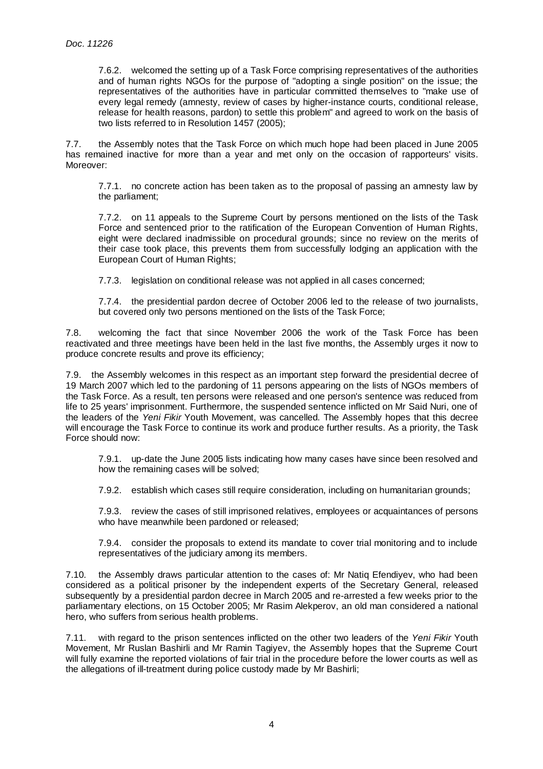7.6.2. welcomed the setting up of a Task Force comprising representatives of the authorities and of human rights NGOs for the purpose of "adopting a single position" on the issue; the representatives of the authorities have in particular committed themselves to "make use of every legal remedy (amnesty, review of cases by higher-instance courts, conditional release, release for health reasons, pardon) to settle this problem" and agreed to work on the basis of two lists referred to in Resolution 1457 (2005);

7.7. the Assembly notes that the Task Force on which much hope had been placed in June 2005 has remained inactive for more than a year and met only on the occasion of rapporteurs' visits. Moreover:

7.7.1. no concrete action has been taken as to the proposal of passing an amnesty law by the parliament;

7.7.2. on 11 appeals to the Supreme Court by persons mentioned on the lists of the Task Force and sentenced prior to the ratification of the European Convention of Human Rights, eight were declared inadmissible on procedural grounds; since no review on the merits of their case took place, this prevents them from successfully lodging an application with the European Court of Human Rights;

7.7.3. legislation on conditional release was not applied in all cases concerned;

7.7.4. the presidential pardon decree of October 2006 led to the release of two journalists, but covered only two persons mentioned on the lists of the Task Force;

7.8. welcoming the fact that since November 2006 the work of the Task Force has been reactivated and three meetings have been held in the last five months, the Assembly urges it now to produce concrete results and prove its efficiency;

7.9. the Assembly welcomes in this respect as an important step forward the presidential decree of 19 March 2007 which led to the pardoning of 11 persons appearing on the lists of NGOs members of the Task Force. As a result, ten persons were released and one person's sentence was reduced from life to 25 years' imprisonment. Furthermore, the suspended sentence inflicted on Mr Said Nuri, one of the leaders of the *Yeni Fikir* Youth Movement, was cancelled. The Assembly hopes that this decree will encourage the Task Force to continue its work and produce further results. As a priority, the Task Force should now:

7.9.1. up-date the June 2005 lists indicating how many cases have since been resolved and how the remaining cases will be solved;

7.9.2. establish which cases still require consideration, including on humanitarian grounds;

7.9.3. review the cases of still imprisoned relatives, employees or acquaintances of persons who have meanwhile been pardoned or released;

7.9.4. consider the proposals to extend its mandate to cover trial monitoring and to include representatives of the judiciary among its members.

7.10. the Assembly draws particular attention to the cases of: Mr Natiq Efendiyev, who had been considered as a political prisoner by the independent experts of the Secretary General, released subsequently by a presidential pardon decree in March 2005 and re-arrested a few weeks prior to the parliamentary elections, on 15 October 2005; Mr Rasim Alekperov, an old man considered a national hero, who suffers from serious health problems.

7.11. with regard to the prison sentences inflicted on the other two leaders of the *Yeni Fikir* Youth Movement, Mr Ruslan Bashirli and Mr Ramin Tagiyev, the Assembly hopes that the Supreme Court will fully examine the reported violations of fair trial in the procedure before the lower courts as well as the allegations of ill-treatment during police custody made by Mr Bashirli;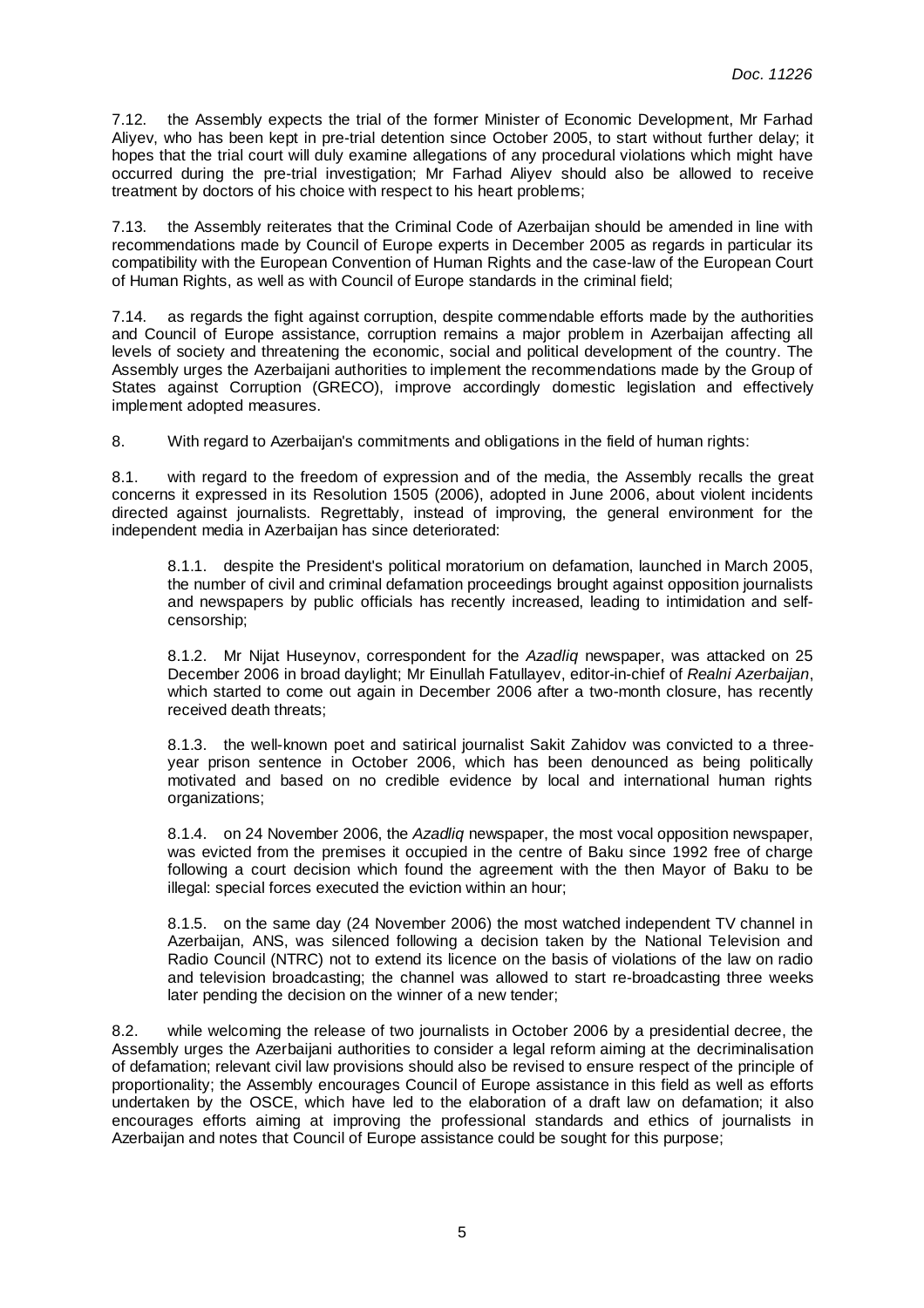7.12. the Assembly expects the trial of the former Minister of Economic Development, Mr Farhad Aliyev, who has been kept in pre-trial detention since October 2005, to start without further delay; it hopes that the trial court will duly examine allegations of any procedural violations which might have occurred during the pre-trial investigation; Mr Farhad Aliyev should also be allowed to receive treatment by doctors of his choice with respect to his heart problems;

7.13. the Assembly reiterates that the Criminal Code of Azerbaijan should be amended in line with recommendations made by Council of Europe experts in December 2005 as regards in particular its compatibility with the European Convention of Human Rights and the case-law of the European Court of Human Rights, as well as with Council of Europe standards in the criminal field;

7.14. as regards the fight against corruption, despite commendable efforts made by the authorities and Council of Europe assistance, corruption remains a major problem in Azerbaijan affecting all levels of society and threatening the economic, social and political development of the country. The Assembly urges the Azerbaijani authorities to implement the recommendations made by the Group of States against Corruption (GRECO), improve accordingly domestic legislation and effectively implement adopted measures.

8. With regard to Azerbaijan's commitments and obligations in the field of human rights:

8.1. with regard to the freedom of expression and of the media, the Assembly recalls the great concerns it expressed in its Resolution 1505 (2006), adopted in June 2006, about violent incidents directed against journalists. Regrettably, instead of improving, the general environment for the independent media in Azerbaijan has since deteriorated:

> 8.1.1. despite the President's political moratorium on defamation, launched in March 2005, the number of civil and criminal defamation proceedings brought against opposition journalists and newspapers by public officials has recently increased, leading to intimidation and self-censorship;
>
> 8.1.2. Mr Nijat Huseynov, correspondent for the *Azadliq* newspaper, was attacked on 25 December 2006 in broad daylight; Mr Einullah Fatullayev, editor-in-chief of *Realni Azerbaijan*, which started to come out again in December 2006 after a two-month closure, has recently received death threats;
>
> 8.1.3. the well-known poet and satirical journalist Sakit Zahidov was convicted to a three-year prison sentence in October 2006, which has been denounced as being politically motivated and based on no credible evidence by local and international human rights organizations;
>
> 8.1.4. on 24 November 2006, the *Azadliq* newspaper, the most vocal opposition newspaper, was evicted from the premises it occupied in the centre of Baku since 1992 free of charge following a court decision which found the agreement with the then Mayor of Baku to be illegal: special forces executed the eviction within an hour;
>
> 8.1.5. on the same day (24 November 2006) the most watched independent TV channel in Azerbaijan, ANS, was silenced following a decision taken by the National Television and Radio Council (NTRC) not to extend its licence on the basis of violations of the law on radio and television broadcasting; the channel was allowed to start re-broadcasting three weeks later pending the decision on the winner of a new tender;

8.2. while welcoming the release of two journalists in October 2006 by a presidential decree, the Assembly urges the Azerbaijani authorities to consider a legal reform aiming at the decriminalisation of defamation; relevant civil law provisions should also be revised to ensure respect of the principle of proportionality; the Assembly encourages Council of Europe assistance in this field as well as efforts undertaken by the OSCE, which have led to the elaboration of a draft law on defamation; it also encourages efforts aiming at improving the professional standards and ethics of journalists in Azerbaijan and notes that Council of Europe assistance could be sought for this purpose;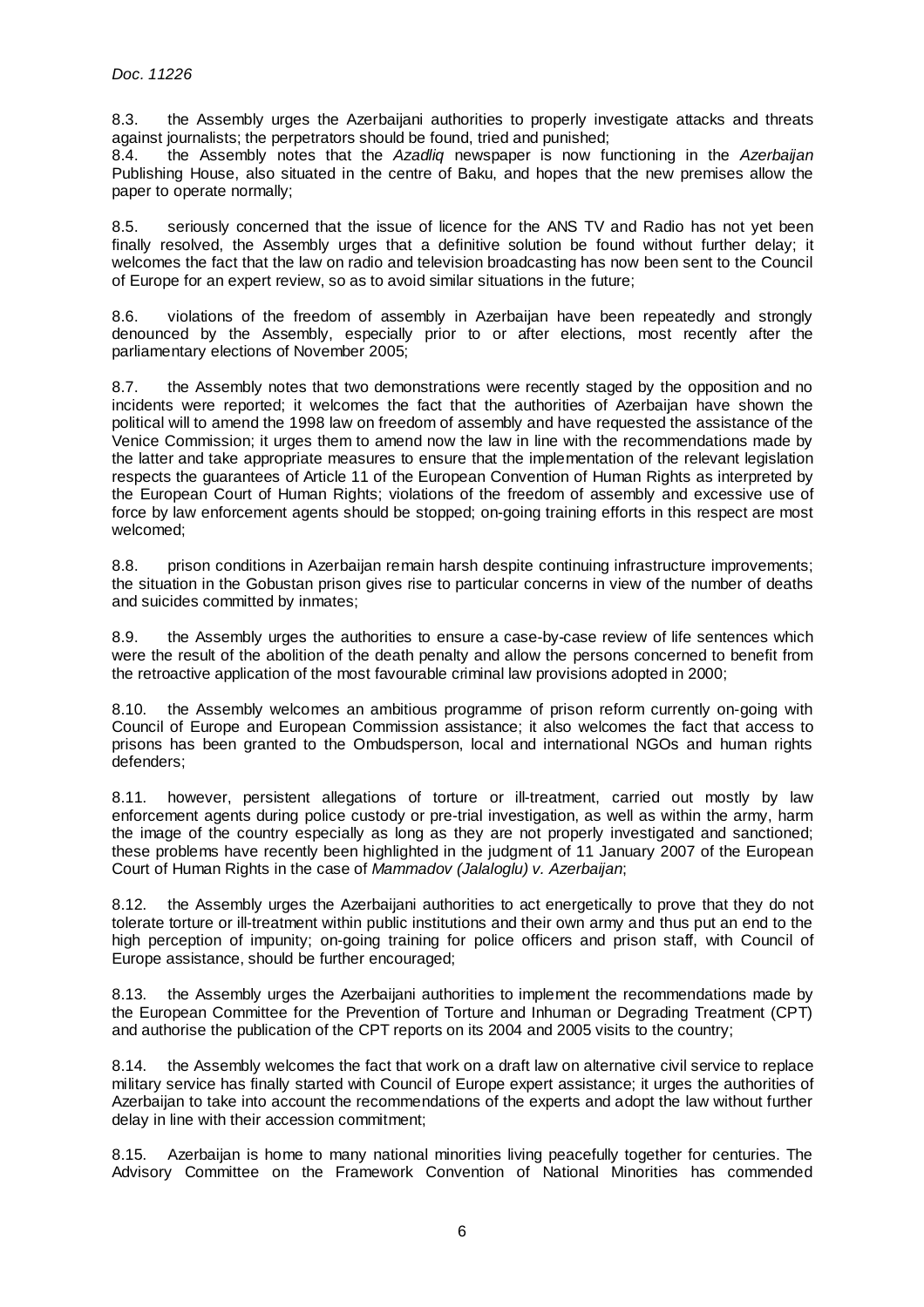8.3. the Assembly urges the Azerbaijani authorities to properly investigate attacks and threats against journalists; the perpetrators should be found, tried and punished;

8.4. the Assembly notes that the *Azadliq* newspaper is now functioning in the *Azerbaijan* Publishing House, also situated in the centre of Baku, and hopes that the new premises allow the paper to operate normally;

8.5. seriously concerned that the issue of licence for the ANS TV and Radio has not yet been finally resolved, the Assembly urges that a definitive solution be found without further delay; it welcomes the fact that the law on radio and television broadcasting has now been sent to the Council of Europe for an expert review, so as to avoid similar situations in the future;

8.6. violations of the freedom of assembly in Azerbaijan have been repeatedly and strongly denounced by the Assembly, especially prior to or after elections, most recently after the parliamentary elections of November 2005;

8.7. the Assembly notes that two demonstrations were recently staged by the opposition and no incidents were reported; it welcomes the fact that the authorities of Azerbaijan have shown the political will to amend the 1998 law on freedom of assembly and have requested the assistance of the Venice Commission; it urges them to amend now the law in line with the recommendations made by the latter and take appropriate measures to ensure that the implementation of the relevant legislation respects the guarantees of Article 11 of the European Convention of Human Rights as interpreted by the European Court of Human Rights; violations of the freedom of assembly and excessive use of force by law enforcement agents should be stopped; on-going training efforts in this respect are most welcomed;

8.8. prison conditions in Azerbaijan remain harsh despite continuing infrastructure improvements; the situation in the Gobustan prison gives rise to particular concerns in view of the number of deaths and suicides committed by inmates;

8.9. the Assembly urges the authorities to ensure a case-by-case review of life sentences which were the result of the abolition of the death penalty and allow the persons concerned to benefit from the retroactive application of the most favourable criminal law provisions adopted in 2000;

8.10. the Assembly welcomes an ambitious programme of prison reform currently on-going with Council of Europe and European Commission assistance; it also welcomes the fact that access to prisons has been granted to the Ombudsperson, local and international NGOs and human rights defenders;

8.11. however, persistent allegations of torture or ill-treatment, carried out mostly by law enforcement agents during police custody or pre-trial investigation, as well as within the army, harm the image of the country especially as long as they are not properly investigated and sanctioned; these problems have recently been highlighted in the judgment of 11 January 2007 of the European Court of Human Rights in the case of *Mammadov (Jalaloglu) v. Azerbaijan*;

8.12. the Assembly urges the Azerbaijani authorities to act energetically to prove that they do not tolerate torture or ill-treatment within public institutions and their own army and thus put an end to the high perception of impunity; on-going training for police officers and prison staff, with Council of Europe assistance, should be further encouraged;

8.13. the Assembly urges the Azerbaijani authorities to implement the recommendations made by the European Committee for the Prevention of Torture and Inhuman or Degrading Treatment (CPT) and authorise the publication of the CPT reports on its 2004 and 2005 visits to the country;

8.14. the Assembly welcomes the fact that work on a draft law on alternative civil service to replace military service has finally started with Council of Europe expert assistance; it urges the authorities of Azerbaijan to take into account the recommendations of the experts and adopt the law without further delay in line with their accession commitment;

8.15. Azerbaijan is home to many national minorities living peacefully together for centuries. The Advisory Committee on the Framework Convention of National Minorities has commended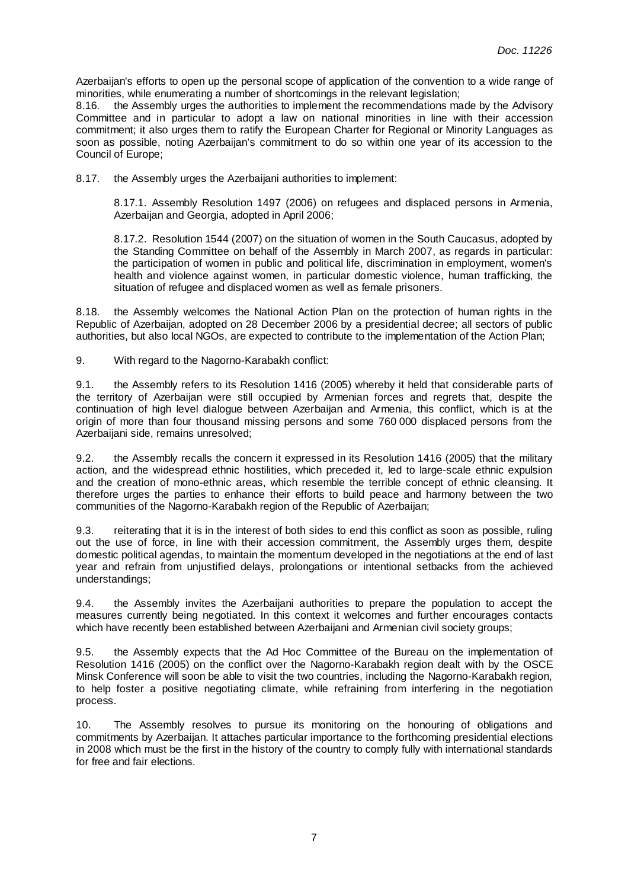Azerbaijan's efforts to open up the personal scope of application of the convention to a wide range of minorities, while enumerating a number of shortcomings in the relevant legislation;

8.16. the Assembly urges the authorities to implement the recommendations made by the Advisory Committee and in particular to adopt a law on national minorities in line with their accession commitment; it also urges them to ratify the European Charter for Regional or Minority Languages as soon as possible, noting Azerbaijan's commitment to do so within one year of its accession to the Council of Europe;

8.17. the Assembly urges the Azerbaijani authorities to implement:

8.17.1. Assembly Resolution 1497 (2006) on refugees and displaced persons in Armenia, Azerbaijan and Georgia, adopted in April 2006;

8.17.2. Resolution 1544 (2007) on the situation of women in the South Caucasus, adopted by the Standing Committee on behalf of the Assembly in March 2007, as regards in particular: the participation of women in public and political life, discrimination in employment, women's health and violence against women, in particular domestic violence, human trafficking, the situation of refugee and displaced women as well as female prisoners.

8.18. the Assembly welcomes the National Action Plan on the protection of human rights in the Republic of Azerbaijan, adopted on 28 December 2006 by a presidential decree; all sectors of public authorities, but also local NGOs, are expected to contribute to the implementation of the Action Plan;

9. With regard to the Nagorno-Karabakh conflict:

9.1. the Assembly refers to its Resolution 1416 (2005) whereby it held that considerable parts of the territory of Azerbaijan were still occupied by Armenian forces and regrets that, despite the continuation of high level dialogue between Azerbaijan and Armenia, this conflict, which is at the origin of more than four thousand missing persons and some 760 000 displaced persons from the Azerbaijani side, remains unresolved;

9.2. the Assembly recalls the concern it expressed in its Resolution 1416 (2005) that the military action, and the widespread ethnic hostilities, which preceded it, led to large-scale ethnic expulsion and the creation of mono-ethnic areas, which resemble the terrible concept of ethnic cleansing. It therefore urges the parties to enhance their efforts to build peace and harmony between the two communities of the Nagorno-Karabakh region of the Republic of Azerbaijan;

9.3. reiterating that it is in the interest of both sides to end this conflict as soon as possible, ruling out the use of force, in line with their accession commitment, the Assembly urges them, despite domestic political agendas, to maintain the momentum developed in the negotiations at the end of last year and refrain from unjustified delays, prolongations or intentional setbacks from the achieved understandings;

9.4. the Assembly invites the Azerbaijani authorities to prepare the population to accept the measures currently being negotiated. In this context it welcomes and further encourages contacts which have recently been established between Azerbaijani and Armenian civil society groups;

9.5. the Assembly expects that the Ad Hoc Committee of the Bureau on the implementation of Resolution 1416 (2005) on the conflict over the Nagorno-Karabakh region dealt with by the OSCE Minsk Conference will soon be able to visit the two countries, including the Nagorno-Karabakh region, to help foster a positive negotiating climate, while refraining from interfering in the negotiation process.

10. The Assembly resolves to pursue its monitoring on the honouring of obligations and commitments by Azerbaijan. It attaches particular importance to the forthcoming presidential elections in 2008 which must be the first in the history of the country to comply fully with international standards for free and fair elections.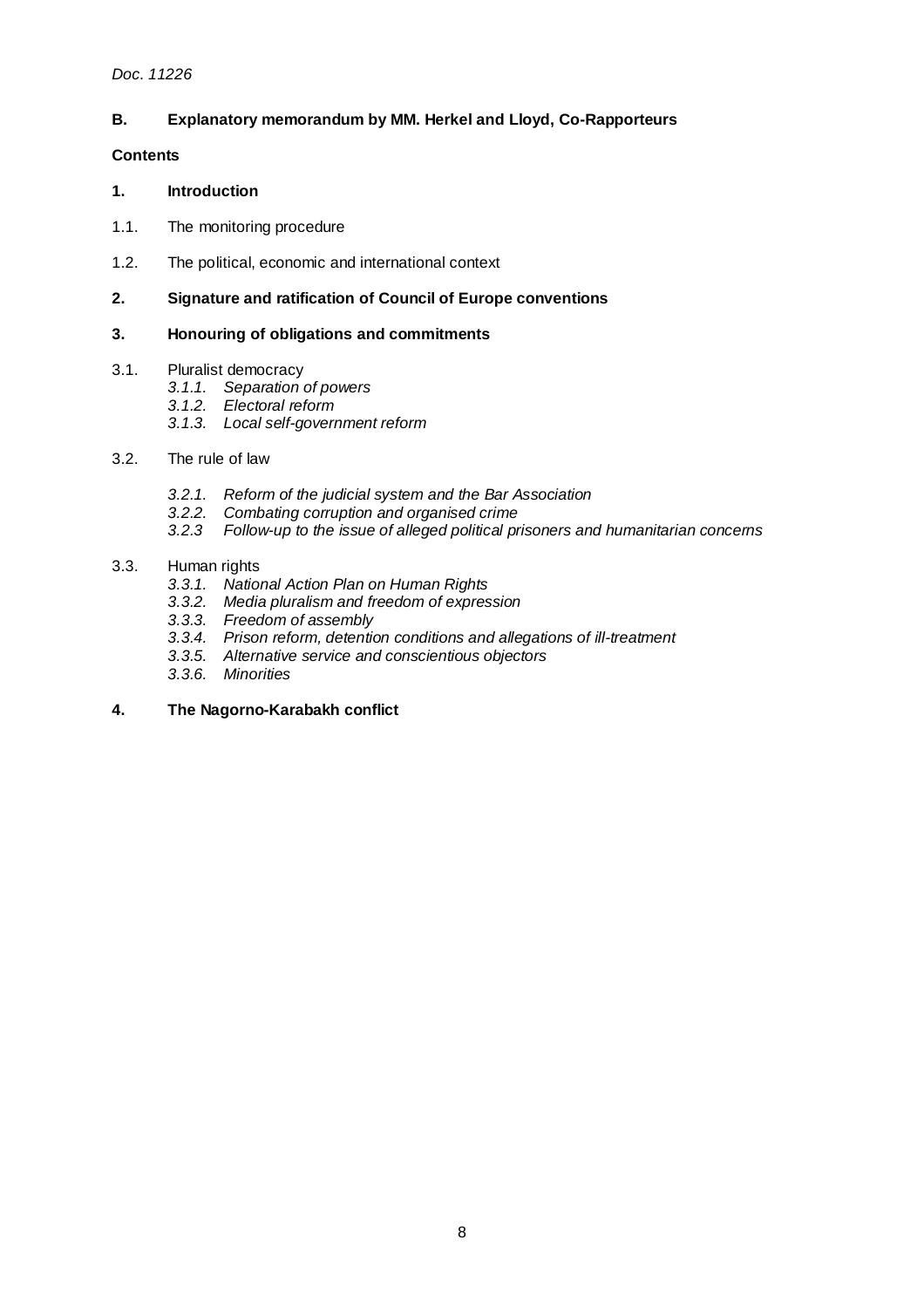*Doc. 11226*

## B. Explanatory memorandum by MM. Herkel and Lloyd, Co-Rapporteurs

**Contents**

**1. Introduction**

1.1. The monitoring procedure

1.2. The political, economic and international context

**2. Signature and ratification of Council of Europe conventions**

**3. Honouring of obligations and commitments**

3.1. Pluralist democracy
- *3.1.1. Separation of powers*
- *3.1.2. Electoral reform*
- *3.1.3. Local self-government reform*

3.2. The rule of law
- *3.2.1. Reform of the judicial system and the Bar Association*
- *3.2.2. Combating corruption and organised crime*
- *3.2.3 Follow-up to the issue of alleged political prisoners and humanitarian concerns*

3.3. Human rights
- *3.3.1. National Action Plan on Human Rights*
- *3.3.2. Media pluralism and freedom of expression*
- *3.3.3. Freedom of assembly*
- *3.3.4. Prison reform, detention conditions and allegations of ill-treatment*
- *3.3.5. Alternative service and conscientious objectors*
- *3.3.6. Minorities*

**4. The Nagorno-Karabakh conflict**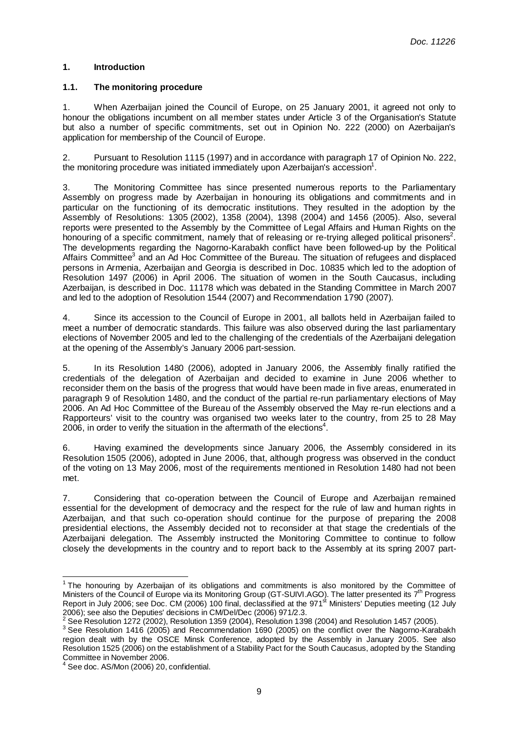## 1. Introduction

### 1.1. The monitoring procedure

1. When Azerbaijan joined the Council of Europe, on 25 January 2001, it agreed not only to honour the obligations incumbent on all member states under Article 3 of the Organisation's Statute but also a number of specific commitments, set out in Opinion No. 222 (2000) on Azerbaijan's application for membership of the Council of Europe.

2. Pursuant to Resolution 1115 (1997) and in accordance with paragraph 17 of Opinion No. 222, the monitoring procedure was initiated immediately upon Azerbaijan's accession[1].

3. The Monitoring Committee has since presented numerous reports to the Parliamentary Assembly on progress made by Azerbaijan in honouring its obligations and commitments and in particular on the functioning of its democratic institutions. They resulted in the adoption by the Assembly of Resolutions: 1305 (2002), 1358 (2004), 1398 (2004) and 1456 (2005). Also, several reports were presented to the Assembly by the Committee of Legal Affairs and Human Rights on the honouring of a specific commitment, namely that of releasing or re-trying alleged political prisoners[2]. The developments regarding the Nagorno-Karabakh conflict have been followed-up by the Political Affairs Committee[3] and an Ad Hoc Committee of the Bureau. The situation of refugees and displaced persons in Armenia, Azerbaijan and Georgia is described in Doc. 10835 which led to the adoption of Resolution 1497 (2006) in April 2006. The situation of women in the South Caucasus, including Azerbaijan, is described in Doc. 11178 which was debated in the Standing Committee in March 2007 and led to the adoption of Resolution 1544 (2007) and Recommendation 1790 (2007).

4. Since its accession to the Council of Europe in 2001, all ballots held in Azerbaijan failed to meet a number of democratic standards. This failure was also observed during the last parliamentary elections of November 2005 and led to the challenging of the credentials of the Azerbaijani delegation at the opening of the Assembly's January 2006 part-session.

5. In its Resolution 1480 (2006), adopted in January 2006, the Assembly finally ratified the credentials of the delegation of Azerbaijan and decided to examine in June 2006 whether to reconsider them on the basis of the progress that would have been made in five areas, enumerated in paragraph 9 of Resolution 1480, and the conduct of the partial re-run parliamentary elections of May 2006. An Ad Hoc Committee of the Bureau of the Assembly observed the May re-run elections and a Rapporteurs' visit to the country was organised two weeks later to the country, from 25 to 28 May 2006, in order to verify the situation in the aftermath of the elections[4].

6. Having examined the developments since January 2006, the Assembly considered in its Resolution 1505 (2006), adopted in June 2006, that, although progress was observed in the conduct of the voting on 13 May 2006, most of the requirements mentioned in Resolution 1480 had not been met.

7. Considering that co-operation between the Council of Europe and Azerbaijan remained essential for the development of democracy and the respect for the rule of law and human rights in Azerbaijan, and that such co-operation should continue for the purpose of preparing the 2008 presidential elections, the Assembly decided not to reconsider at that stage the credentials of the Azerbaijani delegation. The Assembly instructed the Monitoring Committee to continue to follow closely the developments in the country and to report back to the Assembly at its spring 2007 part-

---

[1] The honouring by Azerbaijan of its obligations and commitments is also monitored by the Committee of Ministers of the Council of Europe via its Monitoring Group (GT-SUIVI.AGO). The latter presented its 7th Progress Report in July 2006; see Doc. CM (2006) 100 final, declassified at the 971st Ministers' Deputies meeting (12 July 2006); see also the Deputies' decisions in CM/Del/Dec (2006) 971/2.3.

[2] See Resolution 1272 (2002), Resolution 1359 (2004), Resolution 1398 (2004) and Resolution 1457 (2005).

[3] See Resolution 1416 (2005) and Recommendation 1690 (2005) on the conflict over the Nagorno-Karabakh region dealt with by the OSCE Minsk Conference, adopted by the Assembly in January 2005. See also Resolution 1525 (2006) on the establishment of a Stability Pact for the South Caucasus, adopted by the Standing Committee in November 2006.

[4] See doc. AS/Mon (2006) 20, confidential.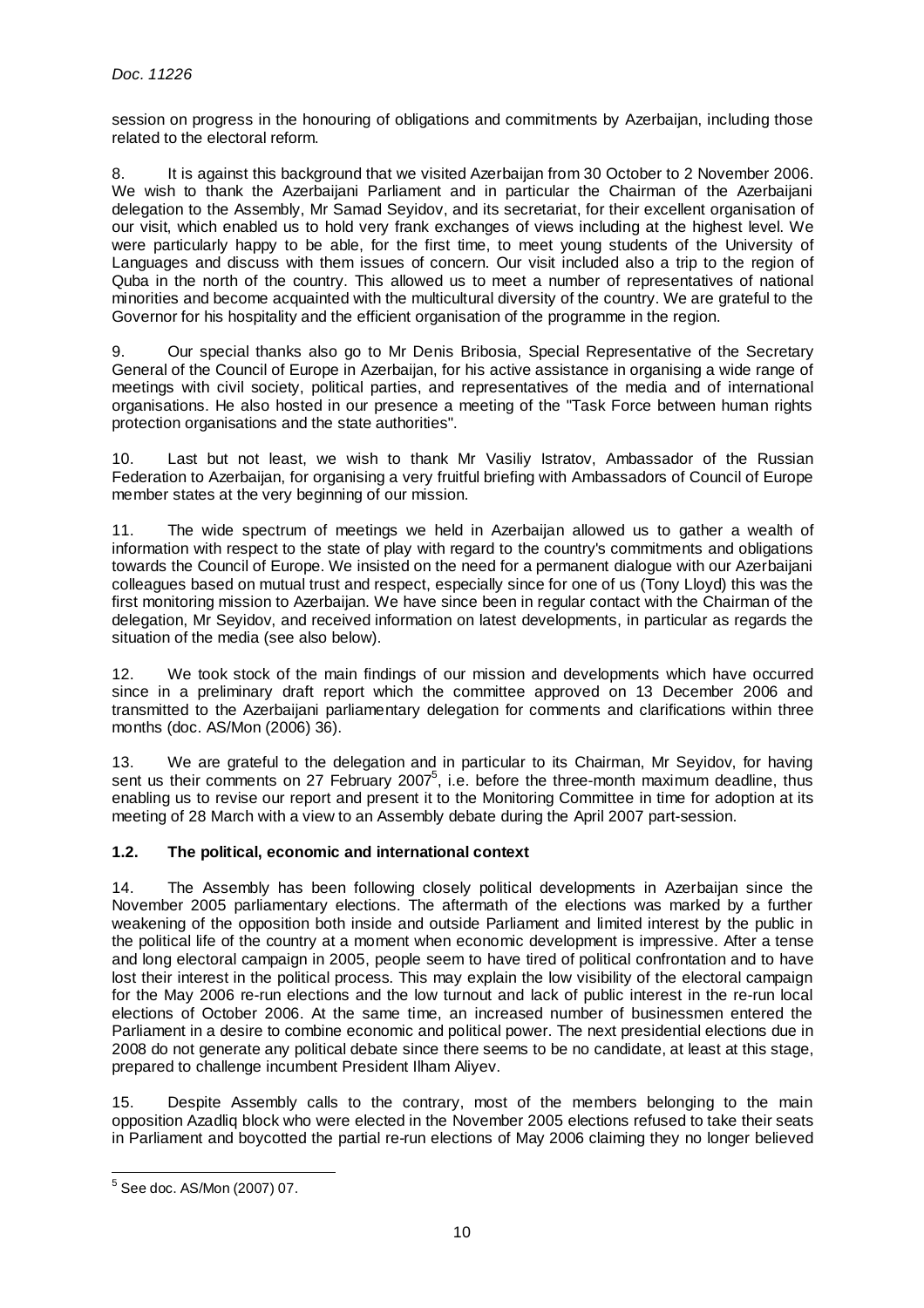session on progress in the honouring of obligations and commitments by Azerbaijan, including those related to the electoral reform.

8. It is against this background that we visited Azerbaijan from 30 October to 2 November 2006. We wish to thank the Azerbaijani Parliament and in particular the Chairman of the Azerbaijani delegation to the Assembly, Mr Samad Seyidov, and its secretariat, for their excellent organisation of our visit, which enabled us to hold very frank exchanges of views including at the highest level. We were particularly happy to be able, for the first time, to meet young students of the University of Languages and discuss with them issues of concern. Our visit included also a trip to the region of Quba in the north of the country. This allowed us to meet a number of representatives of national minorities and become acquainted with the multicultural diversity of the country. We are grateful to the Governor for his hospitality and the efficient organisation of the programme in the region.

9. Our special thanks also go to Mr Denis Bribosia, Special Representative of the Secretary General of the Council of Europe in Azerbaijan, for his active assistance in organising a wide range of meetings with civil society, political parties, and representatives of the media and of international organisations. He also hosted in our presence a meeting of the "Task Force between human rights protection organisations and the state authorities".

10. Last but not least, we wish to thank Mr Vasiliy Istratov, Ambassador of the Russian Federation to Azerbaijan, for organising a very fruitful briefing with Ambassadors of Council of Europe member states at the very beginning of our mission.

11. The wide spectrum of meetings we held in Azerbaijan allowed us to gather a wealth of information with respect to the state of play with regard to the country's commitments and obligations towards the Council of Europe. We insisted on the need for a permanent dialogue with our Azerbaijani colleagues based on mutual trust and respect, especially since for one of us (Tony Lloyd) this was the first monitoring mission to Azerbaijan. We have since been in regular contact with the Chairman of the delegation, Mr Seyidov, and received information on latest developments, in particular as regards the situation of the media (see also below).

12. We took stock of the main findings of our mission and developments which have occurred since in a preliminary draft report which the committee approved on 13 December 2006 and transmitted to the Azerbaijani parliamentary delegation for comments and clarifications within three months (doc. AS/Mon (2006) 36).

13. We are grateful to the delegation and in particular to its Chairman, Mr Seyidov, for having sent us their comments on 27 February 2007[5], i.e. before the three-month maximum deadline, thus enabling us to revise our report and present it to the Monitoring Committee in time for adoption at its meeting of 28 March with a view to an Assembly debate during the April 2007 part-session.

### 1.2. The political, economic and international context

14. The Assembly has been following closely political developments in Azerbaijan since the November 2005 parliamentary elections. The aftermath of the elections was marked by a further weakening of the opposition both inside and outside Parliament and limited interest by the public in the political life of the country at a moment when economic development is impressive. After a tense and long electoral campaign in 2005, people seem to have tired of political confrontation and to have lost their interest in the political process. This may explain the low visibility of the electoral campaign for the May 2006 re-run elections and the low turnout and lack of public interest in the re-run local elections of October 2006. At the same time, an increased number of businessmen entered the Parliament in a desire to combine economic and political power. The next presidential elections due in 2008 do not generate any political debate since there seems to be no candidate, at least at this stage, prepared to challenge incumbent President Ilham Aliyev.

15. Despite Assembly calls to the contrary, most of the members belonging to the main opposition Azadliq block who were elected in the November 2005 elections refused to take their seats in Parliament and boycotted the partial re-run elections of May 2006 claiming they no longer believed

---

[5] See doc. AS/Mon (2007) 07.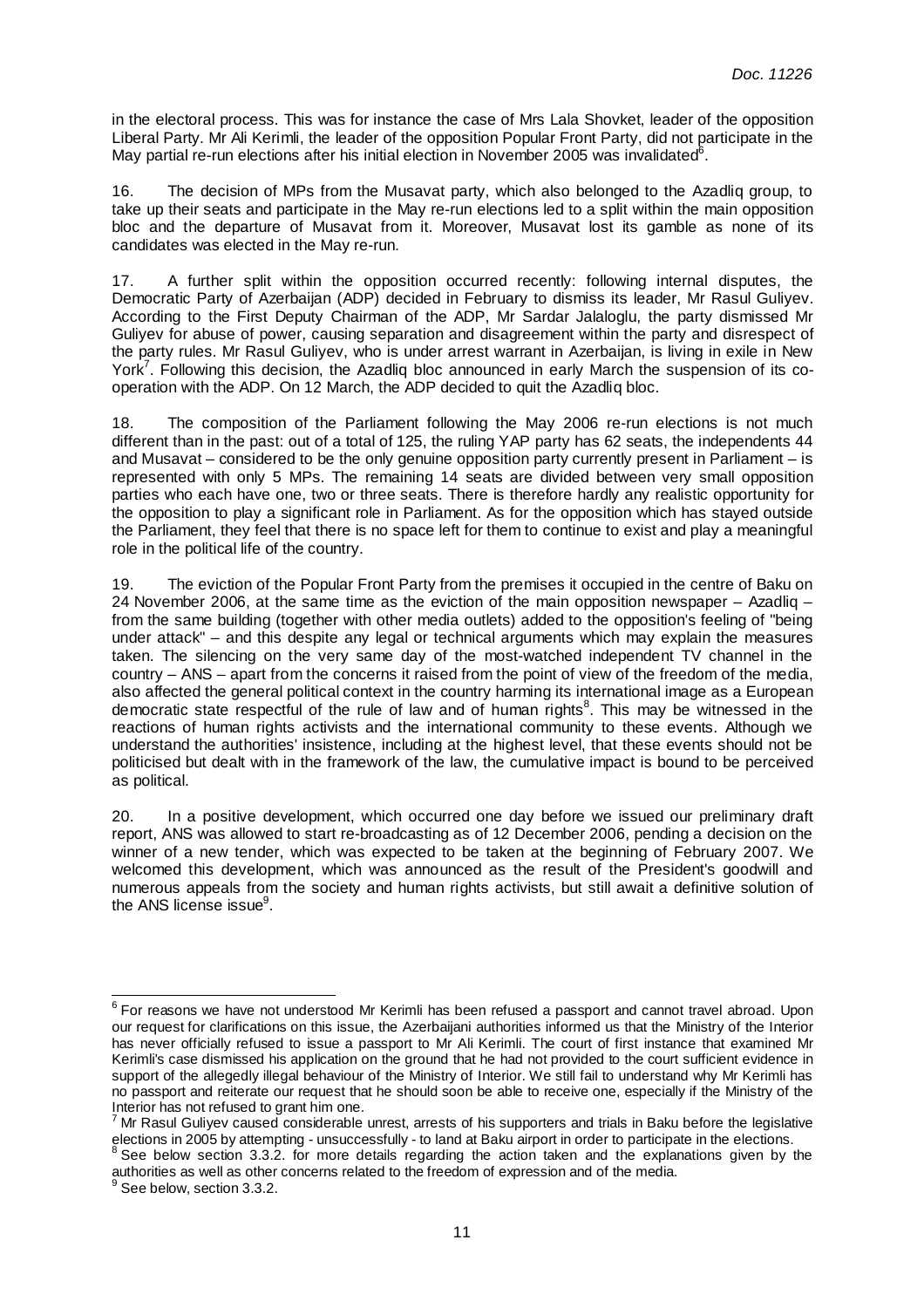in the electoral process. This was for instance the case of Mrs Lala Shovket, leader of the opposition Liberal Party. Mr Ali Kerimli, the leader of the opposition Popular Front Party, did not participate in the May partial re-run elections after his initial election in November 2005 was invalidated[6].

16. The decision of MPs from the Musavat party, which also belonged to the Azadliq group, to take up their seats and participate in the May re-run elections led to a split within the main opposition bloc and the departure of Musavat from it. Moreover, Musavat lost its gamble as none of its candidates was elected in the May re-run.

17. A further split within the opposition occurred recently: following internal disputes, the Democratic Party of Azerbaijan (ADP) decided in February to dismiss its leader, Mr Rasul Guliyev. According to the First Deputy Chairman of the ADP, Mr Sardar Jalaloglu, the party dismissed Mr Guliyev for abuse of power, causing separation and disagreement within the party and disrespect of the party rules. Mr Rasul Guliyev, who is under arrest warrant in Azerbaijan, is living in exile in New York[7]. Following this decision, the Azadliq bloc announced in early March the suspension of its co-operation with the ADP. On 12 March, the ADP decided to quit the Azadliq bloc.

18. The composition of the Parliament following the May 2006 re-run elections is not much different than in the past: out of a total of 125, the ruling YAP party has 62 seats, the independents 44 and Musavat – considered to be the only genuine opposition party currently present in Parliament – is represented with only 5 MPs. The remaining 14 seats are divided between very small opposition parties who each have one, two or three seats. There is therefore hardly any realistic opportunity for the opposition to play a significant role in Parliament. As for the opposition which has stayed outside the Parliament, they feel that there is no space left for them to continue to exist and play a meaningful role in the political life of the country.

19. The eviction of the Popular Front Party from the premises it occupied in the centre of Baku on 24 November 2006, at the same time as the eviction of the main opposition newspaper – Azadliq – from the same building (together with other media outlets) added to the opposition's feeling of "being under attack" – and this despite any legal or technical arguments which may explain the measures taken. The silencing on the very same day of the most-watched independent TV channel in the country – ANS – apart from the concerns it raised from the point of view of the freedom of the media, also affected the general political context in the country harming its international image as a European democratic state respectful of the rule of law and of human rights[8]. This may be witnessed in the reactions of human rights activists and the international community to these events. Although we understand the authorities' insistence, including at the highest level, that these events should not be politicised but dealt with in the framework of the law, the cumulative impact is bound to be perceived as political.

20. In a positive development, which occurred one day before we issued our preliminary draft report, ANS was allowed to start re-broadcasting as of 12 December 2006, pending a decision on the winner of a new tender, which was expected to be taken at the beginning of February 2007. We welcomed this development, which was announced as the result of the President's goodwill and numerous appeals from the society and human rights activists, but still await a definitive solution of the ANS license issue[9].

---

[6] For reasons we have not understood Mr Kerimli has been refused a passport and cannot travel abroad. Upon our request for clarifications on this issue, the Azerbaijani authorities informed us that the Ministry of the Interior has never officially refused to issue a passport to Mr Ali Kerimli. The court of first instance that examined Mr Kerimli's case dismissed his application on the ground that he had not provided to the court sufficient evidence in support of the allegedly illegal behaviour of the Ministry of Interior. We still fail to understand why Mr Kerimli has no passport and reiterate our request that he should soon be able to receive one, especially if the Ministry of the Interior has not refused to grant him one.

[7] Mr Rasul Guliyev caused considerable unrest, arrests of his supporters and trials in Baku before the legislative elections in 2005 by attempting - unsuccessfully - to land at Baku airport in order to participate in the elections.

[8] See below section 3.3.2. for more details regarding the action taken and the explanations given by the authorities as well as other concerns related to the freedom of expression and of the media.

[9] See below, section 3.3.2.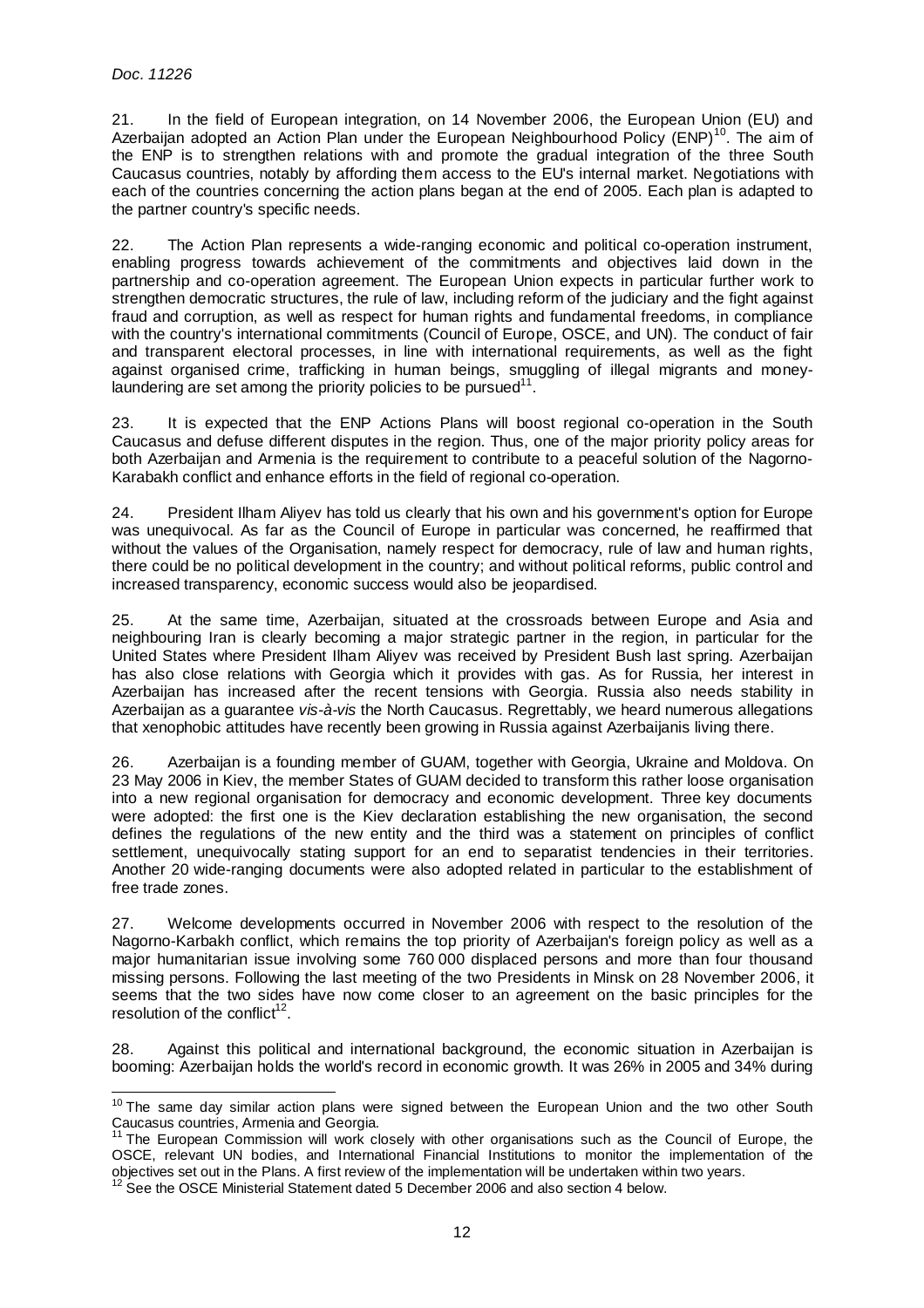21. In the field of European integration, on 14 November 2006, the European Union (EU) and Azerbaijan adopted an Action Plan under the European Neighbourhood Policy (ENP)[10]. The aim of the ENP is to strengthen relations with and promote the gradual integration of the three South Caucasus countries, notably by affording them access to the EU's internal market. Negotiations with each of the countries concerning the action plans began at the end of 2005. Each plan is adapted to the partner country's specific needs.

22. The Action Plan represents a wide-ranging economic and political co-operation instrument, enabling progress towards achievement of the commitments and objectives laid down in the partnership and co-operation agreement. The European Union expects in particular further work to strengthen democratic structures, the rule of law, including reform of the judiciary and the fight against fraud and corruption, as well as respect for human rights and fundamental freedoms, in compliance with the country's international commitments (Council of Europe, OSCE, and UN). The conduct of fair and transparent electoral processes, in line with international requirements, as well as the fight against organised crime, trafficking in human beings, smuggling of illegal migrants and money-laundering are set among the priority policies to be pursued[11].

23. It is expected that the ENP Actions Plans will boost regional co-operation in the South Caucasus and defuse different disputes in the region. Thus, one of the major priority policy areas for both Azerbaijan and Armenia is the requirement to contribute to a peaceful solution of the Nagorno-Karabakh conflict and enhance efforts in the field of regional co-operation.

24. President Ilham Aliyev has told us clearly that his own and his government's option for Europe was unequivocal. As far as the Council of Europe in particular was concerned, he reaffirmed that without the values of the Organisation, namely respect for democracy, rule of law and human rights, there could be no political development in the country; and without political reforms, public control and increased transparency, economic success would also be jeopardised.

25. At the same time, Azerbaijan, situated at the crossroads between Europe and Asia and neighbouring Iran is clearly becoming a major strategic partner in the region, in particular for the United States where President Ilham Aliyev was received by President Bush last spring. Azerbaijan has also close relations with Georgia which it provides with gas. As for Russia, her interest in Azerbaijan has increased after the recent tensions with Georgia. Russia also needs stability in Azerbaijan as a guarantee *vis-à-vis* the North Caucasus. Regrettably, we heard numerous allegations that xenophobic attitudes have recently been growing in Russia against Azerbaijanis living there.

26. Azerbaijan is a founding member of GUAM, together with Georgia, Ukraine and Moldova. On 23 May 2006 in Kiev, the member States of GUAM decided to transform this rather loose organisation into a new regional organisation for democracy and economic development. Three key documents were adopted: the first one is the Kiev declaration establishing the new organisation, the second defines the regulations of the new entity and the third was a statement on principles of conflict settlement, unequivocally stating support for an end to separatist tendencies in their territories. Another 20 wide-ranging documents were also adopted related in particular to the establishment of free trade zones.

27. Welcome developments occurred in November 2006 with respect to the resolution of the Nagorno-Karbakh conflict, which remains the top priority of Azerbaijan's foreign policy as well as a major humanitarian issue involving some 760 000 displaced persons and more than four thousand missing persons. Following the last meeting of the two Presidents in Minsk on 28 November 2006, it seems that the two sides have now come closer to an agreement on the basic principles for the resolution of the conflict[12].

28. Against this political and international background, the economic situation in Azerbaijan is booming: Azerbaijan holds the world's record in economic growth. It was 26% in 2005 and 34% during

---

[10] The same day similar action plans were signed between the European Union and the two other South Caucasus countries, Armenia and Georgia.

[11] The European Commission will work closely with other organisations such as the Council of Europe, the OSCE, relevant UN bodies, and International Financial Institutions to monitor the implementation of the objectives set out in the Plans. A first review of the implementation will be undertaken within two years.

[12] See the OSCE Ministerial Statement dated 5 December 2006 and also section 4 below.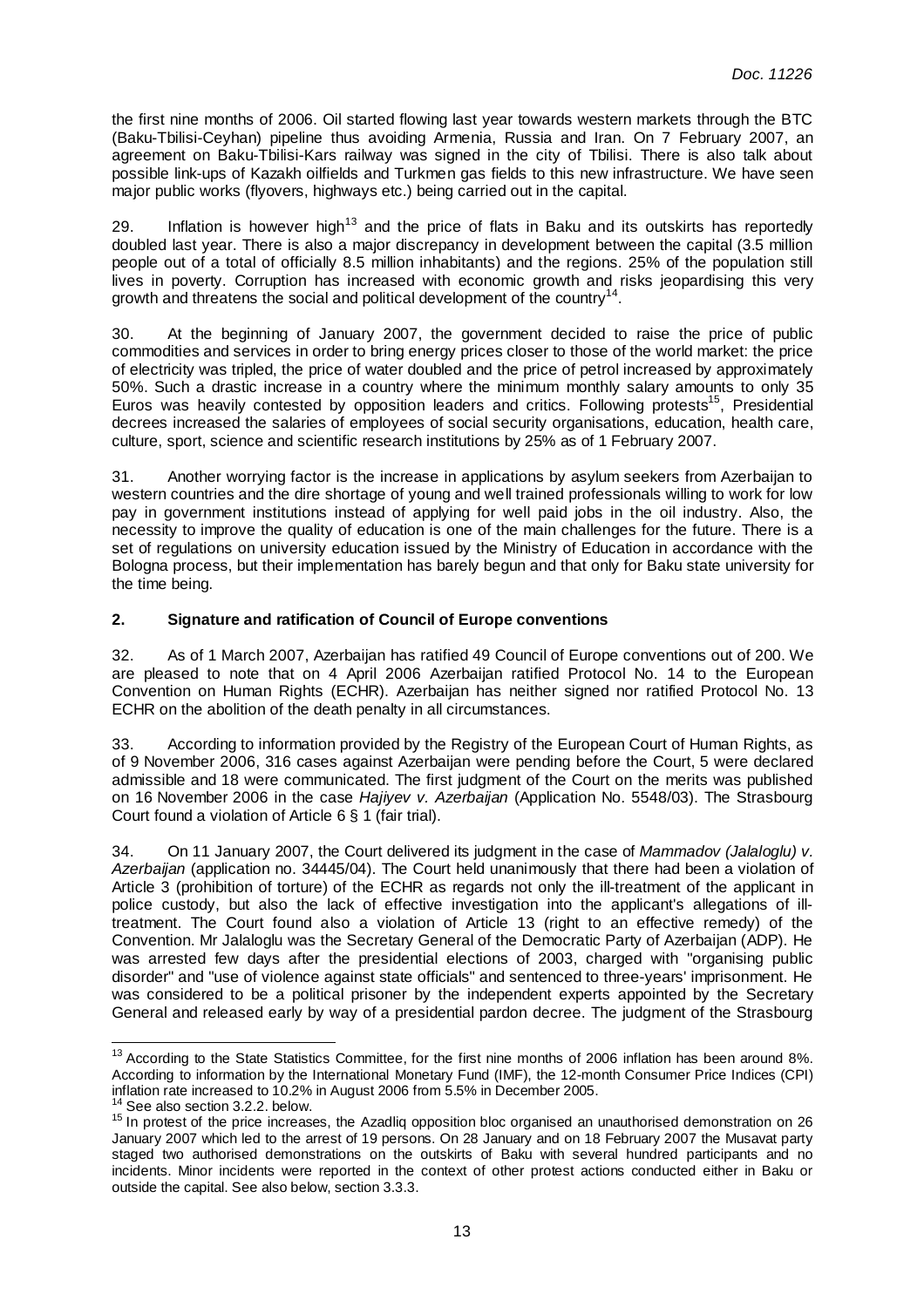the first nine months of 2006. Oil started flowing last year towards western markets through the BTC (Baku-Tbilisi-Ceyhan) pipeline thus avoiding Armenia, Russia and Iran. On 7 February 2007, an agreement on Baku-Tbilisi-Kars railway was signed in the city of Tbilisi. There is also talk about possible link-ups of Kazakh oilfields and Turkmen gas fields to this new infrastructure. We have seen major public works (flyovers, highways etc.) being carried out in the capital.

29. Inflation is however high[13] and the price of flats in Baku and its outskirts has reportedly doubled last year. There is also a major discrepancy in development between the capital (3.5 million people out of a total of officially 8.5 million inhabitants) and the regions. 25% of the population still lives in poverty. Corruption has increased with economic growth and risks jeopardising this very growth and threatens the social and political development of the country[14].

30. At the beginning of January 2007, the government decided to raise the price of public commodities and services in order to bring energy prices closer to those of the world market: the price of electricity was tripled, the price of water doubled and the price of petrol increased by approximately 50%. Such a drastic increase in a country where the minimum monthly salary amounts to only 35 Euros was heavily contested by opposition leaders and critics. Following protests[15], Presidential decrees increased the salaries of employees of social security organisations, education, health care, culture, sport, science and scientific research institutions by 25% as of 1 February 2007.

31. Another worrying factor is the increase in applications by asylum seekers from Azerbaijan to western countries and the dire shortage of young and well trained professionals willing to work for low pay in government institutions instead of applying for well paid jobs in the oil industry. Also, the necessity to improve the quality of education is one of the main challenges for the future. There is a set of regulations on university education issued by the Ministry of Education in accordance with the Bologna process, but their implementation has barely begun and that only for Baku state university for the time being.

## 2. Signature and ratification of Council of Europe conventions

32. As of 1 March 2007, Azerbaijan has ratified 49 Council of Europe conventions out of 200. We are pleased to note that on 4 April 2006 Azerbaijan ratified Protocol No. 14 to the European Convention on Human Rights (ECHR). Azerbaijan has neither signed nor ratified Protocol No. 13 ECHR on the abolition of the death penalty in all circumstances.

33. According to information provided by the Registry of the European Court of Human Rights, as of 9 November 2006, 316 cases against Azerbaijan were pending before the Court, 5 were declared admissible and 18 were communicated. The first judgment of the Court on the merits was published on 16 November 2006 in the case *Hajiyev v. Azerbaijan* (Application No. 5548/03). The Strasbourg Court found a violation of Article 6 § 1 (fair trial).

34. On 11 January 2007, the Court delivered its judgment in the case of *Mammadov (Jalaloglu) v. Azerbaijan* (application no. 34445/04). The Court held unanimously that there had been a violation of Article 3 (prohibition of torture) of the ECHR as regards not only the ill-treatment of the applicant in police custody, but also the lack of effective investigation into the applicant's allegations of ill-treatment. The Court found also a violation of Article 13 (right to an effective remedy) of the Convention. Mr Jalaloglu was the Secretary General of the Democratic Party of Azerbaijan (ADP). He was arrested few days after the presidential elections of 2003, charged with "organising public disorder" and "use of violence against state officials" and sentenced to three-years' imprisonment. He was considered to be a political prisoner by the independent experts appointed by the Secretary General and released early by way of a presidential pardon decree. The judgment of the Strasbourg

---

[13] According to the State Statistics Committee, for the first nine months of 2006 inflation has been around 8%. According to information by the International Monetary Fund (IMF), the 12-month Consumer Price Indices (CPI) inflation rate increased to 10.2% in August 2006 from 5.5% in December 2005.

[14] See also section 3.2.2. below.

[15] In protest of the price increases, the Azadliq opposition bloc organised an unauthorised demonstration on 26 January 2007 which led to the arrest of 19 persons. On 28 January and on 18 February 2007 the Musavat party staged two authorised demonstrations on the outskirts of Baku with several hundred participants and no incidents. Minor incidents were reported in the context of other protest actions conducted either in Baku or outside the capital. See also below, section 3.3.3.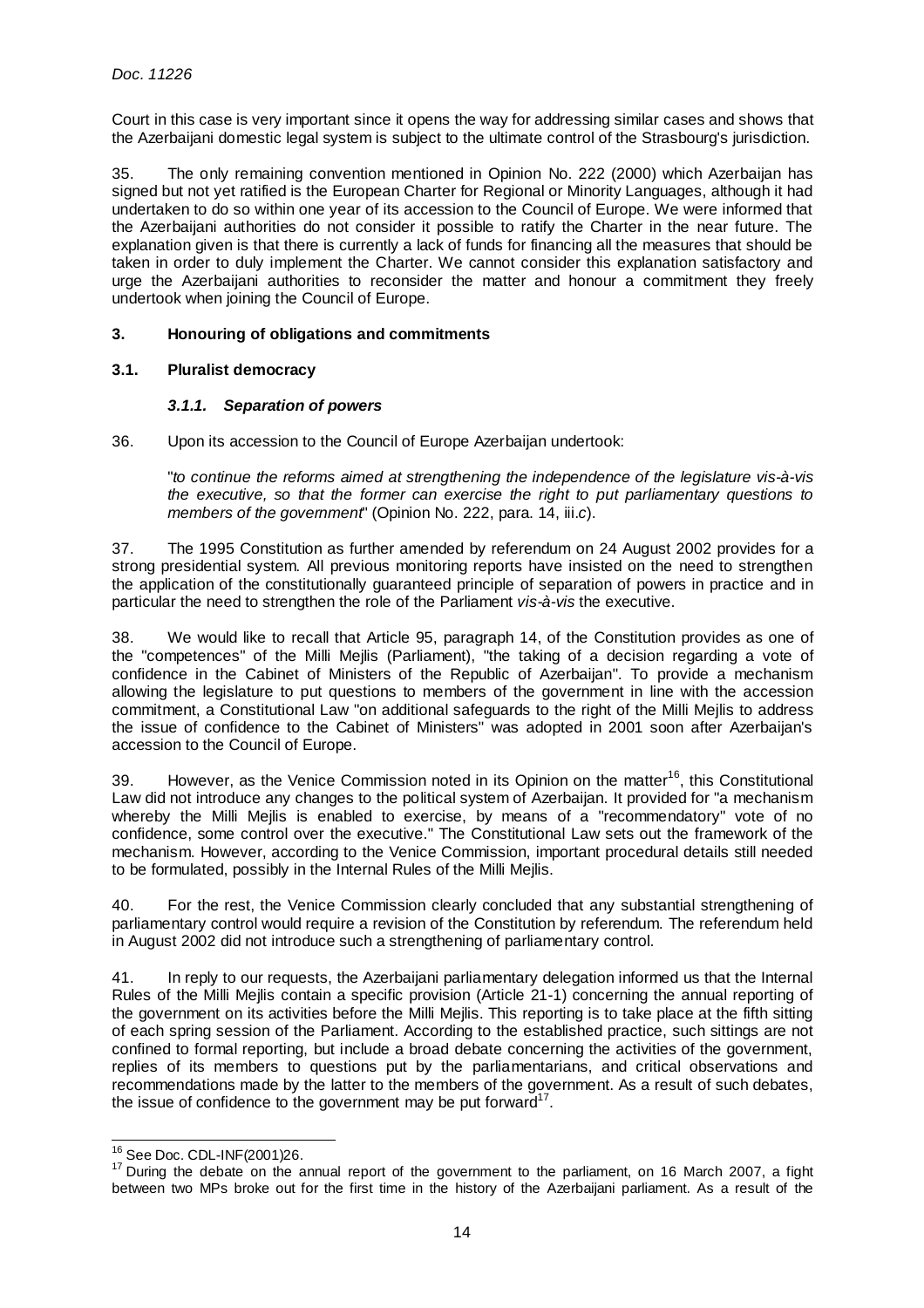Court in this case is very important since it opens the way for addressing similar cases and shows that the Azerbaijani domestic legal system is subject to the ultimate control of the Strasbourg's jurisdiction.

35. The only remaining convention mentioned in Opinion No. 222 (2000) which Azerbaijan has signed but not yet ratified is the European Charter for Regional or Minority Languages, although it had undertaken to do so within one year of its accession to the Council of Europe. We were informed that the Azerbaijani authorities do not consider it possible to ratify the Charter in the near future. The explanation given is that there is currently a lack of funds for financing all the measures that should be taken in order to duly implement the Charter. We cannot consider this explanation satisfactory and urge the Azerbaijani authorities to reconsider the matter and honour a commitment they freely undertook when joining the Council of Europe.

## 3. Honouring of obligations and commitments

### 3.1. Pluralist democracy

#### *3.1.1. Separation of powers*

36. Upon its accession to the Council of Europe Azerbaijan undertook:

> "*to continue the reforms aimed at strengthening the independence of the legislature vis-à-vis the executive, so that the former can exercise the right to put parliamentary questions to members of the government*" (Opinion No. 222, para. 14, iii.*c*).

37. The 1995 Constitution as further amended by referendum on 24 August 2002 provides for a strong presidential system. All previous monitoring reports have insisted on the need to strengthen the application of the constitutionally guaranteed principle of separation of powers in practice and in particular the need to strengthen the role of the Parliament *vis-à-vis* the executive.

38. We would like to recall that Article 95, paragraph 14, of the Constitution provides as one of the "competences" of the Milli Mejlis (Parliament), "the taking of a decision regarding a vote of confidence in the Cabinet of Ministers of the Republic of Azerbaijan". To provide a mechanism allowing the legislature to put questions to members of the government in line with the accession commitment, a Constitutional Law "on additional safeguards to the right of the Milli Mejlis to address the issue of confidence to the Cabinet of Ministers" was adopted in 2001 soon after Azerbaijan's accession to the Council of Europe.

39. However, as the Venice Commission noted in its Opinion on the matter[16], this Constitutional Law did not introduce any changes to the political system of Azerbaijan. It provided for "a mechanism whereby the Milli Mejlis is enabled to exercise, by means of a "recommendatory" vote of no confidence, some control over the executive." The Constitutional Law sets out the framework of the mechanism. However, according to the Venice Commission, important procedural details still needed to be formulated, possibly in the Internal Rules of the Milli Mejlis.

40. For the rest, the Venice Commission clearly concluded that any substantial strengthening of parliamentary control would require a revision of the Constitution by referendum. The referendum held in August 2002 did not introduce such a strengthening of parliamentary control.

41. In reply to our requests, the Azerbaijani parliamentary delegation informed us that the Internal Rules of the Milli Mejlis contain a specific provision (Article 21-1) concerning the annual reporting of the government on its activities before the Milli Mejlis. This reporting is to take place at the fifth sitting of each spring session of the Parliament. According to the established practice, such sittings are not confined to formal reporting, but include a broad debate concerning the activities of the government, replies of its members to questions put by the parliamentarians, and critical observations and recommendations made by the latter to the members of the government. As a result of such debates, the issue of confidence to the government may be put forward[17].

---

[16] See Doc. CDL-INF(2001)26.

[17] During the debate on the annual report of the government to the parliament, on 16 March 2007, a fight between two MPs broke out for the first time in the history of the Azerbaijani parliament. As a result of the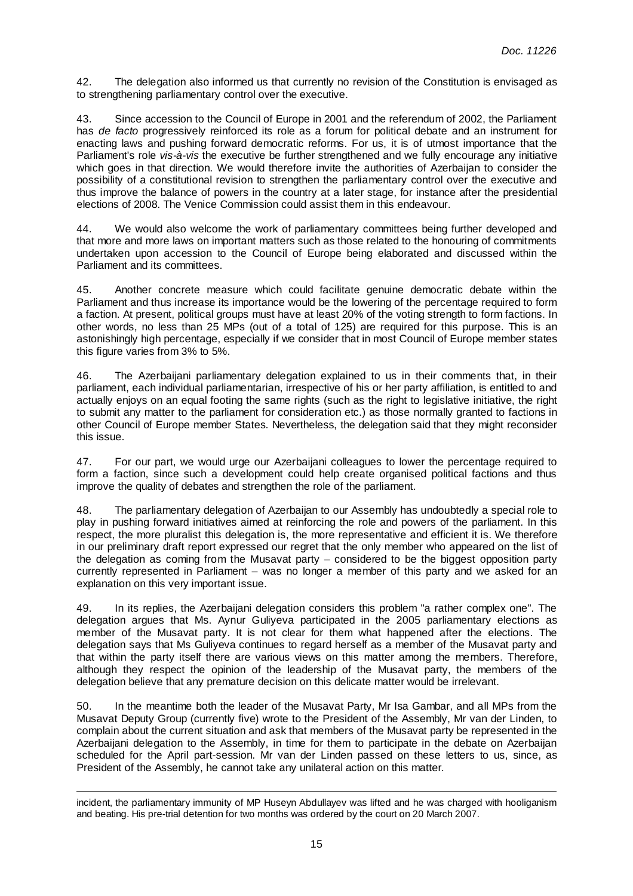42. The delegation also informed us that currently no revision of the Constitution is envisaged as to strengthening parliamentary control over the executive.

43. Since accession to the Council of Europe in 2001 and the referendum of 2002, the Parliament has *de facto* progressively reinforced its role as a forum for political debate and an instrument for enacting laws and pushing forward democratic reforms. For us, it is of utmost importance that the Parliament's role *vis-à-vis* the executive be further strengthened and we fully encourage any initiative which goes in that direction. We would therefore invite the authorities of Azerbaijan to consider the possibility of a constitutional revision to strengthen the parliamentary control over the executive and thus improve the balance of powers in the country at a later stage, for instance after the presidential elections of 2008. The Venice Commission could assist them in this endeavour.

44. We would also welcome the work of parliamentary committees being further developed and that more and more laws on important matters such as those related to the honouring of commitments undertaken upon accession to the Council of Europe being elaborated and discussed within the Parliament and its committees.

45. Another concrete measure which could facilitate genuine democratic debate within the Parliament and thus increase its importance would be the lowering of the percentage required to form a faction. At present, political groups must have at least 20% of the voting strength to form factions. In other words, no less than 25 MPs (out of a total of 125) are required for this purpose. This is an astonishingly high percentage, especially if we consider that in most Council of Europe member states this figure varies from 3% to 5%.

46. The Azerbaijani parliamentary delegation explained to us in their comments that, in their parliament, each individual parliamentarian, irrespective of his or her party affiliation, is entitled to and actually enjoys on an equal footing the same rights (such as the right to legislative initiative, the right to submit any matter to the parliament for consideration etc.) as those normally granted to factions in other Council of Europe member States. Nevertheless, the delegation said that they might reconsider this issue.

47. For our part, we would urge our Azerbaijani colleagues to lower the percentage required to form a faction, since such a development could help create organised political factions and thus improve the quality of debates and strengthen the role of the parliament.

48. The parliamentary delegation of Azerbaijan to our Assembly has undoubtedly a special role to play in pushing forward initiatives aimed at reinforcing the role and powers of the parliament. In this respect, the more pluralist this delegation is, the more representative and efficient it is. We therefore in our preliminary draft report expressed our regret that the only member who appeared on the list of the delegation as coming from the Musavat party – considered to be the biggest opposition party currently represented in Parliament – was no longer a member of this party and we asked for an explanation on this very important issue.

49. In its replies, the Azerbaijani delegation considers this problem "a rather complex one". The delegation argues that Ms. Aynur Guliyeva participated in the 2005 parliamentary elections as member of the Musavat party. It is not clear for them what happened after the elections. The delegation says that Ms Guliyeva continues to regard herself as a member of the Musavat party and that within the party itself there are various views on this matter among the members. Therefore, although they respect the opinion of the leadership of the Musavat party, the members of the delegation believe that any premature decision on this delicate matter would be irrelevant.

50. In the meantime both the leader of the Musavat Party, Mr Isa Gambar, and all MPs from the Musavat Deputy Group (currently five) wrote to the President of the Assembly, Mr van der Linden, to complain about the current situation and ask that members of the Musavat party be represented in the Azerbaijani delegation to the Assembly, in time for them to participate in the debate on Azerbaijan scheduled for the April part-session. Mr van der Linden passed on these letters to us, since, as President of the Assembly, he cannot take any unilateral action on this matter.

---

incident, the parliamentary immunity of MP Huseyn Abdullayev was lifted and he was charged with hooliganism and beating. His pre-trial detention for two months was ordered by the court on 20 March 2007.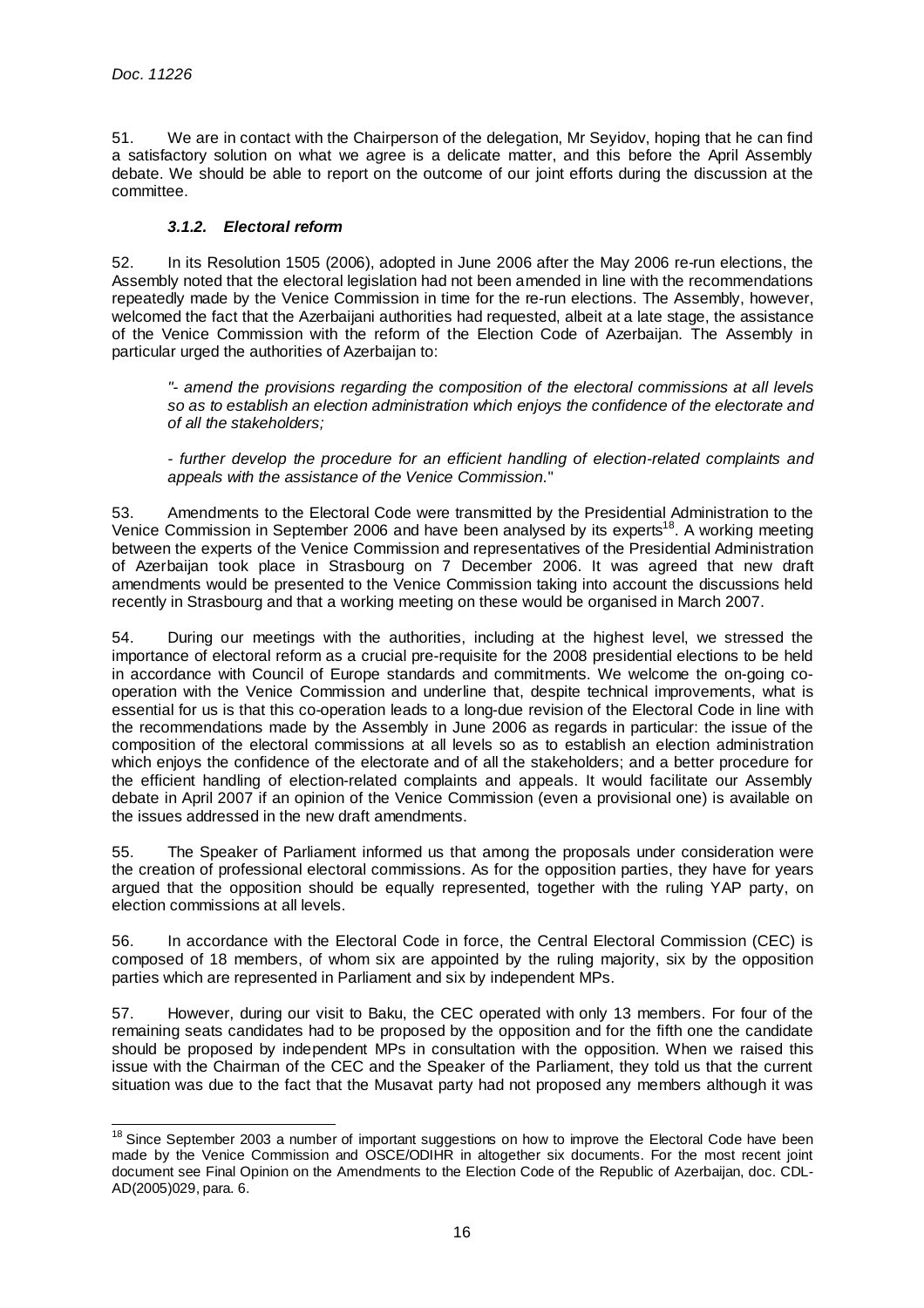51. We are in contact with the Chairperson of the delegation, Mr Seyidov, hoping that he can find a satisfactory solution on what we agree is a delicate matter, and this before the April Assembly debate. We should be able to report on the outcome of our joint efforts during the discussion at the committee.

#### *3.1.2. Electoral reform*

52. In its Resolution 1505 (2006), adopted in June 2006 after the May 2006 re-run elections, the Assembly noted that the electoral legislation had not been amended in line with the recommendations repeatedly made by the Venice Commission in time for the re-run elections. The Assembly, however, welcomed the fact that the Azerbaijani authorities had requested, albeit at a late stage, the assistance of the Venice Commission with the reform of the Election Code of Azerbaijan. The Assembly in particular urged the authorities of Azerbaijan to:

> *"- amend the provisions regarding the composition of the electoral commissions at all levels so as to establish an election administration which enjoys the confidence of the electorate and of all the stakeholders;*
>
> *- further develop the procedure for an efficient handling of election-related complaints and appeals with the assistance of the Venice Commission."*

53. Amendments to the Electoral Code were transmitted by the Presidential Administration to the Venice Commission in September 2006 and have been analysed by its experts[18]. A working meeting between the experts of the Venice Commission and representatives of the Presidential Administration of Azerbaijan took place in Strasbourg on 7 December 2006. It was agreed that new draft amendments would be presented to the Venice Commission taking into account the discussions held recently in Strasbourg and that a working meeting on these would be organised in March 2007.

54. During our meetings with the authorities, including at the highest level, we stressed the importance of electoral reform as a crucial pre-requisite for the 2008 presidential elections to be held in accordance with Council of Europe standards and commitments. We welcome the on-going co-operation with the Venice Commission and underline that, despite technical improvements, what is essential for us is that this co-operation leads to a long-due revision of the Electoral Code in line with the recommendations made by the Assembly in June 2006 as regards in particular: the issue of the composition of the electoral commissions at all levels so as to establish an election administration which enjoys the confidence of the electorate and of all the stakeholders; and a better procedure for the efficient handling of election-related complaints and appeals. It would facilitate our Assembly debate in April 2007 if an opinion of the Venice Commission (even a provisional one) is available on the issues addressed in the new draft amendments.

55. The Speaker of Parliament informed us that among the proposals under consideration were the creation of professional electoral commissions. As for the opposition parties, they have for years argued that the opposition should be equally represented, together with the ruling YAP party, on election commissions at all levels.

56. In accordance with the Electoral Code in force, the Central Electoral Commission (CEC) is composed of 18 members, of whom six are appointed by the ruling majority, six by the opposition parties which are represented in Parliament and six by independent MPs.

57. However, during our visit to Baku, the CEC operated with only 13 members. For four of the remaining seats candidates had to be proposed by the opposition and for the fifth one the candidate should be proposed by independent MPs in consultation with the opposition. When we raised this issue with the Chairman of the CEC and the Speaker of the Parliament, they told us that the current situation was due to the fact that the Musavat party had not proposed any members although it was

---

[18] Since September 2003 a number of important suggestions on how to improve the Electoral Code have been made by the Venice Commission and OSCE/ODIHR in altogether six documents. For the most recent joint document see Final Opinion on the Amendments to the Election Code of the Republic of Azerbaijan, doc. CDL-AD(2005)029, para. 6.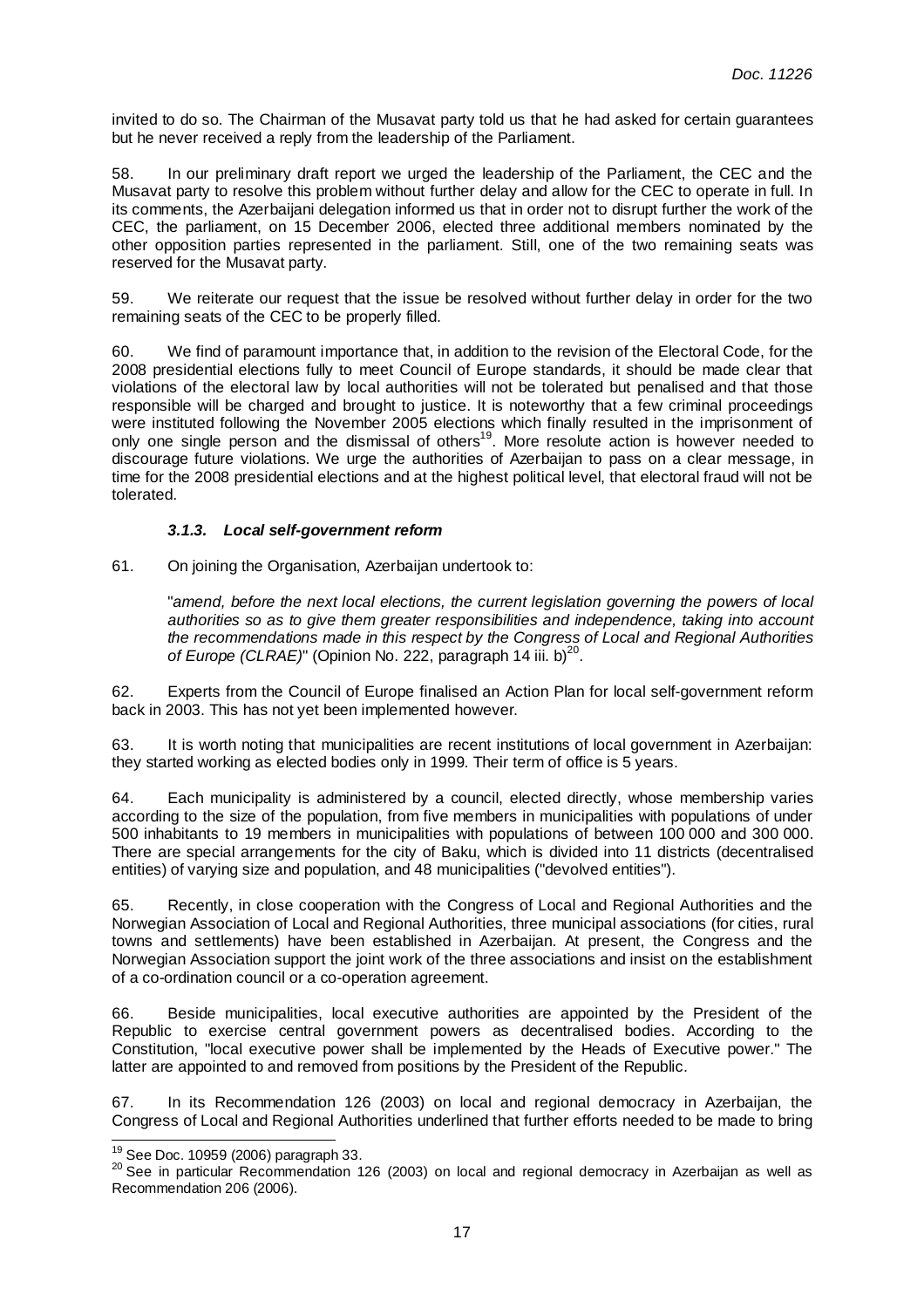invited to do so. The Chairman of the Musavat party told us that he had asked for certain guarantees but he never received a reply from the leadership of the Parliament.

58. In our preliminary draft report we urged the leadership of the Parliament, the CEC and the Musavat party to resolve this problem without further delay and allow for the CEC to operate in full. In its comments, the Azerbaijani delegation informed us that in order not to disrupt further the work of the CEC, the parliament, on 15 December 2006, elected three additional members nominated by the other opposition parties represented in the parliament. Still, one of the two remaining seats was reserved for the Musavat party.

59. We reiterate our request that the issue be resolved without further delay in order for the two remaining seats of the CEC to be properly filled.

60. We find of paramount importance that, in addition to the revision of the Electoral Code, for the 2008 presidential elections fully to meet Council of Europe standards, it should be made clear that violations of the electoral law by local authorities will not be tolerated but penalised and that those responsible will be charged and brought to justice. It is noteworthy that a few criminal proceedings were instituted following the November 2005 elections which finally resulted in the imprisonment of only one single person and the dismissal of others[19]. More resolute action is however needed to discourage future violations. We urge the authorities of Azerbaijan to pass on a clear message, in time for the 2008 presidential elections and at the highest political level, that electoral fraud will not be tolerated.

#### *3.1.3. Local self-government reform*

61. On joining the Organisation, Azerbaijan undertook to:

> "*amend, before the next local elections, the current legislation governing the powers of local authorities so as to give them greater responsibilities and independence, taking into account the recommendations made in this respect by the Congress of Local and Regional Authorities of Europe (CLRAE)*" (Opinion No. 222, paragraph 14 iii. b)[20].

62. Experts from the Council of Europe finalised an Action Plan for local self-government reform back in 2003. This has not yet been implemented however.

63. It is worth noting that municipalities are recent institutions of local government in Azerbaijan: they started working as elected bodies only in 1999. Their term of office is 5 years.

64. Each municipality is administered by a council, elected directly, whose membership varies according to the size of the population, from five members in municipalities with populations of under 500 inhabitants to 19 members in municipalities with populations of between 100 000 and 300 000. There are special arrangements for the city of Baku, which is divided into 11 districts (decentralised entities) of varying size and population, and 48 municipalities ("devolved entities").

65. Recently, in close cooperation with the Congress of Local and Regional Authorities and the Norwegian Association of Local and Regional Authorities, three municipal associations (for cities, rural towns and settlements) have been established in Azerbaijan. At present, the Congress and the Norwegian Association support the joint work of the three associations and insist on the establishment of a co-ordination council or a co-operation agreement.

66. Beside municipalities, local executive authorities are appointed by the President of the Republic to exercise central government powers as decentralised bodies. According to the Constitution, "local executive power shall be implemented by the Heads of Executive power." The latter are appointed to and removed from positions by the President of the Republic.

67. In its Recommendation 126 (2003) on local and regional democracy in Azerbaijan, the Congress of Local and Regional Authorities underlined that further efforts needed to be made to bring

---

[19] See Doc. 10959 (2006) paragraph 33.

[20] See in particular Recommendation 126 (2003) on local and regional democracy in Azerbaijan as well as Recommendation 206 (2006).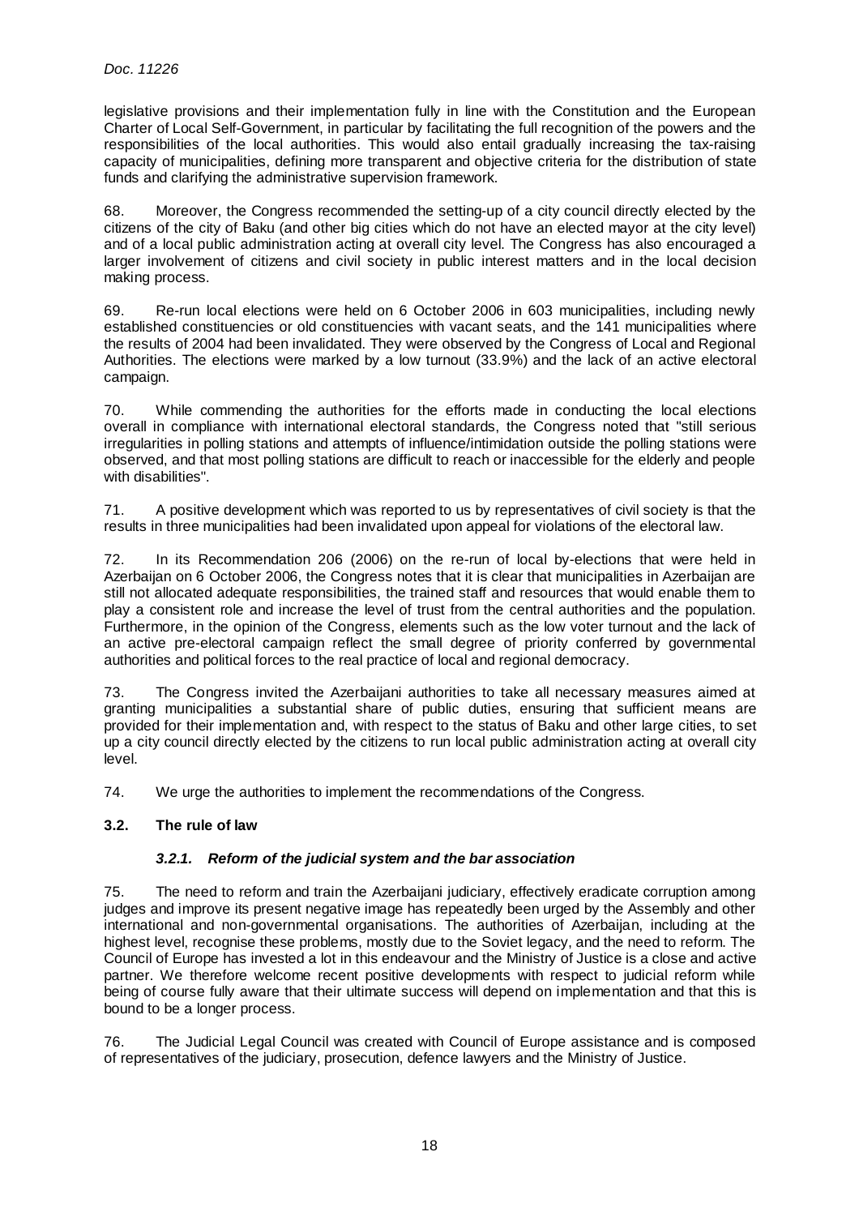legislative provisions and their implementation fully in line with the Constitution and the European Charter of Local Self-Government, in particular by facilitating the full recognition of the powers and the responsibilities of the local authorities. This would also entail gradually increasing the tax-raising capacity of municipalities, defining more transparent and objective criteria for the distribution of state funds and clarifying the administrative supervision framework.

68. Moreover, the Congress recommended the setting-up of a city council directly elected by the citizens of the city of Baku (and other big cities which do not have an elected mayor at the city level) and of a local public administration acting at overall city level. The Congress has also encouraged a larger involvement of citizens and civil society in public interest matters and in the local decision making process.

69. Re-run local elections were held on 6 October 2006 in 603 municipalities, including newly established constituencies or old constituencies with vacant seats, and the 141 municipalities where the results of 2004 had been invalidated. They were observed by the Congress of Local and Regional Authorities. The elections were marked by a low turnout (33.9%) and the lack of an active electoral campaign.

70. While commending the authorities for the efforts made in conducting the local elections overall in compliance with international electoral standards, the Congress noted that "still serious irregularities in polling stations and attempts of influence/intimidation outside the polling stations were observed, and that most polling stations are difficult to reach or inaccessible for the elderly and people with disabilities".

71. A positive development which was reported to us by representatives of civil society is that the results in three municipalities had been invalidated upon appeal for violations of the electoral law.

72. In its Recommendation 206 (2006) on the re-run of local by-elections that were held in Azerbaijan on 6 October 2006, the Congress notes that it is clear that municipalities in Azerbaijan are still not allocated adequate responsibilities, the trained staff and resources that would enable them to play a consistent role and increase the level of trust from the central authorities and the population. Furthermore, in the opinion of the Congress, elements such as the low voter turnout and the lack of an active pre-electoral campaign reflect the small degree of priority conferred by governmental authorities and political forces to the real practice of local and regional democracy.

73. The Congress invited the Azerbaijani authorities to take all necessary measures aimed at granting municipalities a substantial share of public duties, ensuring that sufficient means are provided for their implementation and, with respect to the status of Baku and other large cities, to set up a city council directly elected by the citizens to run local public administration acting at overall city level.

74. We urge the authorities to implement the recommendations of the Congress.

### 3.2. The rule of law

#### *3.2.1. Reform of the judicial system and the bar association*

75. The need to reform and train the Azerbaijani judiciary, effectively eradicate corruption among judges and improve its present negative image has repeatedly been urged by the Assembly and other international and non-governmental organisations. The authorities of Azerbaijan, including at the highest level, recognise these problems, mostly due to the Soviet legacy, and the need to reform. The Council of Europe has invested a lot in this endeavour and the Ministry of Justice is a close and active partner. We therefore welcome recent positive developments with respect to judicial reform while being of course fully aware that their ultimate success will depend on implementation and that this is bound to be a longer process.

76. The Judicial Legal Council was created with Council of Europe assistance and is composed of representatives of the judiciary, prosecution, defence lawyers and the Ministry of Justice.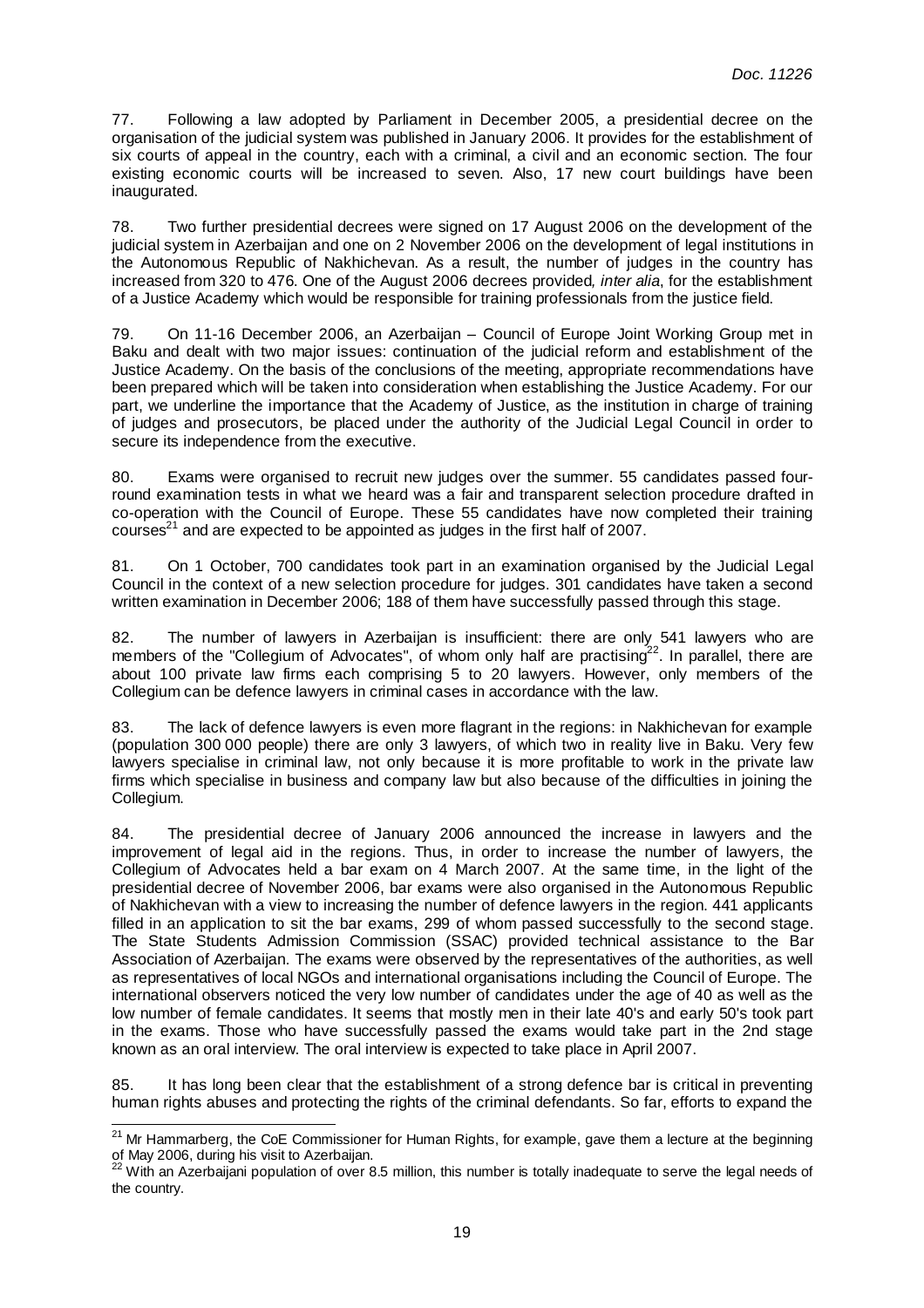77. Following a law adopted by Parliament in December 2005, a presidential decree on the organisation of the judicial system was published in January 2006. It provides for the establishment of six courts of appeal in the country, each with a criminal, a civil and an economic section. The four existing economic courts will be increased to seven. Also, 17 new court buildings have been inaugurated.

78. Two further presidential decrees were signed on 17 August 2006 on the development of the judicial system in Azerbaijan and one on 2 November 2006 on the development of legal institutions in the Autonomous Republic of Nakhichevan. As a result, the number of judges in the country has increased from 320 to 476. One of the August 2006 decrees provided, *inter alia*, for the establishment of a Justice Academy which would be responsible for training professionals from the justice field.

79. On 11-16 December 2006, an Azerbaijan – Council of Europe Joint Working Group met in Baku and dealt with two major issues: continuation of the judicial reform and establishment of the Justice Academy. On the basis of the conclusions of the meeting, appropriate recommendations have been prepared which will be taken into consideration when establishing the Justice Academy. For our part, we underline the importance that the Academy of Justice, as the institution in charge of training of judges and prosecutors, be placed under the authority of the Judicial Legal Council in order to secure its independence from the executive.

80. Exams were organised to recruit new judges over the summer. 55 candidates passed four-round examination tests in what we heard was a fair and transparent selection procedure drafted in co-operation with the Council of Europe. These 55 candidates have now completed their training courses[21] and are expected to be appointed as judges in the first half of 2007.

81. On 1 October, 700 candidates took part in an examination organised by the Judicial Legal Council in the context of a new selection procedure for judges. 301 candidates have taken a second written examination in December 2006; 188 of them have successfully passed through this stage.

82. The number of lawyers in Azerbaijan is insufficient: there are only 541 lawyers who are members of the "Collegium of Advocates", of whom only half are practising[22]. In parallel, there are about 100 private law firms each comprising 5 to 20 lawyers. However, only members of the Collegium can be defence lawyers in criminal cases in accordance with the law.

83. The lack of defence lawyers is even more flagrant in the regions: in Nakhichevan for example (population 300 000 people) there are only 3 lawyers, of which two in reality live in Baku. Very few lawyers specialise in criminal law, not only because it is more profitable to work in the private law firms which specialise in business and company law but also because of the difficulties in joining the Collegium.

84. The presidential decree of January 2006 announced the increase in lawyers and the improvement of legal aid in the regions. Thus, in order to increase the number of lawyers, the Collegium of Advocates held a bar exam on 4 March 2007. At the same time, in the light of the presidential decree of November 2006, bar exams were also organised in the Autonomous Republic of Nakhichevan with a view to increasing the number of defence lawyers in the region. 441 applicants filled in an application to sit the bar exams, 299 of whom passed successfully to the second stage. The State Students Admission Commission (SSAC) provided technical assistance to the Bar Association of Azerbaijan. The exams were observed by the representatives of the authorities, as well as representatives of local NGOs and international organisations including the Council of Europe. The international observers noticed the very low number of candidates under the age of 40 as well as the low number of female candidates. It seems that mostly men in their late 40's and early 50's took part in the exams. Those who have successfully passed the exams would take part in the 2nd stage known as an oral interview. The oral interview is expected to take place in April 2007.

85. It has long been clear that the establishment of a strong defence bar is critical in preventing human rights abuses and protecting the rights of the criminal defendants. So far, efforts to expand the

---

[21] Mr Hammarberg, the CoE Commissioner for Human Rights, for example, gave them a lecture at the beginning of May 2006, during his visit to Azerbaijan.

[22] With an Azerbaijani population of over 8.5 million, this number is totally inadequate to serve the legal needs of the country.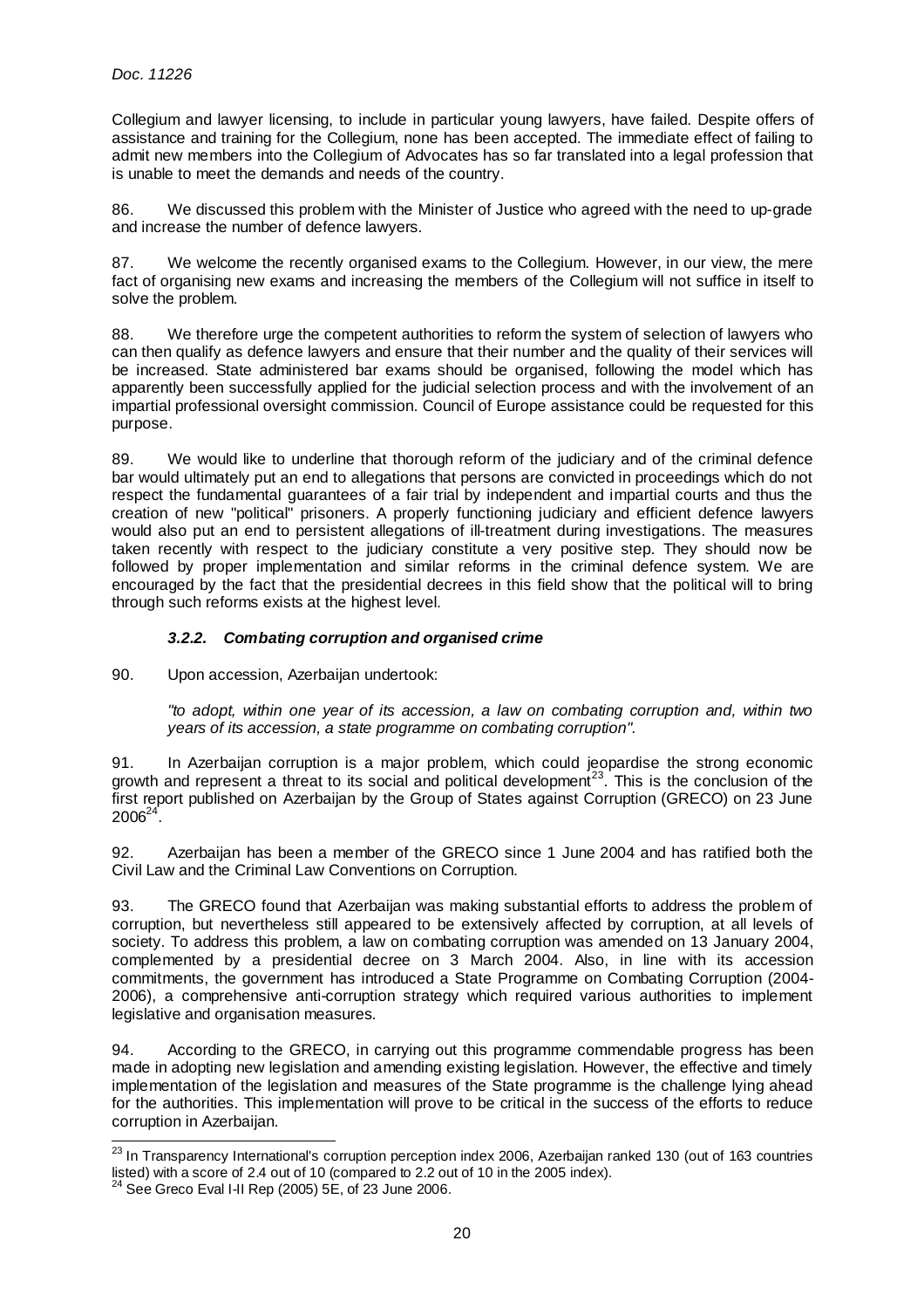Collegium and lawyer licensing, to include in particular young lawyers, have failed. Despite offers of assistance and training for the Collegium, none has been accepted. The immediate effect of failing to admit new members into the Collegium of Advocates has so far translated into a legal profession that is unable to meet the demands and needs of the country.

86. We discussed this problem with the Minister of Justice who agreed with the need to up-grade and increase the number of defence lawyers.

87. We welcome the recently organised exams to the Collegium. However, in our view, the mere fact of organising new exams and increasing the members of the Collegium will not suffice in itself to solve the problem.

88. We therefore urge the competent authorities to reform the system of selection of lawyers who can then qualify as defence lawyers and ensure that their number and the quality of their services will be increased. State administered bar exams should be organised, following the model which has apparently been successfully applied for the judicial selection process and with the involvement of an impartial professional oversight commission. Council of Europe assistance could be requested for this purpose.

89. We would like to underline that thorough reform of the judiciary and of the criminal defence bar would ultimately put an end to allegations that persons are convicted in proceedings which do not respect the fundamental guarantees of a fair trial by independent and impartial courts and thus the creation of new "political" prisoners. A properly functioning judiciary and efficient defence lawyers would also put an end to persistent allegations of ill-treatment during investigations. The measures taken recently with respect to the judiciary constitute a very positive step. They should now be followed by proper implementation and similar reforms in the criminal defence system. We are encouraged by the fact that the presidential decrees in this field show that the political will to bring through such reforms exists at the highest level.

### *3.2.2. Combating corruption and organised crime*

90. Upon accession, Azerbaijan undertook:

> *"to adopt, within one year of its accession, a law on combating corruption and, within two years of its accession, a state programme on combating corruption".*

91. In Azerbaijan corruption is a major problem, which could jeopardise the strong economic growth and represent a threat to its social and political development[23]. This is the conclusion of the first report published on Azerbaijan by the Group of States against Corruption (GRECO) on 23 June 2006[24].

92. Azerbaijan has been a member of the GRECO since 1 June 2004 and has ratified both the Civil Law and the Criminal Law Conventions on Corruption.

93. The GRECO found that Azerbaijan was making substantial efforts to address the problem of corruption, but nevertheless still appeared to be extensively affected by corruption, at all levels of society. To address this problem, a law on combating corruption was amended on 13 January 2004, complemented by a presidential decree on 3 March 2004. Also, in line with its accession commitments, the government has introduced a State Programme on Combating Corruption (2004-2006), a comprehensive anti-corruption strategy which required various authorities to implement legislative and organisation measures.

94. According to the GRECO, in carrying out this programme commendable progress has been made in adopting new legislation and amending existing legislation. However, the effective and timely implementation of the legislation and measures of the State programme is the challenge lying ahead for the authorities. This implementation will prove to be critical in the success of the efforts to reduce corruption in Azerbaijan.

---

[23] In Transparency International's corruption perception index 2006, Azerbaijan ranked 130 (out of 163 countries listed) with a score of 2.4 out of 10 (compared to 2.2 out of 10 in the 2005 index).

[24] See Greco Eval I-II Rep (2005) 5E, of 23 June 2006.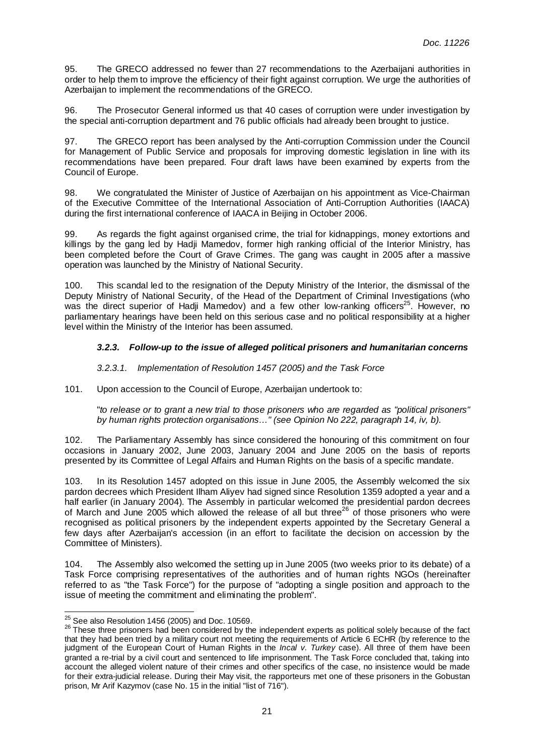95. The GRECO addressed no fewer than 27 recommendations to the Azerbaijani authorities in order to help them to improve the efficiency of their fight against corruption. We urge the authorities of Azerbaijan to implement the recommendations of the GRECO.

96. The Prosecutor General informed us that 40 cases of corruption were under investigation by the special anti-corruption department and 76 public officials had already been brought to justice.

97. The GRECO report has been analysed by the Anti-corruption Commission under the Council for Management of Public Service and proposals for improving domestic legislation in line with its recommendations have been prepared. Four draft laws have been examined by experts from the Council of Europe.

98. We congratulated the Minister of Justice of Azerbaijan on his appointment as Vice-Chairman of the Executive Committee of the International Association of Anti-Corruption Authorities (IAACA) during the first international conference of IAACA in Beijing in October 2006.

99. As regards the fight against organised crime, the trial for kidnappings, money extortions and killings by the gang led by Hadji Mamedov, former high ranking official of the Interior Ministry, has been completed before the Court of Grave Crimes. The gang was caught in 2005 after a massive operation was launched by the Ministry of National Security.

100. This scandal led to the resignation of the Deputy Ministry of the Interior, the dismissal of the Deputy Ministry of National Security, of the Head of the Department of Criminal Investigations (who was the direct superior of Hadji Mamedov) and a few other low-ranking officers[25]. However, no parliamentary hearings have been held on this serious case and no political responsibility at a higher level within the Ministry of the Interior has been assumed.

#### ***3.2.3. Follow-up to the issue of alleged political prisoners and humanitarian concerns***

##### *3.2.3.1. Implementation of Resolution 1457 (2005) and the Task Force*

101. Upon accession to the Council of Europe, Azerbaijan undertook to:

> "*to release or to grant a new trial to those prisoners who are regarded as "political prisoners" by human rights protection organisations…" (see Opinion No 222, paragraph 14, iv, b).*

102. The Parliamentary Assembly has since considered the honouring of this commitment on four occasions in January 2002, June 2003, January 2004 and June 2005 on the basis of reports presented by its Committee of Legal Affairs and Human Rights on the basis of a specific mandate.

103. In its Resolution 1457 adopted on this issue in June 2005, the Assembly welcomed the six pardon decrees which President Ilham Aliyev had signed since Resolution 1359 adopted a year and a half earlier (in January 2004). The Assembly in particular welcomed the presidential pardon decrees of March and June 2005 which allowed the release of all but three[26] of those prisoners who were recognised as political prisoners by the independent experts appointed by the Secretary General a few days after Azerbaijan's accession (in an effort to facilitate the decision on accession by the Committee of Ministers).

104. The Assembly also welcomed the setting up in June 2005 (two weeks prior to its debate) of a Task Force comprising representatives of the authorities and of human rights NGOs (hereinafter referred to as "the Task Force") for the purpose of "adopting a single position and approach to the issue of meeting the commitment and eliminating the problem".

---

[25] See also Resolution 1456 (2005) and Doc. 10569.

[26] These three prisoners had been considered by the independent experts as political solely because of the fact that they had been tried by a military court not meeting the requirements of Article 6 ECHR (by reference to the judgment of the European Court of Human Rights in the *Incal v. Turkey* case). All three of them have been granted a re-trial by a civil court and sentenced to life imprisonment. The Task Force concluded that, taking into account the alleged violent nature of their crimes and other specifics of the case, no insistence would be made for their extra-judicial release. During their May visit, the rapporteurs met one of these prisoners in the Gobustan prison, Mr Arif Kazymov (case No. 15 in the initial "list of 716").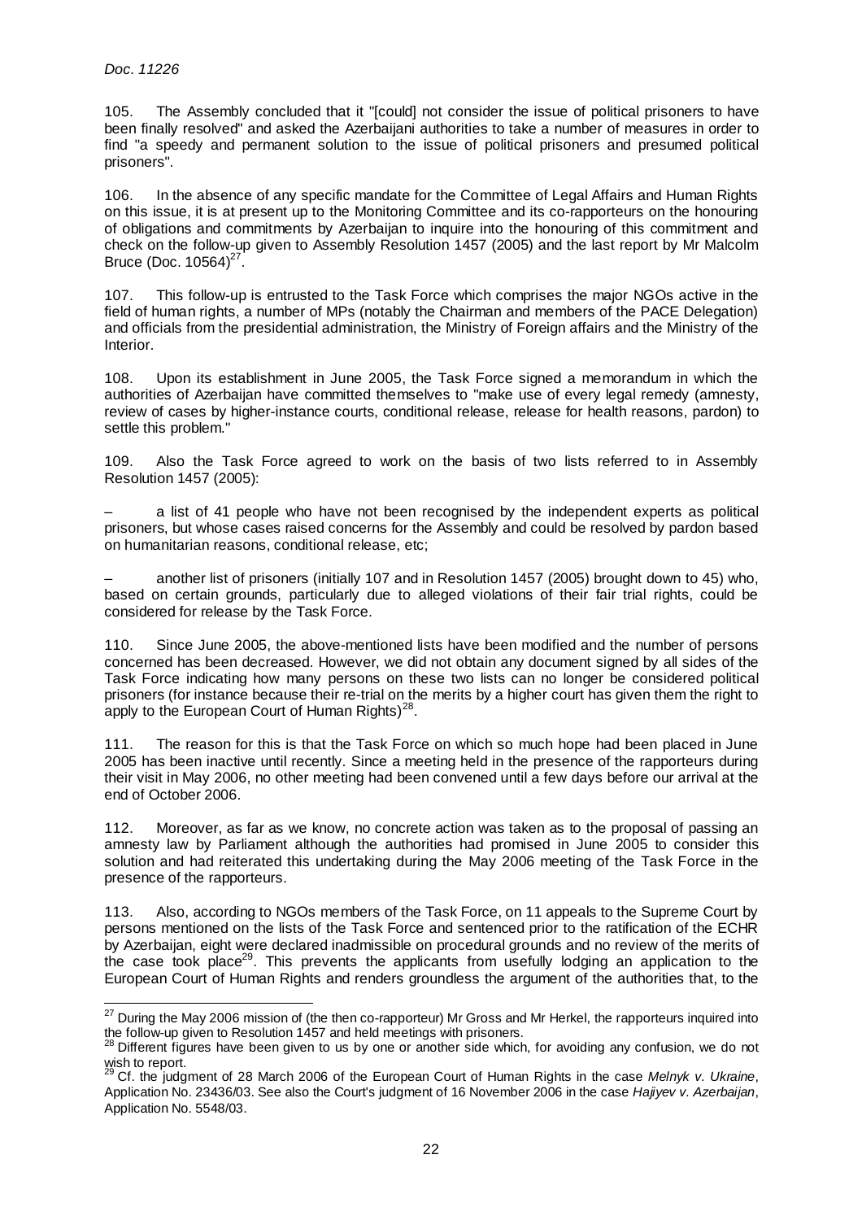105. The Assembly concluded that it "[could] not consider the issue of political prisoners to have been finally resolved" and asked the Azerbaijani authorities to take a number of measures in order to find "a speedy and permanent solution to the issue of political prisoners and presumed political prisoners".

106. In the absence of any specific mandate for the Committee of Legal Affairs and Human Rights on this issue, it is at present up to the Monitoring Committee and its co-rapporteurs on the honouring of obligations and commitments by Azerbaijan to inquire into the honouring of this commitment and check on the follow-up given to Assembly Resolution 1457 (2005) and the last report by Mr Malcolm Bruce (Doc. 10564)[27].

107. This follow-up is entrusted to the Task Force which comprises the major NGOs active in the field of human rights, a number of MPs (notably the Chairman and members of the PACE Delegation) and officials from the presidential administration, the Ministry of Foreign affairs and the Ministry of the Interior.

108. Upon its establishment in June 2005, the Task Force signed a memorandum in which the authorities of Azerbaijan have committed themselves to "make use of every legal remedy (amnesty, review of cases by higher-instance courts, conditional release, release for health reasons, pardon) to settle this problem."

109. Also the Task Force agreed to work on the basis of two lists referred to in Assembly Resolution 1457 (2005):

– a list of 41 people who have not been recognised by the independent experts as political prisoners, but whose cases raised concerns for the Assembly and could be resolved by pardon based on humanitarian reasons, conditional release, etc;

– another list of prisoners (initially 107 and in Resolution 1457 (2005) brought down to 45) who, based on certain grounds, particularly due to alleged violations of their fair trial rights, could be considered for release by the Task Force.

110. Since June 2005, the above-mentioned lists have been modified and the number of persons concerned has been decreased. However, we did not obtain any document signed by all sides of the Task Force indicating how many persons on these two lists can no longer be considered political prisoners (for instance because their re-trial on the merits by a higher court has given them the right to apply to the European Court of Human Rights)[28].

111. The reason for this is that the Task Force on which so much hope had been placed in June 2005 has been inactive until recently. Since a meeting held in the presence of the rapporteurs during their visit in May 2006, no other meeting had been convened until a few days before our arrival at the end of October 2006.

112. Moreover, as far as we know, no concrete action was taken as to the proposal of passing an amnesty law by Parliament although the authorities had promised in June 2005 to consider this solution and had reiterated this undertaking during the May 2006 meeting of the Task Force in the presence of the rapporteurs.

113. Also, according to NGOs members of the Task Force, on 11 appeals to the Supreme Court by persons mentioned on the lists of the Task Force and sentenced prior to the ratification of the ECHR by Azerbaijan, eight were declared inadmissible on procedural grounds and no review of the merits of the case took place[29]. This prevents the applicants from usefully lodging an application to the European Court of Human Rights and renders groundless the argument of the authorities that, to the

---

[27] During the May 2006 mission of (the then co-rapporteur) Mr Gross and Mr Herkel, the rapporteurs inquired into the follow-up given to Resolution 1457 and held meetings with prisoners.

[28] Different figures have been given to us by one or another side which, for avoiding any confusion, we do not wish to report.

[29] Cf. the judgment of 28 March 2006 of the European Court of Human Rights in the case *Melnyk v. Ukraine*, Application No. 23436/03. See also the Court's judgment of 16 November 2006 in the case *Hajiyev v. Azerbaijan*, Application No. 5548/03.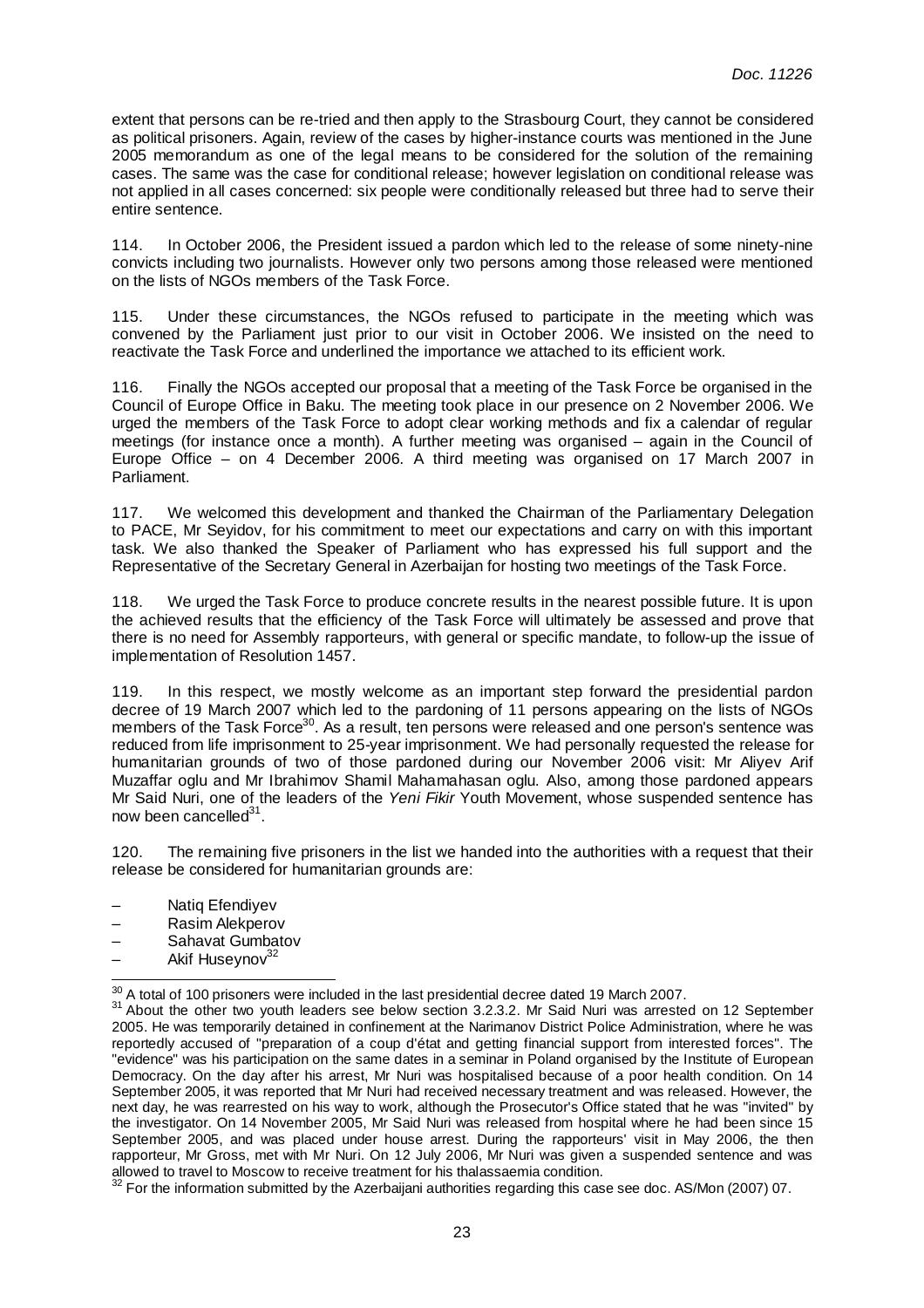extent that persons can be re-tried and then apply to the Strasbourg Court, they cannot be considered as political prisoners. Again, review of the cases by higher-instance courts was mentioned in the June 2005 memorandum as one of the legal means to be considered for the solution of the remaining cases. The same was the case for conditional release; however legislation on conditional release was not applied in all cases concerned: six people were conditionally released but three had to serve their entire sentence.

114. In October 2006, the President issued a pardon which led to the release of some ninety-nine convicts including two journalists. However only two persons among those released were mentioned on the lists of NGOs members of the Task Force.

115. Under these circumstances, the NGOs refused to participate in the meeting which was convened by the Parliament just prior to our visit in October 2006. We insisted on the need to reactivate the Task Force and underlined the importance we attached to its efficient work.

116. Finally the NGOs accepted our proposal that a meeting of the Task Force be organised in the Council of Europe Office in Baku. The meeting took place in our presence on 2 November 2006. We urged the members of the Task Force to adopt clear working methods and fix a calendar of regular meetings (for instance once a month). A further meeting was organised – again in the Council of Europe Office – on 4 December 2006. A third meeting was organised on 17 March 2007 in Parliament.

117. We welcomed this development and thanked the Chairman of the Parliamentary Delegation to PACE, Mr Seyidov, for his commitment to meet our expectations and carry on with this important task. We also thanked the Speaker of Parliament who has expressed his full support and the Representative of the Secretary General in Azerbaijan for hosting two meetings of the Task Force.

118. We urged the Task Force to produce concrete results in the nearest possible future. It is upon the achieved results that the efficiency of the Task Force will ultimately be assessed and prove that there is no need for Assembly rapporteurs, with general or specific mandate, to follow-up the issue of implementation of Resolution 1457.

119. In this respect, we mostly welcome as an important step forward the presidential pardon decree of 19 March 2007 which led to the pardoning of 11 persons appearing on the lists of NGOs members of the Task Force[30]. As a result, ten persons were released and one person's sentence was reduced from life imprisonment to 25-year imprisonment. We had personally requested the release for humanitarian grounds of two of those pardoned during our November 2006 visit: Mr Aliyev Arif Muzaffar oglu and Mr Ibrahimov Shamil Mahamahasan oglu. Also, among those pardoned appears Mr Said Nuri, one of the leaders of the *Yeni Fikir* Youth Movement, whose suspended sentence has now been cancelled[31].

120. The remaining five prisoners in the list we handed into the authorities with a request that their release be considered for humanitarian grounds are:

– Natiq Efendiyev
– Rasim Alekperov
– Sahavat Gumbatov
– Akif Huseynov[32]

[30] A total of 100 prisoners were included in the last presidential decree dated 19 March 2007.

[31] About the other two youth leaders see below section 3.2.3.2. Mr Said Nuri was arrested on 12 September 2005. He was temporarily detained in confinement at the Narimanov District Police Administration, where he was reportedly accused of "preparation of a coup d'état and getting financial support from interested forces". The "evidence" was his participation on the same dates in a seminar in Poland organised by the Institute of European Democracy. On the day after his arrest, Mr Nuri was hospitalised because of a poor health condition. On 14 September 2005, it was reported that Mr Nuri had received necessary treatment and was released. However, the next day, he was rearrested on his way to work, although the Prosecutor's Office stated that he was "invited" by the investigator. On 14 November 2005, Mr Said Nuri was released from hospital where he had been since 15 September 2005, and was placed under house arrest. During the rapporteurs' visit in May 2006, the then rapporteur, Mr Gross, met with Mr Nuri. On 12 July 2006, Mr Nuri was given a suspended sentence and was allowed to travel to Moscow to receive treatment for his thalassaemia condition.

[32] For the information submitted by the Azerbaijani authorities regarding this case see doc. AS/Mon (2007) 07.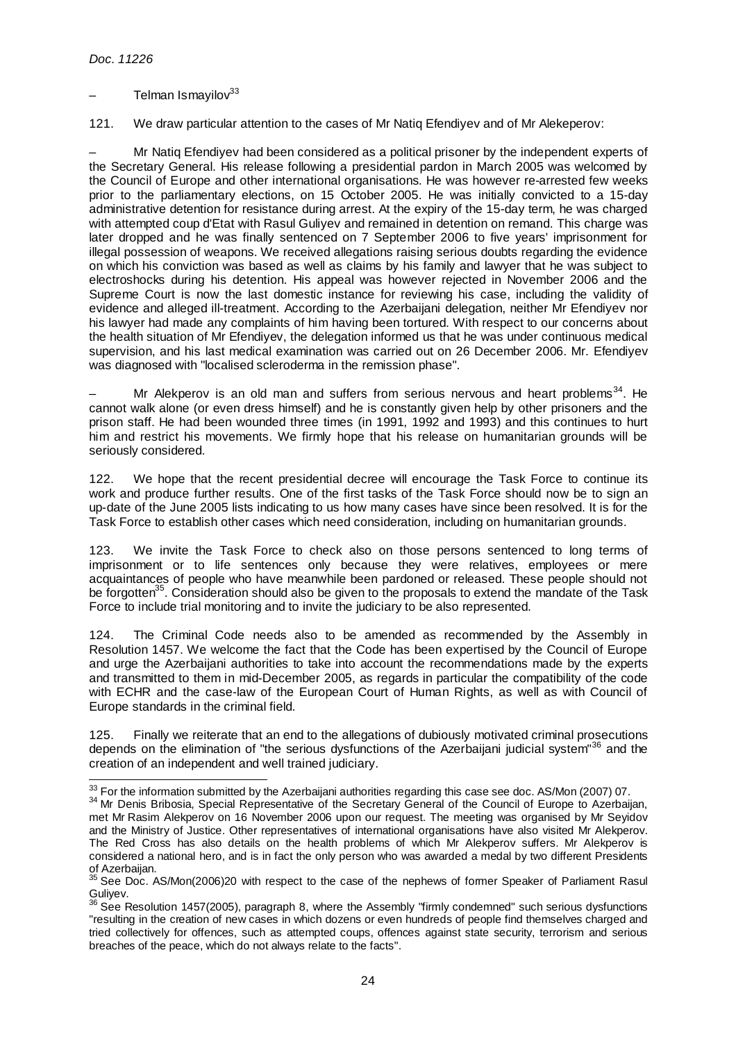– Telman Ismayilov[33]

121. We draw particular attention to the cases of Mr Natiq Efendiyev and of Mr Alekeperov:

– Mr Natiq Efendiyev had been considered as a political prisoner by the independent experts of the Secretary General. His release following a presidential pardon in March 2005 was welcomed by the Council of Europe and other international organisations. He was however re-arrested few weeks prior to the parliamentary elections, on 15 October 2005. He was initially convicted to a 15-day administrative detention for resistance during arrest. At the expiry of the 15-day term, he was charged with attempted coup d'Etat with Rasul Guliyev and remained in detention on remand. This charge was later dropped and he was finally sentenced on 7 September 2006 to five years' imprisonment for illegal possession of weapons. We received allegations raising serious doubts regarding the evidence on which his conviction was based as well as claims by his family and lawyer that he was subject to electroshocks during his detention. His appeal was however rejected in November 2006 and the Supreme Court is now the last domestic instance for reviewing his case, including the validity of evidence and alleged ill-treatment. According to the Azerbaijani delegation, neither Mr Efendiyev nor his lawyer had made any complaints of him having been tortured. With respect to our concerns about the health situation of Mr Efendiyev, the delegation informed us that he was under continuous medical supervision, and his last medical examination was carried out on 26 December 2006. Mr. Efendiyev was diagnosed with "localised scleroderma in the remission phase".

– Mr Alekperov is an old man and suffers from serious nervous and heart problems[34]. He cannot walk alone (or even dress himself) and he is constantly given help by other prisoners and the prison staff. He had been wounded three times (in 1991, 1992 and 1993) and this continues to hurt him and restrict his movements. We firmly hope that his release on humanitarian grounds will be seriously considered.

122. We hope that the recent presidential decree will encourage the Task Force to continue its work and produce further results. One of the first tasks of the Task Force should now be to sign an up-date of the June 2005 lists indicating to us how many cases have since been resolved. It is for the Task Force to establish other cases which need consideration, including on humanitarian grounds.

123. We invite the Task Force to check also on those persons sentenced to long terms of imprisonment or to life sentences only because they were relatives, employees or mere acquaintances of people who have meanwhile been pardoned or released. These people should not be forgotten[35]. Consideration should also be given to the proposals to extend the mandate of the Task Force to include trial monitoring and to invite the judiciary to be also represented.

124. The Criminal Code needs also to be amended as recommended by the Assembly in Resolution 1457. We welcome the fact that the Code has been expertised by the Council of Europe and urge the Azerbaijani authorities to take into account the recommendations made by the experts and transmitted to them in mid-December 2005, as regards in particular the compatibility of the code with ECHR and the case-law of the European Court of Human Rights, as well as with Council of Europe standards in the criminal field.

125. Finally we reiterate that an end to the allegations of dubiously motivated criminal prosecutions depends on the elimination of "the serious dysfunctions of the Azerbaijani judicial system"[36] and the creation of an independent and well trained judiciary.

---

[33] For the information submitted by the Azerbaijani authorities regarding this case see doc. AS/Mon (2007) 07.

[34] Mr Denis Bribosia, Special Representative of the Secretary General of the Council of Europe to Azerbaijan, met Mr Rasim Alekperov on 16 November 2006 upon our request. The meeting was organised by Mr Seyidov and the Ministry of Justice. Other representatives of international organisations have also visited Mr Alekperov. The Red Cross has also details on the health problems of which Mr Alekperov suffers. Mr Alekperov is considered a national hero, and is in fact the only person who was awarded a medal by two different Presidents of Azerbaijan.

[35] See Doc. AS/Mon(2006)20 with respect to the case of the nephews of former Speaker of Parliament Rasul Guliyev.

[36] See Resolution 1457(2005), paragraph 8, where the Assembly "firmly condemned" such serious dysfunctions "resulting in the creation of new cases in which dozens or even hundreds of people find themselves charged and tried collectively for offences, such as attempted coups, offences against state security, terrorism and serious breaches of the peace, which do not always relate to the facts".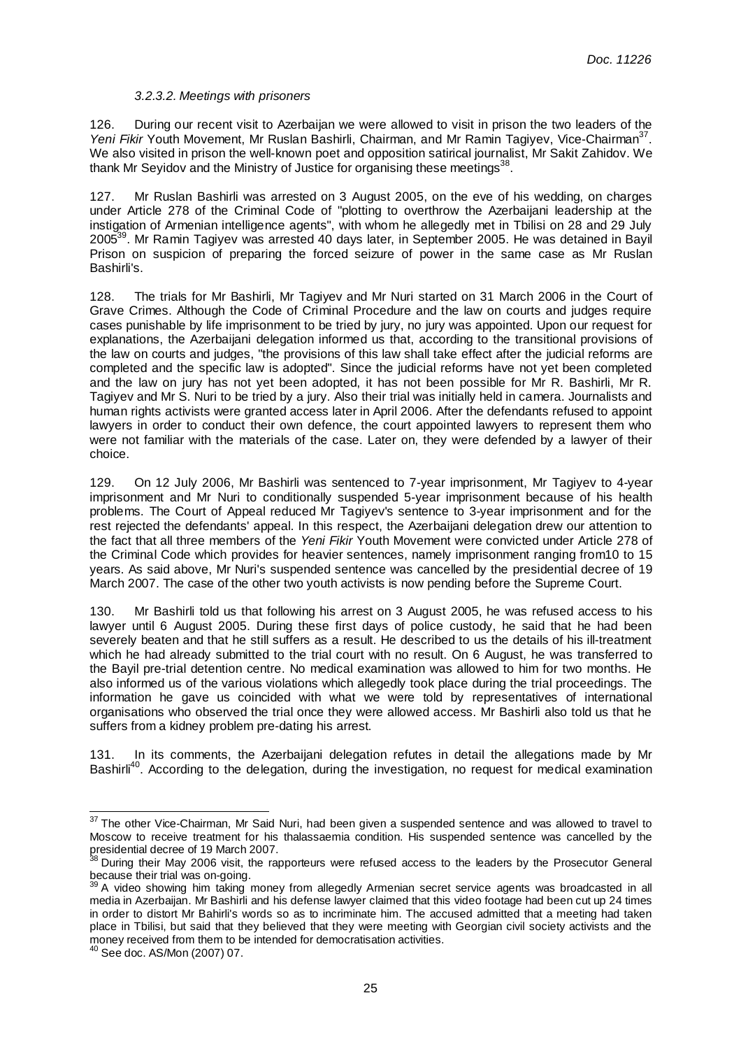#### *3.2.3.2. Meetings with prisoners*

126. During our recent visit to Azerbaijan we were allowed to visit in prison the two leaders of the *Yeni Fikir* Youth Movement, Mr Ruslan Bashirli, Chairman, and Mr Ramin Tagiyev, Vice-Chairman[37]. We also visited in prison the well-known poet and opposition satirical journalist, Mr Sakit Zahidov. We thank Mr Seyidov and the Ministry of Justice for organising these meetings[38].

127. Mr Ruslan Bashirli was arrested on 3 August 2005, on the eve of his wedding, on charges under Article 278 of the Criminal Code of "plotting to overthrow the Azerbaijani leadership at the instigation of Armenian intelligence agents", with whom he allegedly met in Tbilisi on 28 and 29 July 2005[39]. Mr Ramin Tagiyev was arrested 40 days later, in September 2005. He was detained in Bayil Prison on suspicion of preparing the forced seizure of power in the same case as Mr Ruslan Bashirli's.

128. The trials for Mr Bashirli, Mr Tagiyev and Mr Nuri started on 31 March 2006 in the Court of Grave Crimes. Although the Code of Criminal Procedure and the law on courts and judges require cases punishable by life imprisonment to be tried by jury, no jury was appointed. Upon our request for explanations, the Azerbaijani delegation informed us that, according to the transitional provisions of the law on courts and judges, "the provisions of this law shall take effect after the judicial reforms are completed and the specific law is adopted". Since the judicial reforms have not yet been completed and the law on jury has not yet been adopted, it has not been possible for Mr R. Bashirli, Mr R. Tagiyev and Mr S. Nuri to be tried by a jury. Also their trial was initially held in camera. Journalists and human rights activists were granted access later in April 2006. After the defendants refused to appoint lawyers in order to conduct their own defence, the court appointed lawyers to represent them who were not familiar with the materials of the case. Later on, they were defended by a lawyer of their choice.

129. On 12 July 2006, Mr Bashirli was sentenced to 7-year imprisonment, Mr Tagiyev to 4-year imprisonment and Mr Nuri to conditionally suspended 5-year imprisonment because of his health problems. The Court of Appeal reduced Mr Tagiyev's sentence to 3-year imprisonment and for the rest rejected the defendants' appeal. In this respect, the Azerbaijani delegation drew our attention to the fact that all three members of the *Yeni Fikir* Youth Movement were convicted under Article 278 of the Criminal Code which provides for heavier sentences, namely imprisonment ranging from10 to 15 years. As said above, Mr Nuri's suspended sentence was cancelled by the presidential decree of 19 March 2007. The case of the other two youth activists is now pending before the Supreme Court.

130. Mr Bashirli told us that following his arrest on 3 August 2005, he was refused access to his lawyer until 6 August 2005. During these first days of police custody, he said that he had been severely beaten and that he still suffers as a result. He described to us the details of his ill-treatment which he had already submitted to the trial court with no result. On 6 August, he was transferred to the Bayil pre-trial detention centre. No medical examination was allowed to him for two months. He also informed us of the various violations which allegedly took place during the trial proceedings. The information he gave us coincided with what we were told by representatives of international organisations who observed the trial once they were allowed access. Mr Bashirli also told us that he suffers from a kidney problem pre-dating his arrest.

131. In its comments, the Azerbaijani delegation refutes in detail the allegations made by Mr Bashirli[40]. According to the delegation, during the investigation, no request for medical examination

---

[37] The other Vice-Chairman, Mr Said Nuri, had been given a suspended sentence and was allowed to travel to Moscow to receive treatment for his thalassaemia condition. His suspended sentence was cancelled by the presidential decree of 19 March 2007.

[38] During their May 2006 visit, the rapporteurs were refused access to the leaders by the Prosecutor General because their trial was on-going.

[39] A video showing him taking money from allegedly Armenian secret service agents was broadcasted in all media in Azerbaijan. Mr Bashirli and his defense lawyer claimed that this video footage had been cut up 24 times in order to distort Mr Bahirli's words so as to incriminate him. The accused admitted that a meeting had taken place in Tbilisi, but said that they believed that they were meeting with Georgian civil society activists and the money received from them to be intended for democratisation activities.

[40] See doc. AS/Mon (2007) 07.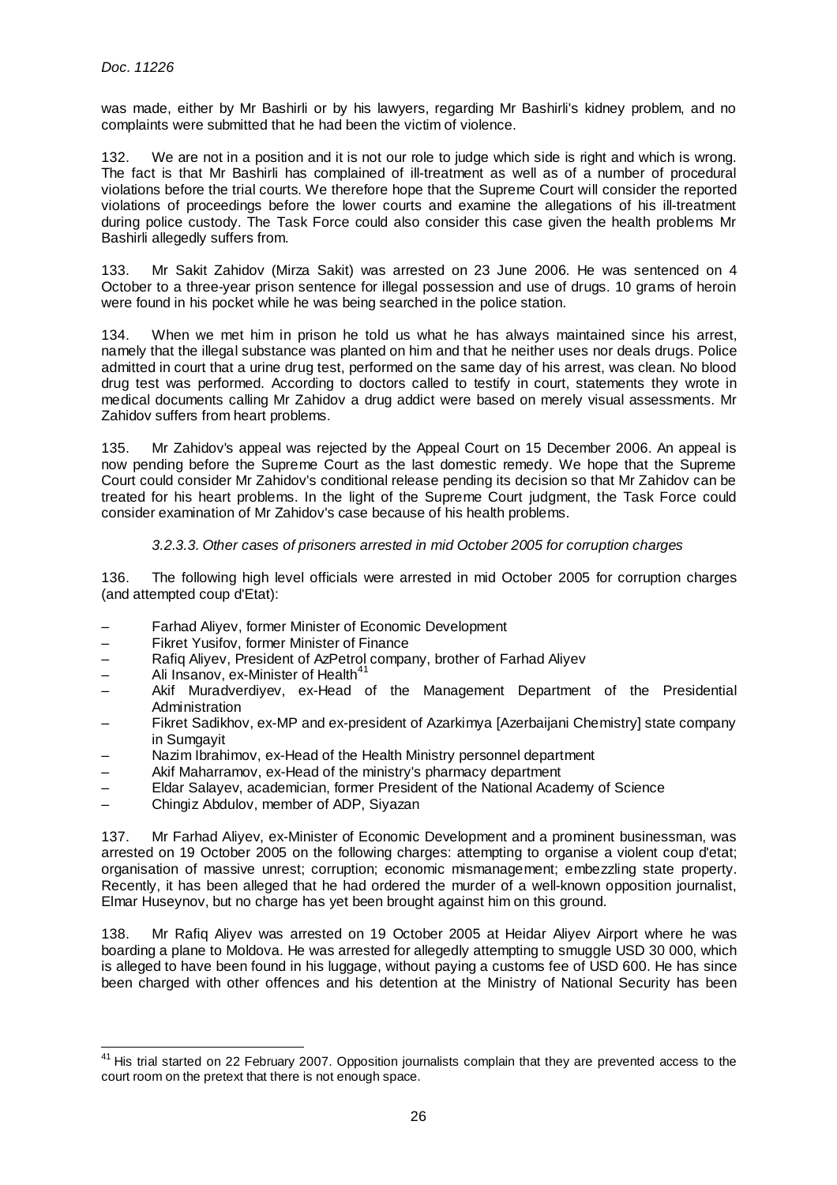was made, either by Mr Bashirli or by his lawyers, regarding Mr Bashirli's kidney problem, and no complaints were submitted that he had been the victim of violence.

132. We are not in a position and it is not our role to judge which side is right and which is wrong. The fact is that Mr Bashirli has complained of ill-treatment as well as of a number of procedural violations before the trial courts. We therefore hope that the Supreme Court will consider the reported violations of proceedings before the lower courts and examine the allegations of his ill-treatment during police custody. The Task Force could also consider this case given the health problems Mr Bashirli allegedly suffers from.

133. Mr Sakit Zahidov (Mirza Sakit) was arrested on 23 June 2006. He was sentenced on 4 October to a three-year prison sentence for illegal possession and use of drugs. 10 grams of heroin were found in his pocket while he was being searched in the police station.

134. When we met him in prison he told us what he has always maintained since his arrest, namely that the illegal substance was planted on him and that he neither uses nor deals drugs. Police admitted in court that a urine drug test, performed on the same day of his arrest, was clean. No blood drug test was performed. According to doctors called to testify in court, statements they wrote in medical documents calling Mr Zahidov a drug addict were based on merely visual assessments. Mr Zahidov suffers from heart problems.

135. Mr Zahidov's appeal was rejected by the Appeal Court on 15 December 2006. An appeal is now pending before the Supreme Court as the last domestic remedy. We hope that the Supreme Court could consider Mr Zahidov's conditional release pending its decision so that Mr Zahidov can be treated for his heart problems. In the light of the Supreme Court judgment, the Task Force could consider examination of Mr Zahidov's case because of his health problems.

#### *3.2.3.3. Other cases of prisoners arrested in mid October 2005 for corruption charges*

136. The following high level officials were arrested in mid October 2005 for corruption charges (and attempted coup d'Etat):

- Farhad Aliyev, former Minister of Economic Development
- Fikret Yusifov, former Minister of Finance
- Rafiq Aliyev, President of AzPetrol company, brother of Farhad Aliyev
- Ali Insanov, ex-Minister of Health[41]
- Akif Muradverdiyev, ex-Head of the Management Department of the Presidential Administration
- Fikret Sadikhov, ex-MP and ex-president of Azarkimya [Azerbaijani Chemistry] state company in Sumgayit
- Nazim Ibrahimov, ex-Head of the Health Ministry personnel department
- Akif Maharramov, ex-Head of the ministry's pharmacy department
- Eldar Salayev, academician, former President of the National Academy of Science
- Chingiz Abdulov, member of ADP, Siyazan

137. Mr Farhad Aliyev, ex-Minister of Economic Development and a prominent businessman, was arrested on 19 October 2005 on the following charges: attempting to organise a violent coup d'etat; organisation of massive unrest; corruption; economic mismanagement; embezzling state property. Recently, it has been alleged that he had ordered the murder of a well-known opposition journalist, Elmar Huseynov, but no charge has yet been brought against him on this ground.

138. Mr Rafiq Aliyev was arrested on 19 October 2005 at Heidar Aliyev Airport where he was boarding a plane to Moldova. He was arrested for allegedly attempting to smuggle USD 30 000, which is alleged to have been found in his luggage, without paying a customs fee of USD 600. He has since been charged with other offences and his detention at the Ministry of National Security has been

---

[41] His trial started on 22 February 2007. Opposition journalists complain that they are prevented access to the court room on the pretext that there is not enough space.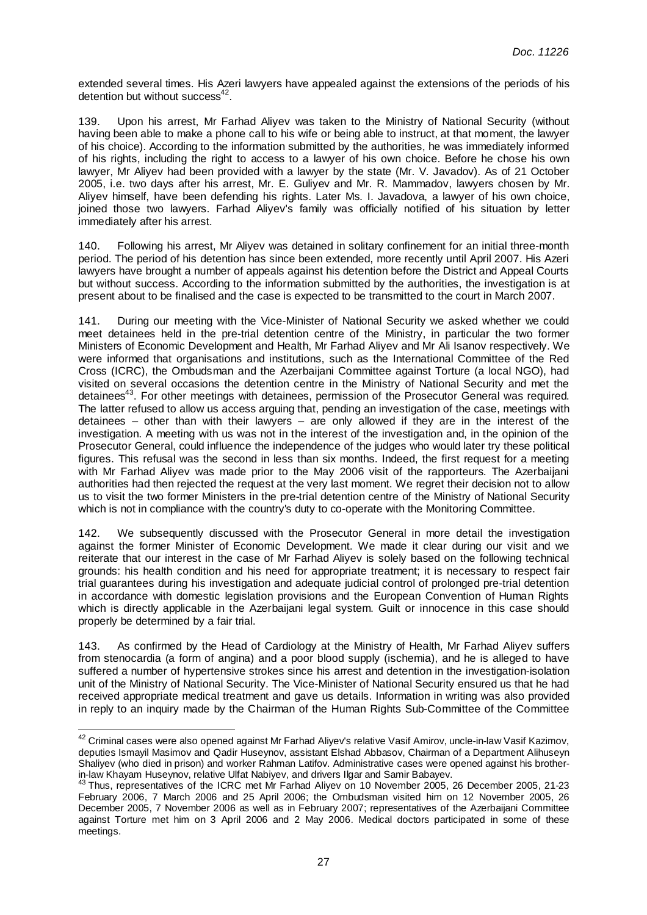extended several times. His Azeri lawyers have appealed against the extensions of the periods of his detention but without success[42].

139. Upon his arrest, Mr Farhad Aliyev was taken to the Ministry of National Security (without having been able to make a phone call to his wife or being able to instruct, at that moment, the lawyer of his choice). According to the information submitted by the authorities, he was immediately informed of his rights, including the right to access to a lawyer of his own choice. Before he chose his own lawyer, Mr Aliyev had been provided with a lawyer by the state (Mr. V. Javadov). As of 21 October 2005, i.e. two days after his arrest, Mr. E. Guliyev and Mr. R. Mammadov, lawyers chosen by Mr. Aliyev himself, have been defending his rights. Later Ms. I. Javadova, a lawyer of his own choice, joined those two lawyers. Farhad Aliyev's family was officially notified of his situation by letter immediately after his arrest.

140. Following his arrest, Mr Aliyev was detained in solitary confinement for an initial three-month period. The period of his detention has since been extended, more recently until April 2007. His Azeri lawyers have brought a number of appeals against his detention before the District and Appeal Courts but without success. According to the information submitted by the authorities, the investigation is at present about to be finalised and the case is expected to be transmitted to the court in March 2007.

141. During our meeting with the Vice-Minister of National Security we asked whether we could meet detainees held in the pre-trial detention centre of the Ministry, in particular the two former Ministers of Economic Development and Health, Mr Farhad Aliyev and Mr Ali Isanov respectively. We were informed that organisations and institutions, such as the International Committee of the Red Cross (ICRC), the Ombudsman and the Azerbaijani Committee against Torture (a local NGO), had visited on several occasions the detention centre in the Ministry of National Security and met the detainees[43]. For other meetings with detainees, permission of the Prosecutor General was required. The latter refused to allow us access arguing that, pending an investigation of the case, meetings with detainees – other than with their lawyers – are only allowed if they are in the interest of the investigation. A meeting with us was not in the interest of the investigation and, in the opinion of the Prosecutor General, could influence the independence of the judges who would later try these political figures. This refusal was the second in less than six months. Indeed, the first request for a meeting with Mr Farhad Aliyev was made prior to the May 2006 visit of the rapporteurs. The Azerbaijani authorities had then rejected the request at the very last moment. We regret their decision not to allow us to visit the two former Ministers in the pre-trial detention centre of the Ministry of National Security which is not in compliance with the country's duty to co-operate with the Monitoring Committee.

142. We subsequently discussed with the Prosecutor General in more detail the investigation against the former Minister of Economic Development. We made it clear during our visit and we reiterate that our interest in the case of Mr Farhad Aliyev is solely based on the following technical grounds: his health condition and his need for appropriate treatment; it is necessary to respect fair trial guarantees during his investigation and adequate judicial control of prolonged pre-trial detention in accordance with domestic legislation provisions and the European Convention of Human Rights which is directly applicable in the Azerbaijani legal system. Guilt or innocence in this case should properly be determined by a fair trial.

143. As confirmed by the Head of Cardiology at the Ministry of Health, Mr Farhad Aliyev suffers from stenocardia (a form of angina) and a poor blood supply (ischemia), and he is alleged to have suffered a number of hypertensive strokes since his arrest and detention in the investigation-isolation unit of the Ministry of National Security. The Vice-Minister of National Security ensured us that he had received appropriate medical treatment and gave us details. Information in writing was also provided in reply to an inquiry made by the Chairman of the Human Rights Sub-Committee of the Committee

---

[42] Criminal cases were also opened against Mr Farhad Aliyev's relative Vasif Amirov, uncle-in-law Vasif Kazimov, deputies Ismayil Masimov and Qadir Huseynov, assistant Elshad Abbasov, Chairman of a Department Alihuseyn Shaliyev (who died in prison) and worker Rahman Latifov. Administrative cases were opened against his brother-in-law Khayam Huseynov, relative Ulfat Nabiyev, and drivers Ilgar and Samir Babayev.

[43] Thus, representatives of the ICRC met Mr Farhad Aliyev on 10 November 2005, 26 December 2005, 21-23 February 2006, 7 March 2006 and 25 April 2006; the Ombudsman visited him on 12 November 2005, 26 December 2005, 7 November 2006 as well as in February 2007; representatives of the Azerbaijani Committee against Torture met him on 3 April 2006 and 2 May 2006. Medical doctors participated in some of these meetings.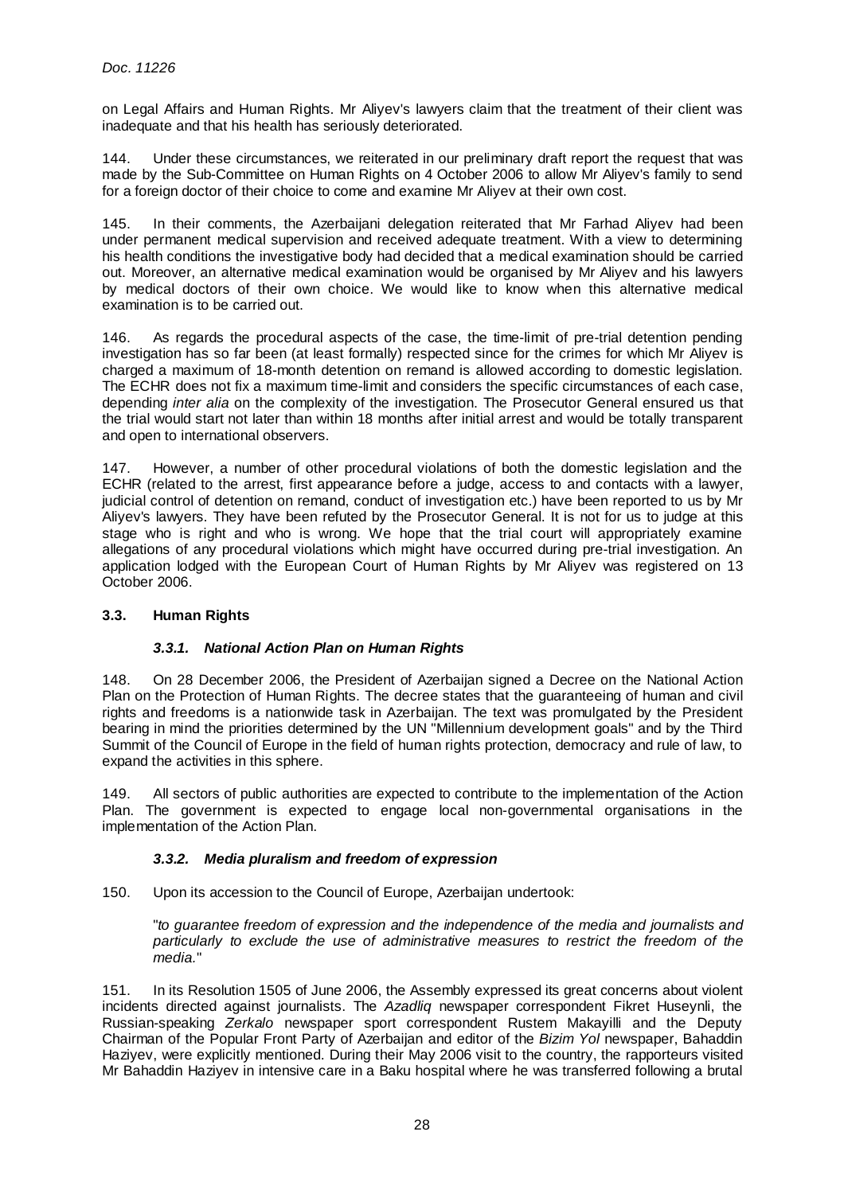on Legal Affairs and Human Rights. Mr Aliyev's lawyers claim that the treatment of their client was inadequate and that his health has seriously deteriorated.

144. Under these circumstances, we reiterated in our preliminary draft report the request that was made by the Sub-Committee on Human Rights on 4 October 2006 to allow Mr Aliyev's family to send for a foreign doctor of their choice to come and examine Mr Aliyev at their own cost.

145. In their comments, the Azerbaijani delegation reiterated that Mr Farhad Aliyev had been under permanent medical supervision and received adequate treatment. With a view to determining his health conditions the investigative body had decided that a medical examination should be carried out. Moreover, an alternative medical examination would be organised by Mr Aliyev and his lawyers by medical doctors of their own choice. We would like to know when this alternative medical examination is to be carried out.

146. As regards the procedural aspects of the case, the time-limit of pre-trial detention pending investigation has so far been (at least formally) respected since for the crimes for which Mr Aliyev is charged a maximum of 18-month detention on remand is allowed according to domestic legislation. The ECHR does not fix a maximum time-limit and considers the specific circumstances of each case, depending *inter alia* on the complexity of the investigation. The Prosecutor General ensured us that the trial would start not later than within 18 months after initial arrest and would be totally transparent and open to international observers.

147. However, a number of other procedural violations of both the domestic legislation and the ECHR (related to the arrest, first appearance before a judge, access to and contacts with a lawyer, judicial control of detention on remand, conduct of investigation etc.) have been reported to us by Mr Aliyev's lawyers. They have been refuted by the Prosecutor General. It is not for us to judge at this stage who is right and who is wrong. We hope that the trial court will appropriately examine allegations of any procedural violations which might have occurred during pre-trial investigation. An application lodged with the European Court of Human Rights by Mr Aliyev was registered on 13 October 2006.

### 3.3. Human Rights

#### *3.3.1. National Action Plan on Human Rights*

148. On 28 December 2006, the President of Azerbaijan signed a Decree on the National Action Plan on the Protection of Human Rights. The decree states that the guaranteeing of human and civil rights and freedoms is a nationwide task in Azerbaijan. The text was promulgated by the President bearing in mind the priorities determined by the UN "Millennium development goals" and by the Third Summit of the Council of Europe in the field of human rights protection, democracy and rule of law, to expand the activities in this sphere.

149. All sectors of public authorities are expected to contribute to the implementation of the Action Plan. The government is expected to engage local non-governmental organisations in the implementation of the Action Plan.

#### *3.3.2. Media pluralism and freedom of expression*

150. Upon its accession to the Council of Europe, Azerbaijan undertook:

> "*to guarantee freedom of expression and the independence of the media and journalists and particularly to exclude the use of administrative measures to restrict the freedom of the media.*"

151. In its Resolution 1505 of June 2006, the Assembly expressed its great concerns about violent incidents directed against journalists. The *Azadliq* newspaper correspondent Fikret Huseynli, the Russian-speaking *Zerkalo* newspaper sport correspondent Rustem Makayilli and the Deputy Chairman of the Popular Front Party of Azerbaijan and editor of the *Bizim Yol* newspaper, Bahaddin Haziyev, were explicitly mentioned. During their May 2006 visit to the country, the rapporteurs visited Mr Bahaddin Haziyev in intensive care in a Baku hospital where he was transferred following a brutal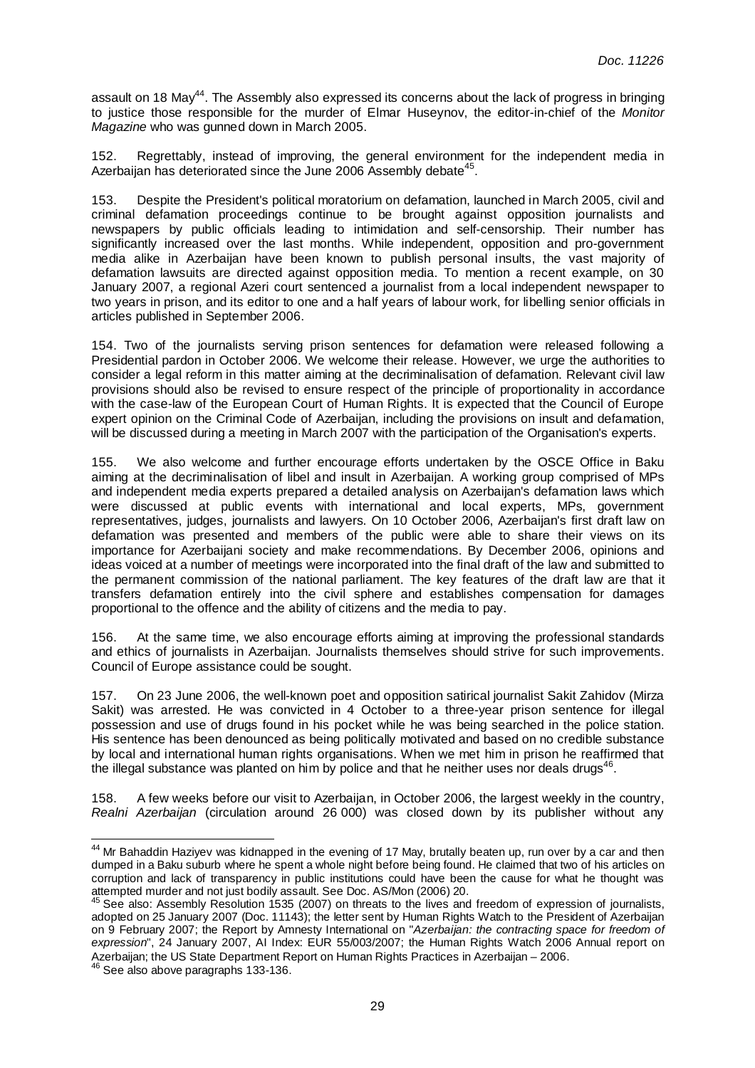assault on 18 May[44]. The Assembly also expressed its concerns about the lack of progress in bringing to justice those responsible for the murder of Elmar Huseynov, the editor-in-chief of the *Monitor Magazine* who was gunned down in March 2005.

152. Regrettably, instead of improving, the general environment for the independent media in Azerbaijan has deteriorated since the June 2006 Assembly debate[45].

153. Despite the President's political moratorium on defamation, launched in March 2005, civil and criminal defamation proceedings continue to be brought against opposition journalists and newspapers by public officials leading to intimidation and self-censorship. Their number has significantly increased over the last months. While independent, opposition and pro-government media alike in Azerbaijan have been known to publish personal insults, the vast majority of defamation lawsuits are directed against opposition media. To mention a recent example, on 30 January 2007, a regional Azeri court sentenced a journalist from a local independent newspaper to two years in prison, and its editor to one and a half years of labour work, for libelling senior officials in articles published in September 2006.

154. Two of the journalists serving prison sentences for defamation were released following a Presidential pardon in October 2006. We welcome their release. However, we urge the authorities to consider a legal reform in this matter aiming at the decriminalisation of defamation. Relevant civil law provisions should also be revised to ensure respect of the principle of proportionality in accordance with the case-law of the European Court of Human Rights. It is expected that the Council of Europe expert opinion on the Criminal Code of Azerbaijan, including the provisions on insult and defamation, will be discussed during a meeting in March 2007 with the participation of the Organisation's experts.

155. We also welcome and further encourage efforts undertaken by the OSCE Office in Baku aiming at the decriminalisation of libel and insult in Azerbaijan. A working group comprised of MPs and independent media experts prepared a detailed analysis on Azerbaijan's defamation laws which were discussed at public events with international and local experts, MPs, government representatives, judges, journalists and lawyers. On 10 October 2006, Azerbaijan's first draft law on defamation was presented and members of the public were able to share their views on its importance for Azerbaijani society and make recommendations. By December 2006, opinions and ideas voiced at a number of meetings were incorporated into the final draft of the law and submitted to the permanent commission of the national parliament. The key features of the draft law are that it transfers defamation entirely into the civil sphere and establishes compensation for damages proportional to the offence and the ability of citizens and the media to pay.

156. At the same time, we also encourage efforts aiming at improving the professional standards and ethics of journalists in Azerbaijan. Journalists themselves should strive for such improvements. Council of Europe assistance could be sought.

157. On 23 June 2006, the well-known poet and opposition satirical journalist Sakit Zahidov (Mirza Sakit) was arrested. He was convicted in 4 October to a three-year prison sentence for illegal possession and use of drugs found in his pocket while he was being searched in the police station. His sentence has been denounced as being politically motivated and based on no credible substance by local and international human rights organisations. When we met him in prison he reaffirmed that the illegal substance was planted on him by police and that he neither uses nor deals drugs[46].

158. A few weeks before our visit to Azerbaijan, in October 2006, the largest weekly in the country, *Realni Azerbaijan* (circulation around 26 000) was closed down by its publisher without any

---

[44] Mr Bahaddin Haziyev was kidnapped in the evening of 17 May, brutally beaten up, run over by a car and then dumped in a Baku suburb where he spent a whole night before being found. He claimed that two of his articles on corruption and lack of transparency in public institutions could have been the cause for what he thought was attempted murder and not just bodily assault. See Doc. AS/Mon (2006) 20.

[45] See also: Assembly Resolution 1535 (2007) on threats to the lives and freedom of expression of journalists, adopted on 25 January 2007 (Doc. 11143); the letter sent by Human Rights Watch to the President of Azerbaijan on 9 February 2007; the Report by Amnesty International on "*Azerbaijan: the contracting space for freedom of expression*", 24 January 2007, AI Index: EUR 55/003/2007; the Human Rights Watch 2006 Annual report on Azerbaijan; the US State Department Report on Human Rights Practices in Azerbaijan – 2006.

[46] See also above paragraphs 133-136.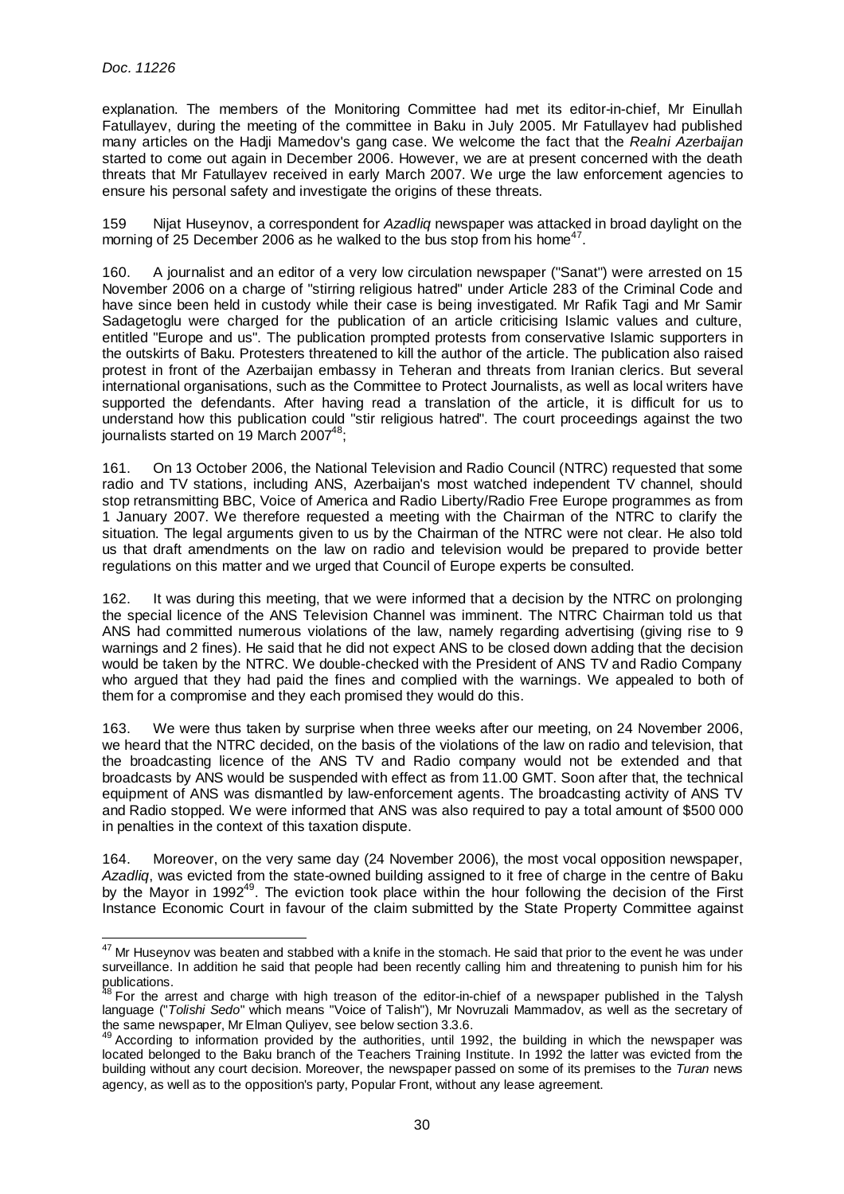explanation. The members of the Monitoring Committee had met its editor-in-chief, Mr Einullah Fatullayev, during the meeting of the committee in Baku in July 2005. Mr Fatullayev had published many articles on the Hadji Mamedov's gang case. We welcome the fact that the *Realni Azerbaijan* started to come out again in December 2006. However, we are at present concerned with the death threats that Mr Fatullayev received in early March 2007. We urge the law enforcement agencies to ensure his personal safety and investigate the origins of these threats.

159 Nijat Huseynov, a correspondent for *Azadliq* newspaper was attacked in broad daylight on the morning of 25 December 2006 as he walked to the bus stop from his home[47].

160. A journalist and an editor of a very low circulation newspaper ("Sanat") were arrested on 15 November 2006 on a charge of "stirring religious hatred" under Article 283 of the Criminal Code and have since been held in custody while their case is being investigated. Mr Rafik Tagi and Mr Samir Sadagetoglu were charged for the publication of an article criticising Islamic values and culture, entitled "Europe and us". The publication prompted protests from conservative Islamic supporters in the outskirts of Baku. Protesters threatened to kill the author of the article. The publication also raised protest in front of the Azerbaijan embassy in Teheran and threats from Iranian clerics. But several international organisations, such as the Committee to Protect Journalists, as well as local writers have supported the defendants. After having read a translation of the article, it is difficult for us to understand how this publication could "stir religious hatred". The court proceedings against the two journalists started on 19 March 2007[48];

161. On 13 October 2006, the National Television and Radio Council (NTRC) requested that some radio and TV stations, including ANS, Azerbaijan's most watched independent TV channel, should stop retransmitting BBC, Voice of America and Radio Liberty/Radio Free Europe programmes as from 1 January 2007. We therefore requested a meeting with the Chairman of the NTRC to clarify the situation. The legal arguments given to us by the Chairman of the NTRC were not clear. He also told us that draft amendments on the law on radio and television would be prepared to provide better regulations on this matter and we urged that Council of Europe experts be consulted.

162. It was during this meeting, that we were informed that a decision by the NTRC on prolonging the special licence of the ANS Television Channel was imminent. The NTRC Chairman told us that ANS had committed numerous violations of the law, namely regarding advertising (giving rise to 9 warnings and 2 fines). He said that he did not expect ANS to be closed down adding that the decision would be taken by the NTRC. We double-checked with the President of ANS TV and Radio Company who argued that they had paid the fines and complied with the warnings. We appealed to both of them for a compromise and they each promised they would do this.

163. We were thus taken by surprise when three weeks after our meeting, on 24 November 2006, we heard that the NTRC decided, on the basis of the violations of the law on radio and television, that the broadcasting licence of the ANS TV and Radio company would not be extended and that broadcasts by ANS would be suspended with effect as from 11.00 GMT. Soon after that, the technical equipment of ANS was dismantled by law-enforcement agents. The broadcasting activity of ANS TV and Radio stopped. We were informed that ANS was also required to pay a total amount of $500 000 in penalties in the context of this taxation dispute.

164. Moreover, on the very same day (24 November 2006), the most vocal opposition newspaper, *Azadliq*, was evicted from the state-owned building assigned to it free of charge in the centre of Baku by the Mayor in 1992[49]. The eviction took place within the hour following the decision of the First Instance Economic Court in favour of the claim submitted by the State Property Committee against

---

[47] Mr Huseynov was beaten and stabbed with a knife in the stomach. He said that prior to the event he was under surveillance. In addition he said that people had been recently calling him and threatening to punish him for his publications.

[48] For the arrest and charge with high treason of the editor-in-chief of a newspaper published in the Talysh language ("*Tolishi Sedo*" which means "Voice of Talish"), Mr Novruzali Mammadov, as well as the secretary of the same newspaper, Mr Elman Quliyev, see below section 3.3.6.

[49] According to information provided by the authorities, until 1992, the building in which the newspaper was located belonged to the Baku branch of the Teachers Training Institute. In 1992 the latter was evicted from the building without any court decision. Moreover, the newspaper passed on some of its premises to the *Turan* news agency, as well as to the opposition's party, Popular Front, without any lease agreement.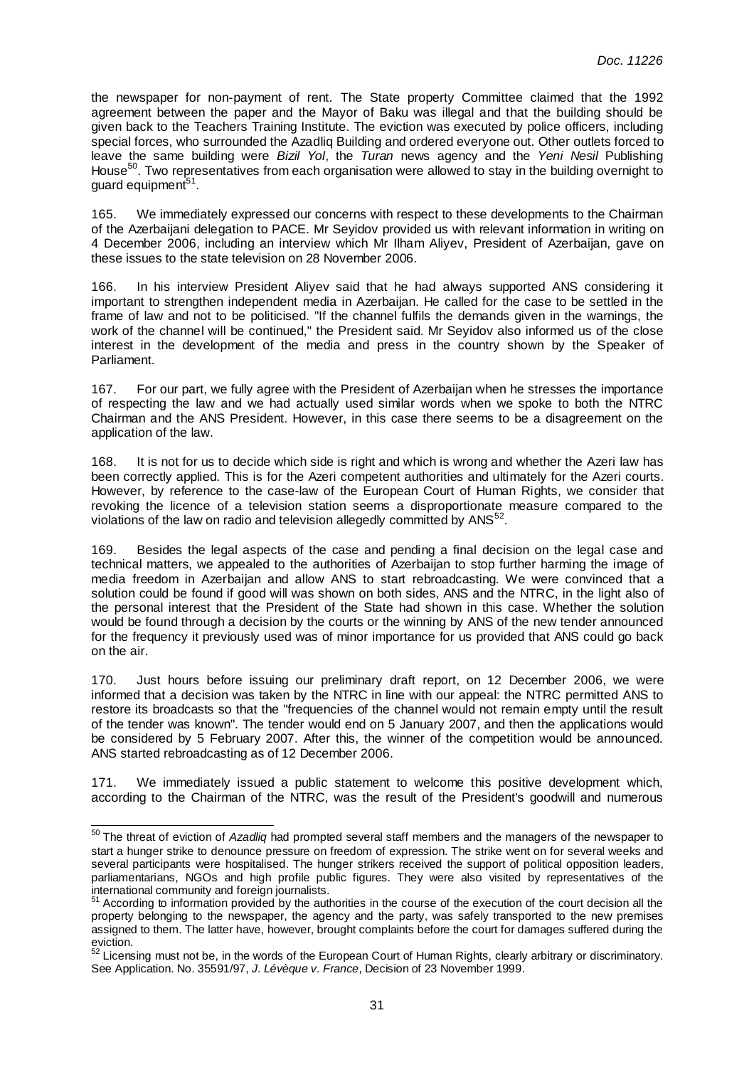the newspaper for non-payment of rent. The State property Committee claimed that the 1992 agreement between the paper and the Mayor of Baku was illegal and that the building should be given back to the Teachers Training Institute. The eviction was executed by police officers, including special forces, who surrounded the Azadliq Building and ordered everyone out. Other outlets forced to leave the same building were *Bizil Yol*, the *Turan* news agency and the *Yeni Nesil* Publishing House[50]. Two representatives from each organisation were allowed to stay in the building overnight to guard equipment[51].

165. We immediately expressed our concerns with respect to these developments to the Chairman of the Azerbaijani delegation to PACE. Mr Seyidov provided us with relevant information in writing on 4 December 2006, including an interview which Mr Ilham Aliyev, President of Azerbaijan, gave on these issues to the state television on 28 November 2006.

166. In his interview President Aliyev said that he had always supported ANS considering it important to strengthen independent media in Azerbaijan. He called for the case to be settled in the frame of law and not to be politicised. "If the channel fulfils the demands given in the warnings, the work of the channel will be continued," the President said. Mr Seyidov also informed us of the close interest in the development of the media and press in the country shown by the Speaker of Parliament.

167. For our part, we fully agree with the President of Azerbaijan when he stresses the importance of respecting the law and we had actually used similar words when we spoke to both the NTRC Chairman and the ANS President. However, in this case there seems to be a disagreement on the application of the law.

168. It is not for us to decide which side is right and which is wrong and whether the Azeri law has been correctly applied. This is for the Azeri competent authorities and ultimately for the Azeri courts. However, by reference to the case-law of the European Court of Human Rights, we consider that revoking the licence of a television station seems a disproportionate measure compared to the violations of the law on radio and television allegedly committed by ANS[52].

169. Besides the legal aspects of the case and pending a final decision on the legal case and technical matters, we appealed to the authorities of Azerbaijan to stop further harming the image of media freedom in Azerbaijan and allow ANS to start rebroadcasting. We were convinced that a solution could be found if good will was shown on both sides, ANS and the NTRC, in the light also of the personal interest that the President of the State had shown in this case. Whether the solution would be found through a decision by the courts or the winning by ANS of the new tender announced for the frequency it previously used was of minor importance for us provided that ANS could go back on the air.

170. Just hours before issuing our preliminary draft report, on 12 December 2006, we were informed that a decision was taken by the NTRC in line with our appeal: the NTRC permitted ANS to restore its broadcasts so that the "frequencies of the channel would not remain empty until the result of the tender was known". The tender would end on 5 January 2007, and then the applications would be considered by 5 February 2007. After this, the winner of the competition would be announced. ANS started rebroadcasting as of 12 December 2006.

171. We immediately issued a public statement to welcome this positive development which, according to the Chairman of the NTRC, was the result of the President's goodwill and numerous

---

[50] The threat of eviction of *Azadliq* had prompted several staff members and the managers of the newspaper to start a hunger strike to denounce pressure on freedom of expression. The strike went on for several weeks and several participants were hospitalised. The hunger strikers received the support of political opposition leaders, parliamentarians, NGOs and high profile public figures. They were also visited by representatives of the international community and foreign journalists.

[51] According to information provided by the authorities in the course of the execution of the court decision all the property belonging to the newspaper, the agency and the party, was safely transported to the new premises assigned to them. The latter have, however, brought complaints before the court for damages suffered during the eviction.

[52] Licensing must not be, in the words of the European Court of Human Rights, clearly arbitrary or discriminatory. See Application. No. 35591/97, *J. Lévèque v. France*, Decision of 23 November 1999.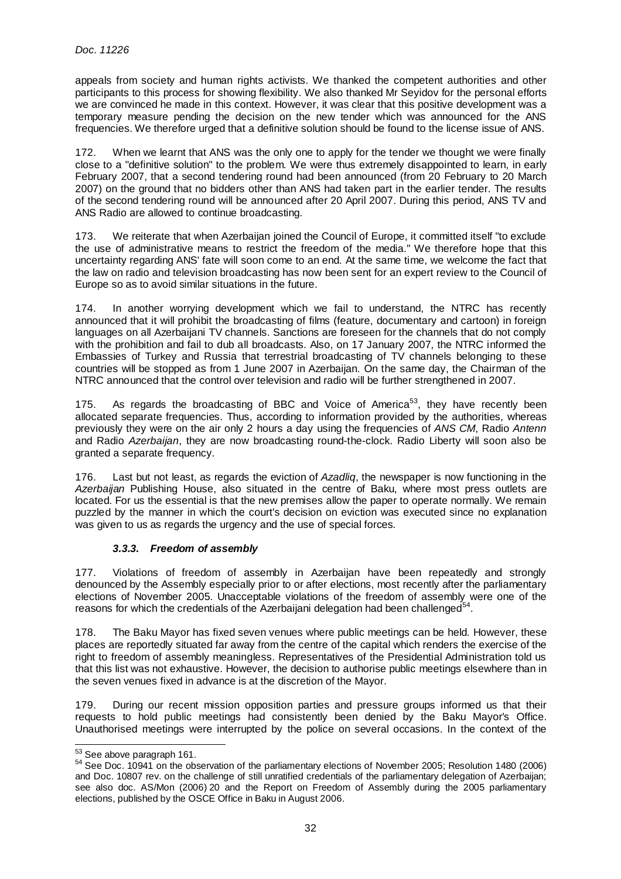appeals from society and human rights activists. We thanked the competent authorities and other participants to this process for showing flexibility. We also thanked Mr Seyidov for the personal efforts we are convinced he made in this context. However, it was clear that this positive development was a temporary measure pending the decision on the new tender which was announced for the ANS frequencies. We therefore urged that a definitive solution should be found to the license issue of ANS.

172. When we learnt that ANS was the only one to apply for the tender we thought we were finally close to a "definitive solution" to the problem. We were thus extremely disappointed to learn, in early February 2007, that a second tendering round had been announced (from 20 February to 20 March 2007) on the ground that no bidders other than ANS had taken part in the earlier tender. The results of the second tendering round will be announced after 20 April 2007. During this period, ANS TV and ANS Radio are allowed to continue broadcasting.

173. We reiterate that when Azerbaijan joined the Council of Europe, it committed itself "to exclude the use of administrative means to restrict the freedom of the media." We therefore hope that this uncertainty regarding ANS' fate will soon come to an end. At the same time, we welcome the fact that the law on radio and television broadcasting has now been sent for an expert review to the Council of Europe so as to avoid similar situations in the future.

174. In another worrying development which we fail to understand, the NTRC has recently announced that it will prohibit the broadcasting of films (feature, documentary and cartoon) in foreign languages on all Azerbaijani TV channels. Sanctions are foreseen for the channels that do not comply with the prohibition and fail to dub all broadcasts. Also, on 17 January 2007, the NTRC informed the Embassies of Turkey and Russia that terrestrial broadcasting of TV channels belonging to these countries will be stopped as from 1 June 2007 in Azerbaijan. On the same day, the Chairman of the NTRC announced that the control over television and radio will be further strengthened in 2007.

175. As regards the broadcasting of BBC and Voice of America[53], they have recently been allocated separate frequencies. Thus, according to information provided by the authorities, whereas previously they were on the air only 2 hours a day using the frequencies of *ANS CM*, Radio *Antenn* and Radio *Azerbaijan*, they are now broadcasting round-the-clock. Radio Liberty will soon also be granted a separate frequency.

176. Last but not least, as regards the eviction of *Azadliq*, the newspaper is now functioning in the *Azerbaijan* Publishing House, also situated in the centre of Baku, where most press outlets are located. For us the essential is that the new premises allow the paper to operate normally. We remain puzzled by the manner in which the court's decision on eviction was executed since no explanation was given to us as regards the urgency and the use of special forces.

### *3.3.3. Freedom of assembly*

177. Violations of freedom of assembly in Azerbaijan have been repeatedly and strongly denounced by the Assembly especially prior to or after elections, most recently after the parliamentary elections of November 2005. Unacceptable violations of the freedom of assembly were one of the reasons for which the credentials of the Azerbaijani delegation had been challenged[54].

178. The Baku Mayor has fixed seven venues where public meetings can be held. However, these places are reportedly situated far away from the centre of the capital which renders the exercise of the right to freedom of assembly meaningless. Representatives of the Presidential Administration told us that this list was not exhaustive. However, the decision to authorise public meetings elsewhere than in the seven venues fixed in advance is at the discretion of the Mayor.

179. During our recent mission opposition parties and pressure groups informed us that their requests to hold public meetings had consistently been denied by the Baku Mayor's Office. Unauthorised meetings were interrupted by the police on several occasions. In the context of the

---

[53] See above paragraph 161.

[54] See Doc. 10941 on the observation of the parliamentary elections of November 2005; Resolution 1480 (2006) and Doc. 10807 rev. on the challenge of still unratified credentials of the parliamentary delegation of Azerbaijan; see also doc. AS/Mon (2006) 20 and the Report on Freedom of Assembly during the 2005 parliamentary elections, published by the OSCE Office in Baku in August 2006.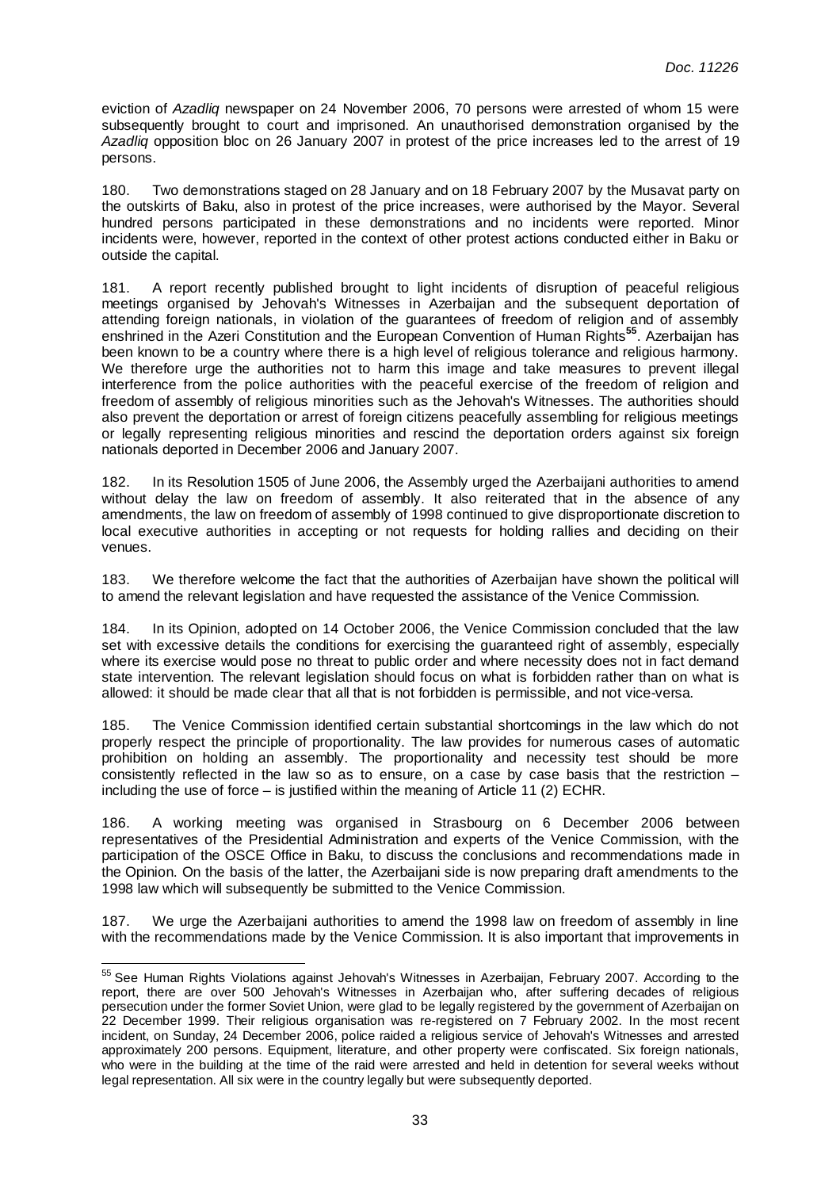eviction of *Azadliq* newspaper on 24 November 2006, 70 persons were arrested of whom 15 were subsequently brought to court and imprisoned. An unauthorised demonstration organised by the *Azadliq* opposition bloc on 26 January 2007 in protest of the price increases led to the arrest of 19 persons.

180. Two demonstrations staged on 28 January and on 18 February 2007 by the Musavat party on the outskirts of Baku, also in protest of the price increases, were authorised by the Mayor. Several hundred persons participated in these demonstrations and no incidents were reported. Minor incidents were, however, reported in the context of other protest actions conducted either in Baku or outside the capital.

181. A report recently published brought to light incidents of disruption of peaceful religious meetings organised by Jehovah's Witnesses in Azerbaijan and the subsequent deportation of attending foreign nationals, in violation of the guarantees of freedom of religion and of assembly enshrined in the Azeri Constitution and the European Convention of Human Rights[55]. Azerbaijan has been known to be a country where there is a high level of religious tolerance and religious harmony. We therefore urge the authorities not to harm this image and take measures to prevent illegal interference from the police authorities with the peaceful exercise of the freedom of religion and freedom of assembly of religious minorities such as the Jehovah's Witnesses. The authorities should also prevent the deportation or arrest of foreign citizens peacefully assembling for religious meetings or legally representing religious minorities and rescind the deportation orders against six foreign nationals deported in December 2006 and January 2007.

182. In its Resolution 1505 of June 2006, the Assembly urged the Azerbaijani authorities to amend without delay the law on freedom of assembly. It also reiterated that in the absence of any amendments, the law on freedom of assembly of 1998 continued to give disproportionate discretion to local executive authorities in accepting or not requests for holding rallies and deciding on their venues.

183. We therefore welcome the fact that the authorities of Azerbaijan have shown the political will to amend the relevant legislation and have requested the assistance of the Venice Commission.

184. In its Opinion, adopted on 14 October 2006, the Venice Commission concluded that the law set with excessive details the conditions for exercising the guaranteed right of assembly, especially where its exercise would pose no threat to public order and where necessity does not in fact demand state intervention. The relevant legislation should focus on what is forbidden rather than on what is allowed: it should be made clear that all that is not forbidden is permissible, and not vice-versa.

185. The Venice Commission identified certain substantial shortcomings in the law which do not properly respect the principle of proportionality. The law provides for numerous cases of automatic prohibition on holding an assembly. The proportionality and necessity test should be more consistently reflected in the law so as to ensure, on a case by case basis that the restriction – including the use of force – is justified within the meaning of Article 11 (2) ECHR.

186. A working meeting was organised in Strasbourg on 6 December 2006 between representatives of the Presidential Administration and experts of the Venice Commission, with the participation of the OSCE Office in Baku, to discuss the conclusions and recommendations made in the Opinion. On the basis of the latter, the Azerbaijani side is now preparing draft amendments to the 1998 law which will subsequently be submitted to the Venice Commission.

187. We urge the Azerbaijani authorities to amend the 1998 law on freedom of assembly in line with the recommendations made by the Venice Commission. It is also important that improvements in

---

[55] See Human Rights Violations against Jehovah's Witnesses in Azerbaijan, February 2007. According to the report, there are over 500 Jehovah's Witnesses in Azerbaijan who, after suffering decades of religious persecution under the former Soviet Union, were glad to be legally registered by the government of Azerbaijan on 22 December 1999. Their religious organisation was re-registered on 7 February 2002. In the most recent incident, on Sunday, 24 December 2006, police raided a religious service of Jehovah's Witnesses and arrested approximately 200 persons. Equipment, literature, and other property were confiscated. Six foreign nationals, who were in the building at the time of the raid were arrested and held in detention for several weeks without legal representation. All six were in the country legally but were subsequently deported.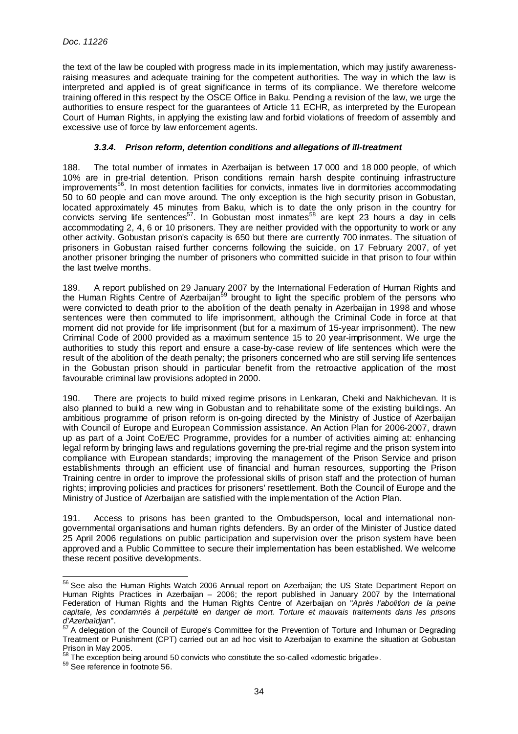the text of the law be coupled with progress made in its implementation, which may justify awareness-raising measures and adequate training for the competent authorities. The way in which the law is interpreted and applied is of great significance in terms of its compliance. We therefore welcome training offered in this respect by the OSCE Office in Baku. Pending a revision of the law, we urge the authorities to ensure respect for the guarantees of Article 11 ECHR, as interpreted by the European Court of Human Rights, in applying the existing law and forbid violations of freedom of assembly and excessive use of force by law enforcement agents.

#### *3.3.4. Prison reform, detention conditions and allegations of ill-treatment*

188. The total number of inmates in Azerbaijan is between 17 000 and 18 000 people, of which 10% are in pre-trial detention. Prison conditions remain harsh despite continuing infrastructure improvements[56]. In most detention facilities for convicts, inmates live in dormitories accommodating 50 to 60 people and can move around. The only exception is the high security prison in Gobustan, located approximately 45 minutes from Baku, which is to date the only prison in the country for convicts serving life sentences[57]. In Gobustan most inmates[58] are kept 23 hours a day in cells accommodating 2, 4, 6 or 10 prisoners. They are neither provided with the opportunity to work or any other activity. Gobustan prison's capacity is 650 but there are currently 700 inmates. The situation of prisoners in Gobustan raised further concerns following the suicide, on 17 February 2007, of yet another prisoner bringing the number of prisoners who committed suicide in that prison to four within the last twelve months.

189. A report published on 29 January 2007 by the International Federation of Human Rights and the Human Rights Centre of Azerbaijan[59] brought to light the specific problem of the persons who were convicted to death prior to the abolition of the death penalty in Azerbaijan in 1998 and whose sentences were then commuted to life imprisonment, although the Criminal Code in force at that moment did not provide for life imprisonment (but for a maximum of 15-year imprisonment). The new Criminal Code of 2000 provided as a maximum sentence 15 to 20 year-imprisonment. We urge the authorities to study this report and ensure a case-by-case review of life sentences which were the result of the abolition of the death penalty; the prisoners concerned who are still serving life sentences in the Gobustan prison should in particular benefit from the retroactive application of the most favourable criminal law provisions adopted in 2000.

190. There are projects to build mixed regime prisons in Lenkaran, Cheki and Nakhichevan. It is also planned to build a new wing in Gobustan and to rehabilitate some of the existing buildings. An ambitious programme of prison reform is on-going directed by the Ministry of Justice of Azerbaijan with Council of Europe and European Commission assistance. An Action Plan for 2006-2007, drawn up as part of a Joint CoE/EC Programme, provides for a number of activities aiming at: enhancing legal reform by bringing laws and regulations governing the pre-trial regime and the prison system into compliance with European standards; improving the management of the Prison Service and prison establishments through an efficient use of financial and human resources, supporting the Prison Training centre in order to improve the professional skills of prison staff and the protection of human rights; improving policies and practices for prisoners' resettlement. Both the Council of Europe and the Ministry of Justice of Azerbaijan are satisfied with the implementation of the Action Plan.

191. Access to prisons has been granted to the Ombudsperson, local and international non-governmental organisations and human rights defenders. By an order of the Minister of Justice dated 25 April 2006 regulations on public participation and supervision over the prison system have been approved and a Public Committee to secure their implementation has been established. We welcome these recent positive developments.

---

[56] See also the Human Rights Watch 2006 Annual report on Azerbaijan; the US State Department Report on Human Rights Practices in Azerbaijan – 2006; the report published in January 2007 by the International Federation of Human Rights and the Human Rights Centre of Azerbaijan on "*Après l'abolition de la peine capitale, les condamnés à perpétuité en danger de mort. Torture et mauvais traitements dans les prisons d'Azerbaïdjan*".

[57] A delegation of the Council of Europe's Committee for the Prevention of Torture and Inhuman or Degrading Treatment or Punishment (CPT) carried out an ad hoc visit to Azerbaijan to examine the situation at Gobustan Prison in May 2005.

[58] The exception being around 50 convicts who constitute the so-called «domestic brigade».

[59] See reference in footnote 56.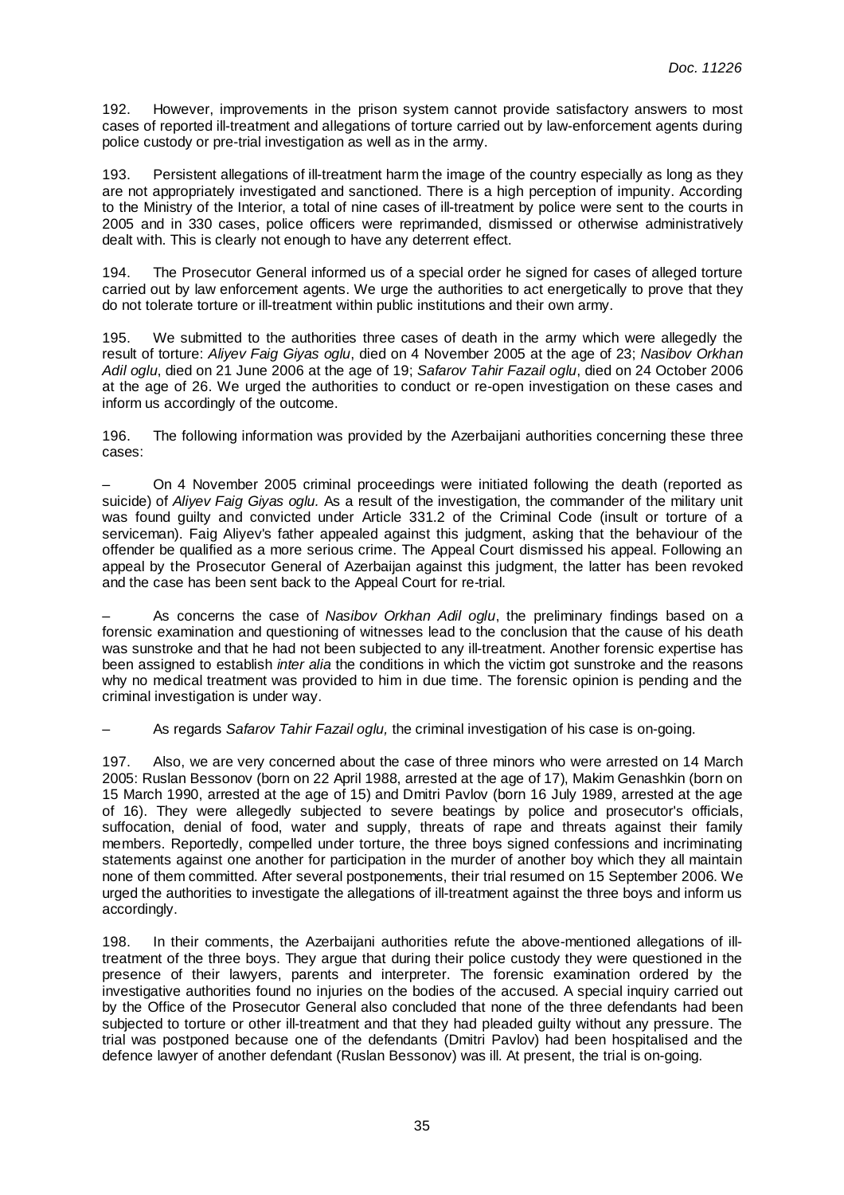192. However, improvements in the prison system cannot provide satisfactory answers to most cases of reported ill-treatment and allegations of torture carried out by law-enforcement agents during police custody or pre-trial investigation as well as in the army.

193. Persistent allegations of ill-treatment harm the image of the country especially as long as they are not appropriately investigated and sanctioned. There is a high perception of impunity. According to the Ministry of the Interior, a total of nine cases of ill-treatment by police were sent to the courts in 2005 and in 330 cases, police officers were reprimanded, dismissed or otherwise administratively dealt with. This is clearly not enough to have any deterrent effect.

194. The Prosecutor General informed us of a special order he signed for cases of alleged torture carried out by law enforcement agents. We urge the authorities to act energetically to prove that they do not tolerate torture or ill-treatment within public institutions and their own army.

195. We submitted to the authorities three cases of death in the army which were allegedly the result of torture: *Aliyev Faig Giyas oglu*, died on 4 November 2005 at the age of 23; *Nasibov Orkhan Adil oglu*, died on 21 June 2006 at the age of 19; *Safarov Tahir Fazail oglu*, died on 24 October 2006 at the age of 26. We urged the authorities to conduct or re-open investigation on these cases and inform us accordingly of the outcome.

196. The following information was provided by the Azerbaijani authorities concerning these three cases:

– On 4 November 2005 criminal proceedings were initiated following the death (reported as suicide) of *Aliyev Faig Giyas oglu.* As a result of the investigation, the commander of the military unit was found guilty and convicted under Article 331.2 of the Criminal Code (insult or torture of a serviceman). Faig Aliyev's father appealed against this judgment, asking that the behaviour of the offender be qualified as a more serious crime. The Appeal Court dismissed his appeal. Following an appeal by the Prosecutor General of Azerbaijan against this judgment, the latter has been revoked and the case has been sent back to the Appeal Court for re-trial.

– As concerns the case of *Nasibov Orkhan Adil oglu*, the preliminary findings based on a forensic examination and questioning of witnesses lead to the conclusion that the cause of his death was sunstroke and that he had not been subjected to any ill-treatment. Another forensic expertise has been assigned to establish *inter alia* the conditions in which the victim got sunstroke and the reasons why no medical treatment was provided to him in due time. The forensic opinion is pending and the criminal investigation is under way.

– As regards *Safarov Tahir Fazail oglu,* the criminal investigation of his case is on-going.

197. Also, we are very concerned about the case of three minors who were arrested on 14 March 2005: Ruslan Bessonov (born on 22 April 1988, arrested at the age of 17), Makim Genashkin (born on 15 March 1990, arrested at the age of 15) and Dmitri Pavlov (born 16 July 1989, arrested at the age of 16). They were allegedly subjected to severe beatings by police and prosecutor's officials, suffocation, denial of food, water and supply, threats of rape and threats against their family members. Reportedly, compelled under torture, the three boys signed confessions and incriminating statements against one another for participation in the murder of another boy which they all maintain none of them committed. After several postponements, their trial resumed on 15 September 2006. We urged the authorities to investigate the allegations of ill-treatment against the three boys and inform us accordingly.

198. In their comments, the Azerbaijani authorities refute the above-mentioned allegations of ill-treatment of the three boys. They argue that during their police custody they were questioned in the presence of their lawyers, parents and interpreter. The forensic examination ordered by the investigative authorities found no injuries on the bodies of the accused. A special inquiry carried out by the Office of the Prosecutor General also concluded that none of the three defendants had been subjected to torture or other ill-treatment and that they had pleaded guilty without any pressure. The trial was postponed because one of the defendants (Dmitri Pavlov) had been hospitalised and the defence lawyer of another defendant (Ruslan Bessonov) was ill. At present, the trial is on-going.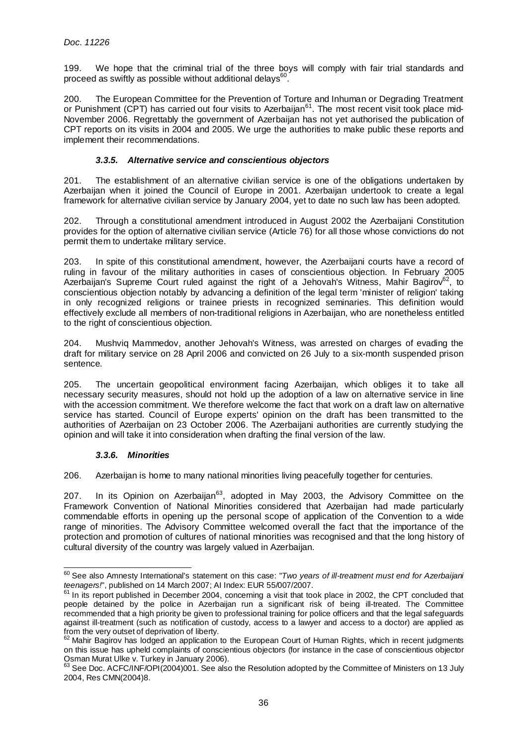199. We hope that the criminal trial of the three boys will comply with fair trial standards and proceed as swiftly as possible without additional delays[60].

200. The European Committee for the Prevention of Torture and Inhuman or Degrading Treatment or Punishment (CPT) has carried out four visits to Azerbaijan[61]. The most recent visit took place mid-November 2006. Regrettably the government of Azerbaijan has not yet authorised the publication of CPT reports on its visits in 2004 and 2005. We urge the authorities to make public these reports and implement their recommendations.

#### *3.3.5. Alternative service and conscientious objectors*

201. The establishment of an alternative civilian service is one of the obligations undertaken by Azerbaijan when it joined the Council of Europe in 2001. Azerbaijan undertook to create a legal framework for alternative civilian service by January 2004, yet to date no such law has been adopted.

202. Through a constitutional amendment introduced in August 2002 the Azerbaijani Constitution provides for the option of alternative civilian service (Article 76) for all those whose convictions do not permit them to undertake military service.

203. In spite of this constitutional amendment, however, the Azerbaijani courts have a record of ruling in favour of the military authorities in cases of conscientious objection. In February 2005 Azerbaijan's Supreme Court ruled against the right of a Jehovah's Witness, Mahir Bagirov[62], to conscientious objection notably by advancing a definition of the legal term 'minister of religion' taking in only recognized religions or trainee priests in recognized seminaries. This definition would effectively exclude all members of non-traditional religions in Azerbaijan, who are nonetheless entitled to the right of conscientious objection.

204. Mushviq Mammedov, another Jehovah's Witness, was arrested on charges of evading the draft for military service on 28 April 2006 and convicted on 26 July to a six-month suspended prison sentence.

205. The uncertain geopolitical environment facing Azerbaijan, which obliges it to take all necessary security measures, should not hold up the adoption of a law on alternative service in line with the accession commitment. We therefore welcome the fact that work on a draft law on alternative service has started. Council of Europe experts' opinion on the draft has been transmitted to the authorities of Azerbaijan on 23 October 2006. The Azerbaijani authorities are currently studying the opinion and will take it into consideration when drafting the final version of the law.

#### *3.3.6. Minorities*

206. Azerbaijan is home to many national minorities living peacefully together for centuries.

207. In its Opinion on Azerbaijan[63], adopted in May 2003, the Advisory Committee on the Framework Convention of National Minorities considered that Azerbaijan had made particularly commendable efforts in opening up the personal scope of application of the Convention to a wide range of minorities. The Advisory Committee welcomed overall the fact that the importance of the protection and promotion of cultures of national minorities was recognised and that the long history of cultural diversity of the country was largely valued in Azerbaijan.

---

[60] See also Amnesty International's statement on this case: "*Two years of ill-treatment must end for Azerbaijani teenagers!*", published on 14 March 2007; AI Index: EUR 55/007/2007.

[61] In its report published in December 2004, concerning a visit that took place in 2002, the CPT concluded that people detained by the police in Azerbaijan run a significant risk of being ill-treated. The Committee recommended that a high priority be given to professional training for police officers and that the legal safeguards against ill-treatment (such as notification of custody, access to a lawyer and access to a doctor) are applied as from the very outset of deprivation of liberty.

[62] Mahir Bagirov has lodged an application to the European Court of Human Rights, which in recent judgments on this issue has upheld complaints of conscientious objectors (for instance in the case of conscientious objector Osman Murat Ulke v. Turkey in January 2006).

[63] See Doc. ACFC/INF/OPI(2004)001. See also the Resolution adopted by the Committee of Ministers on 13 July 2004, Res CMN(2004)8.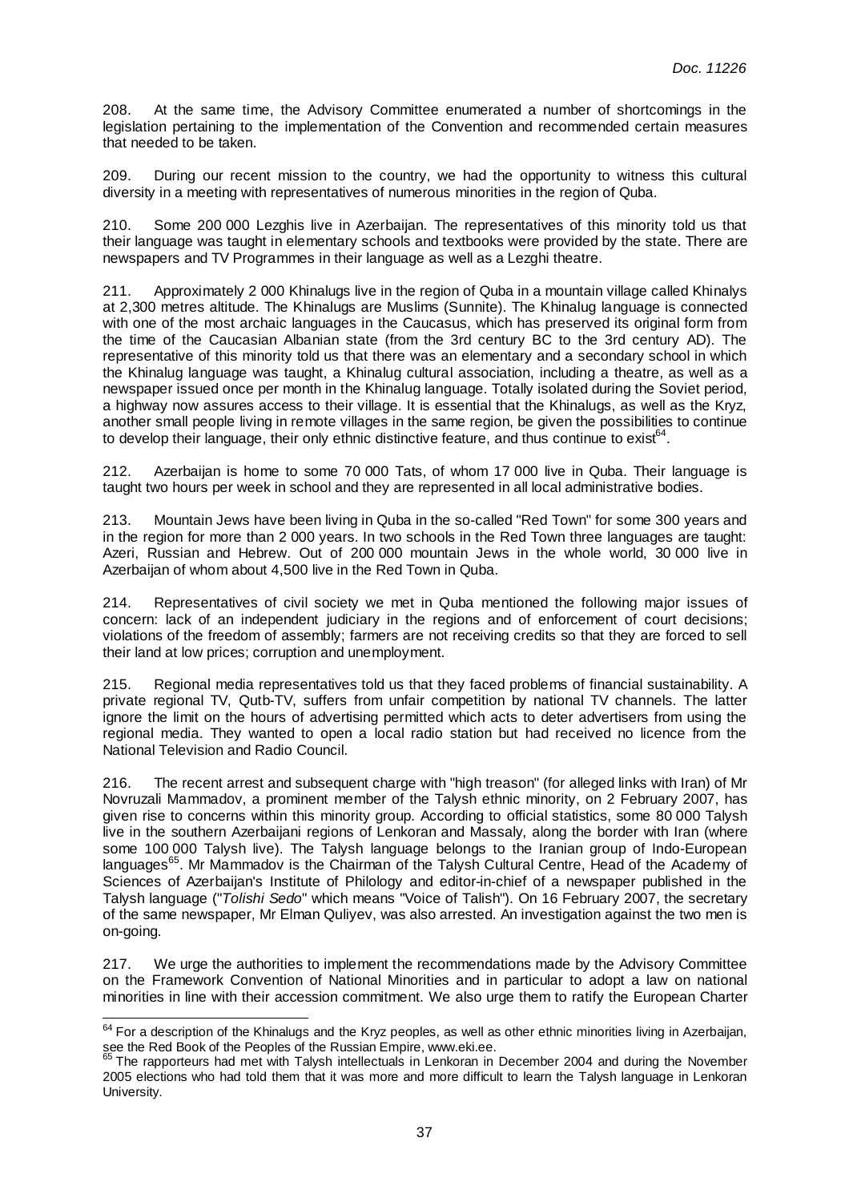208. At the same time, the Advisory Committee enumerated a number of shortcomings in the legislation pertaining to the implementation of the Convention and recommended certain measures that needed to be taken.

209. During our recent mission to the country, we had the opportunity to witness this cultural diversity in a meeting with representatives of numerous minorities in the region of Quba.

210. Some 200 000 Lezghis live in Azerbaijan. The representatives of this minority told us that their language was taught in elementary schools and textbooks were provided by the state. There are newspapers and TV Programmes in their language as well as a Lezghi theatre.

211. Approximately 2 000 Khinalugs live in the region of Quba in a mountain village called Khinalys at 2,300 metres altitude. The Khinalugs are Muslims (Sunnite). The Khinalug language is connected with one of the most archaic languages in the Caucasus, which has preserved its original form from the time of the Caucasian Albanian state (from the 3rd century BC to the 3rd century AD). The representative of this minority told us that there was an elementary and a secondary school in which the Khinalug language was taught, a Khinalug cultural association, including a theatre, as well as a newspaper issued once per month in the Khinalug language. Totally isolated during the Soviet period, a highway now assures access to their village. It is essential that the Khinalugs, as well as the Kryz, another small people living in remote villages in the same region, be given the possibilities to continue to develop their language, their only ethnic distinctive feature, and thus continue to exist[64].

212. Azerbaijan is home to some 70 000 Tats, of whom 17 000 live in Quba. Their language is taught two hours per week in school and they are represented in all local administrative bodies.

213. Mountain Jews have been living in Quba in the so-called "Red Town" for some 300 years and in the region for more than 2 000 years. In two schools in the Red Town three languages are taught: Azeri, Russian and Hebrew. Out of 200 000 mountain Jews in the whole world, 30 000 live in Azerbaijan of whom about 4,500 live in the Red Town in Quba.

214. Representatives of civil society we met in Quba mentioned the following major issues of concern: lack of an independent judiciary in the regions and of enforcement of court decisions; violations of the freedom of assembly; farmers are not receiving credits so that they are forced to sell their land at low prices; corruption and unemployment.

215. Regional media representatives told us that they faced problems of financial sustainability. A private regional TV, Qutb-TV, suffers from unfair competition by national TV channels. The latter ignore the limit on the hours of advertising permitted which acts to deter advertisers from using the regional media. They wanted to open a local radio station but had received no licence from the National Television and Radio Council.

216. The recent arrest and subsequent charge with "high treason" (for alleged links with Iran) of Mr Novruzali Mammadov, a prominent member of the Talysh ethnic minority, on 2 February 2007, has given rise to concerns within this minority group. According to official statistics, some 80 000 Talysh live in the southern Azerbaijani regions of Lenkoran and Massaly, along the border with Iran (where some 100 000 Talysh live). The Talysh language belongs to the Iranian group of Indo-European languages[65]. Mr Mammadov is the Chairman of the Talysh Cultural Centre, Head of the Academy of Sciences of Azerbaijan's Institute of Philology and editor-in-chief of a newspaper published in the Talysh language ("*Tolishi Sedo*" which means "Voice of Talish"). On 16 February 2007, the secretary of the same newspaper, Mr Elman Quliyev, was also arrested. An investigation against the two men is on-going.

217. We urge the authorities to implement the recommendations made by the Advisory Committee on the Framework Convention of National Minorities and in particular to adopt a law on national minorities in line with their accession commitment. We also urge them to ratify the European Charter

---

[64] For a description of the Khinalugs and the Kryz peoples, as well as other ethnic minorities living in Azerbaijan, see the Red Book of the Peoples of the Russian Empire, www.eki.ee.

[65] The rapporteurs had met with Talysh intellectuals in Lenkoran in December 2004 and during the November 2005 elections who had told them that it was more and more difficult to learn the Talysh language in Lenkoran University.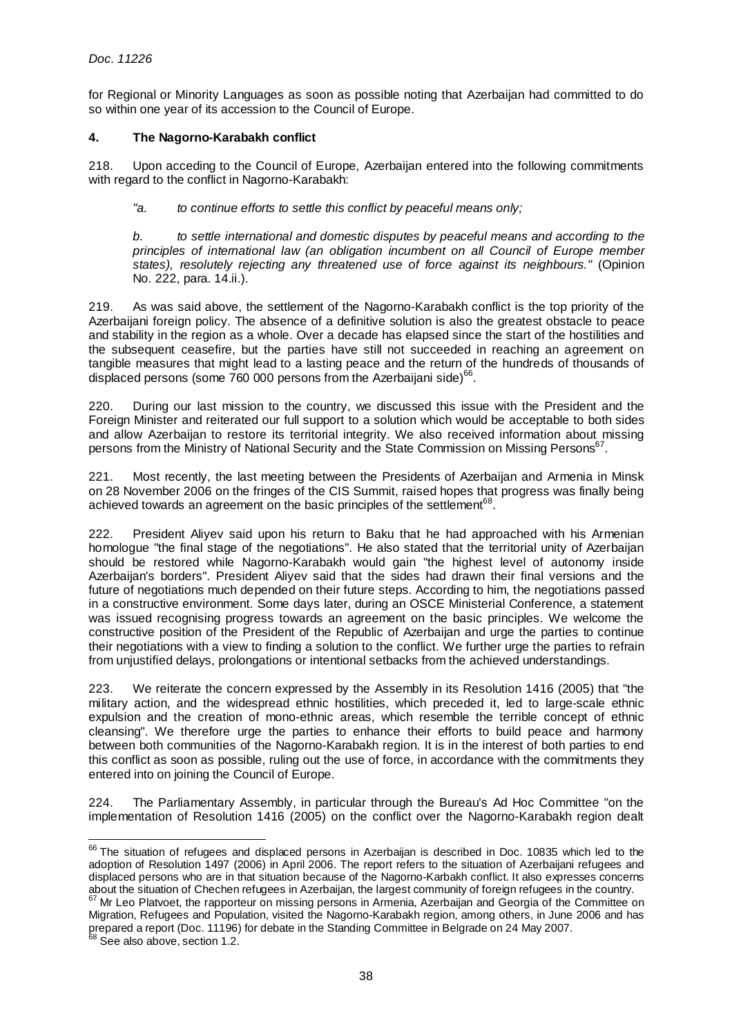for Regional or Minority Languages as soon as possible noting that Azerbaijan had committed to do so within one year of its accession to the Council of Europe.

### 4. The Nagorno-Karabakh conflict

218. Upon acceding to the Council of Europe, Azerbaijan entered into the following commitments with regard to the conflict in Nagorno-Karabakh:

> *"a. to continue efforts to settle this conflict by peaceful means only;*
>
> *b. to settle international and domestic disputes by peaceful means and according to the principles of international law (an obligation incumbent on all Council of Europe member states), resolutely rejecting any threatened use of force against its neighbours."* (Opinion No. 222, para. 14.ii.).

219. As was said above, the settlement of the Nagorno-Karabakh conflict is the top priority of the Azerbaijani foreign policy. The absence of a definitive solution is also the greatest obstacle to peace and stability in the region as a whole. Over a decade has elapsed since the start of the hostilities and the subsequent ceasefire, but the parties have still not succeeded in reaching an agreement on tangible measures that might lead to a lasting peace and the return of the hundreds of thousands of displaced persons (some 760 000 persons from the Azerbaijani side)[66].

220. During our last mission to the country, we discussed this issue with the President and the Foreign Minister and reiterated our full support to a solution which would be acceptable to both sides and allow Azerbaijan to restore its territorial integrity. We also received information about missing persons from the Ministry of National Security and the State Commission on Missing Persons[67].

221. Most recently, the last meeting between the Presidents of Azerbaijan and Armenia in Minsk on 28 November 2006 on the fringes of the CIS Summit, raised hopes that progress was finally being achieved towards an agreement on the basic principles of the settlement[68].

222. President Aliyev said upon his return to Baku that he had approached with his Armenian homologue "the final stage of the negotiations". He also stated that the territorial unity of Azerbaijan should be restored while Nagorno-Karabakh would gain "the highest level of autonomy inside Azerbaijan's borders". President Aliyev said that the sides had drawn their final versions and the future of negotiations much depended on their future steps. According to him, the negotiations passed in a constructive environment. Some days later, during an OSCE Ministerial Conference, a statement was issued recognising progress towards an agreement on the basic principles. We welcome the constructive position of the President of the Republic of Azerbaijan and urge the parties to continue their negotiations with a view to finding a solution to the conflict. We further urge the parties to refrain from unjustified delays, prolongations or intentional setbacks from the achieved understandings.

223. We reiterate the concern expressed by the Assembly in its Resolution 1416 (2005) that "the military action, and the widespread ethnic hostilities, which preceded it, led to large-scale ethnic expulsion and the creation of mono-ethnic areas, which resemble the terrible concept of ethnic cleansing". We therefore urge the parties to enhance their efforts to build peace and harmony between both communities of the Nagorno-Karabakh region. It is in the interest of both parties to end this conflict as soon as possible, ruling out the use of force, in accordance with the commitments they entered into on joining the Council of Europe.

224. The Parliamentary Assembly, in particular through the Bureau's Ad Hoc Committee "on the implementation of Resolution 1416 (2005) on the conflict over the Nagorno-Karabakh region dealt

---

[66] The situation of refugees and displaced persons in Azerbaijan is described in Doc. 10835 which led to the adoption of Resolution 1497 (2006) in April 2006. The report refers to the situation of Azerbaijani refugees and displaced persons who are in that situation because of the Nagorno-Karbakh conflict. It also expresses concerns about the situation of Chechen refugees in Azerbaijan, the largest community of foreign refugees in the country.

[67] Mr Leo Platvoet, the rapporteur on missing persons in Armenia, Azerbaijan and Georgia of the Committee on Migration, Refugees and Population, visited the Nagorno-Karabakh region, among others, in June 2006 and has prepared a report (Doc. 11196) for debate in the Standing Committee in Belgrade on 24 May 2007.

[68] See also above, section 1.2.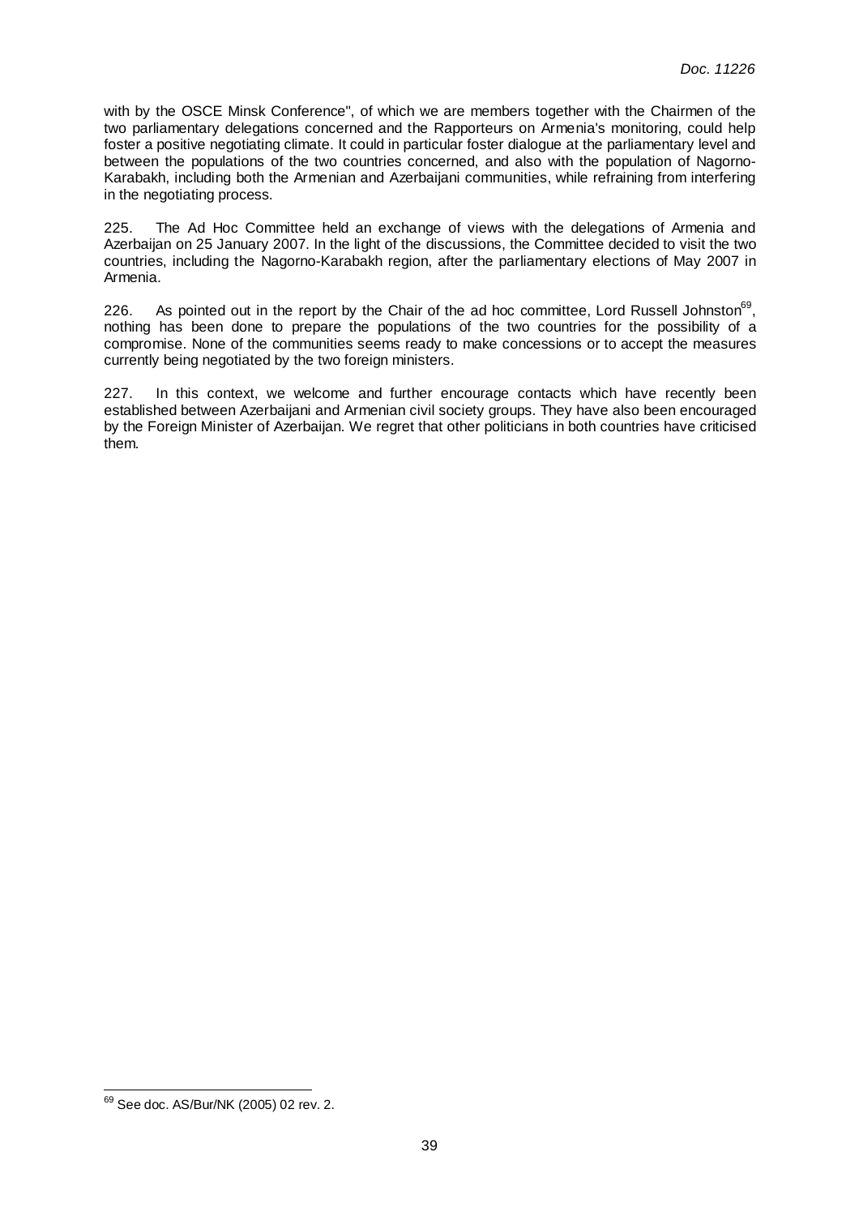with by the OSCE Minsk Conference", of which we are members together with the Chairmen of the two parliamentary delegations concerned and the Rapporteurs on Armenia's monitoring, could help foster a positive negotiating climate. It could in particular foster dialogue at the parliamentary level and between the populations of the two countries concerned, and also with the population of Nagorno-Karabakh, including both the Armenian and Azerbaijani communities, while refraining from interfering in the negotiating process.

225. The Ad Hoc Committee held an exchange of views with the delegations of Armenia and Azerbaijan on 25 January 2007. In the light of the discussions, the Committee decided to visit the two countries, including the Nagorno-Karabakh region, after the parliamentary elections of May 2007 in Armenia.

226. As pointed out in the report by the Chair of the ad hoc committee, Lord Russell Johnston[69], nothing has been done to prepare the populations of the two countries for the possibility of a compromise. None of the communities seems ready to make concessions or to accept the measures currently being negotiated by the two foreign ministers.

227. In this context, we welcome and further encourage contacts which have recently been established between Azerbaijani and Armenian civil society groups. They have also been encouraged by the Foreign Minister of Azerbaijan. We regret that other politicians in both countries have criticised them.

---

[69] See doc. AS/Bur/NK (2005) 02 rev. 2.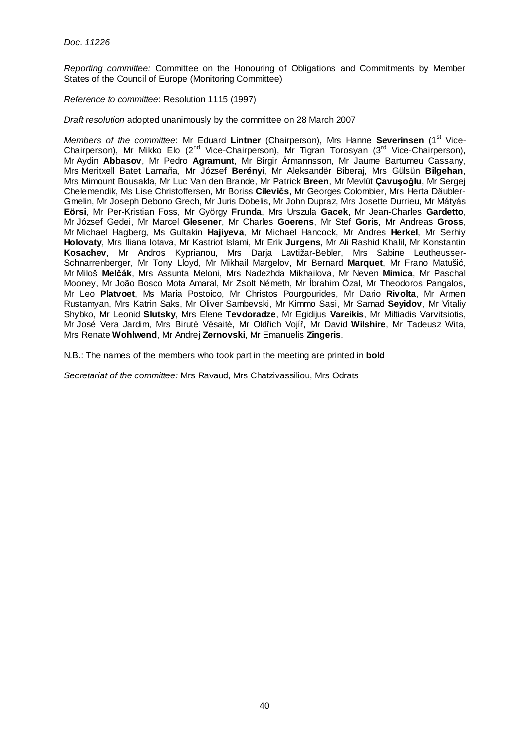*Doc. 11226*

*Reporting committee:* Committee on the Honouring of Obligations and Commitments by Member States of the Council of Europe (Monitoring Committee)

*Reference to committee*: Resolution 1115 (1997)

*Draft resolution* adopted unanimously by the committee on 28 March 2007

*Members of the committee*: Mr Eduard **Lintner** (Chairperson), Mrs Hanne **Severinsen** (1st Vice-Chairperson), Mr Mikko Elo (2nd Vice-Chairperson), Mr Tigran Torosyan (3rd Vice-Chairperson), Mr Aydin **Abbasov**, Mr Pedro **Agramunt**, Mr Birgir Ármannsson, Mr Jaume Bartumeu Cassany, Mrs Meritxell Batet Lamaña, Mr József **Berényi**, Mr Aleksandër Biberaj, Mrs Gülsün **Bilgehan**, Mrs Mimount Bousakla, Mr Luc Van den Brande, Mr Patrick **Breen**, Mr Mevlüt **Çavuşoğlu**, Mr Sergej Chelemendik, Ms Lise Christoffersen, Mr Boriss **Cilevičs**, Mr Georges Colombier, Mrs Herta Däubler-Gmelin, Mr Joseph Debono Grech, Mr Juris Dobelis, Mr John Dupraz, Mrs Josette Durrieu, Mr Mátyás **Eörsi**, Mr Per-Kristian Foss, Mr György **Frunda**, Mrs Urszula **Gacek**, Mr Jean-Charles **Gardetto**, Mr József Gedei, Mr Marcel **Glesener**, Mr Charles **Goerens**, Mr Stef **Goris**, Mr Andreas **Gross**, Mr Michael Hagberg, Ms Gultakin **Hajiyeva**, Mr Michael Hancock, Mr Andres **Herkel**, Mr Serhiy **Holovaty**, Mrs Iliana Iotava, Mr Kastriot Islami, Mr Erik **Jurgens**, Mr Ali Rashid Khalil, Mr Konstantin **Kosachev**, Mr Andros Kyprianou, Mrs Darja Lavtižar-Bebler, Mrs Sabine Leutheusser-Schnarrenberger, Mr Tony Lloyd, Mr Mikhail Margelov, Mr Bernard **Marquet**, Mr Frano Matušić, Mr Miloš **Melčák**, Mrs Assunta Meloni, Mrs Nadezhda Mikhailova, Mr Neven **Mimica**, Mr Paschal Mooney, Mr João Bosco Mota Amaral, Mr Zsolt Németh, Mr İbrahim Özal, Mr Theodoros Pangalos, Mr Leo **Platvoet**, Ms Maria Postoico, Mr Christos Pourgourides, Mr Dario **Rivolta**, Mr Armen Rustamyan, Mrs Katrin Saks, Mr Oliver Sambevski, Mr Kimmo Sasi, Mr Samad **Seyidov**, Mr Vitaliy Shybko, Mr Leonid **Slutsky**, Mrs Elene **Tevdoradze**, Mr Egidijus **Vareikis**, Mr Miltiadis Varvitsiotis, Mr José Vera Jardim, Mrs Birutė Vėsaitė, Mr Oldřich Vojíř, Mr David **Wilshire**, Mr Tadeusz Wita, Mrs Renate **Wohlwend**, Mr Andrej **Zernovski**, Mr Emanuelis **Zingeris**.

N.B.: The names of the members who took part in the meeting are printed in **bold**

*Secretariat of the committee:* Mrs Ravaud, Mrs Chatzivassiliou, Mrs Odrats